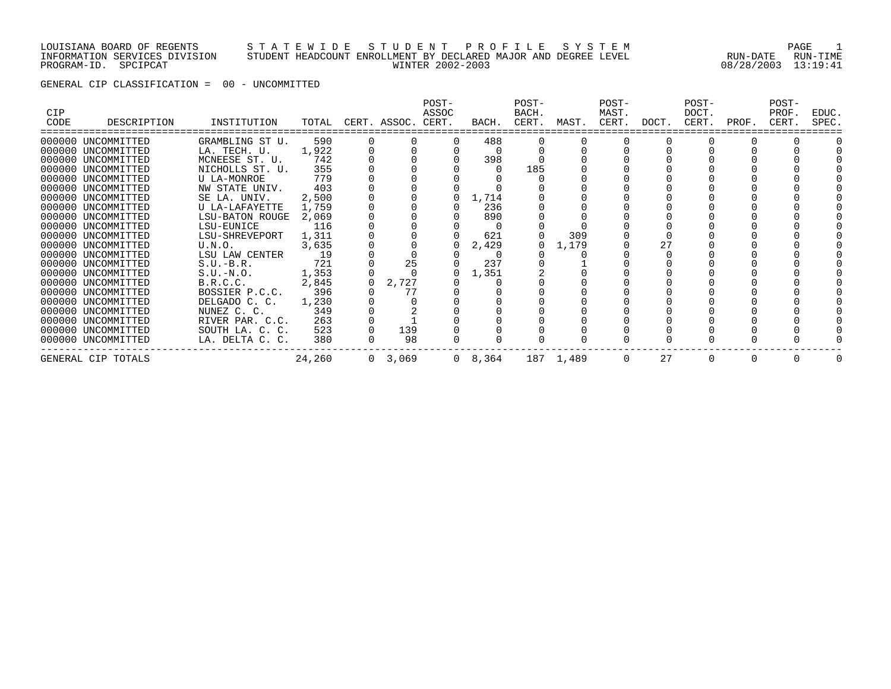LOUISIANA BOARD OF REGENTS — STATEWIDE STUDENT PROFILE SYSTEM
INFORMATION SERVICES DIVISION — STUDENT HEADCOUNT ENROLLMENT BY DECLARED MAJOR AND DEGREE LEVEL
PROGRAM-ID. SPCIPCAT — WINTER 2002-2003
RUN-DATE 08/28/2003 RUN-TIME 13:19:41

GENERAL CIP CLASSIFICATION = 00 - UNCOMMITTED

| CIP CODE | DESCRIPTION | INSTITUTION | TOTAL | CERT. | ASSOC. | POST-ASSOC CERT. | BACH. | POST-BACH. CERT. | MAST. | POST-MAST. CERT. | DOCT. | POST-DOCT. CERT. | PROF. | POST-PROF. CERT. | EDUC. SPEC. |
|---|---|---|---|---|---|---|---|---|---|---|---|---|---|---|---|
| 000000 | UNCOMMITTED | GRAMBLING ST U. | 590 | 0 | 0 | 0 | 488 | 0 | 0 | 0 | 0 | 0 | 0 | 0 | 0 |
| 000000 | UNCOMMITTED | LA. TECH. U. | 1,922 | 0 | 0 | 0 | 0 | 0 | 0 | 0 | 0 | 0 | 0 | 0 | 0 |
| 000000 | UNCOMMITTED | MCNEESE ST. U. | 742 | 0 | 0 | 0 | 398 | 0 | 0 | 0 | 0 | 0 | 0 | 0 | 0 |
| 000000 | UNCOMMITTED | NICHOLLS ST. U. | 355 | 0 | 0 | 0 | 0 | 185 | 0 | 0 | 0 | 0 | 0 | 0 | 0 |
| 000000 | UNCOMMITTED | U LA-MONROE | 779 | 0 | 0 | 0 | 0 | 0 | 0 | 0 | 0 | 0 | 0 | 0 | 0 |
| 000000 | UNCOMMITTED | NW STATE UNIV. | 403 | 0 | 0 | 0 | 0 | 0 | 0 | 0 | 0 | 0 | 0 | 0 | 0 |
| 000000 | UNCOMMITTED | SE LA. UNIV. | 2,500 | 0 | 0 | 0 | 1,714 | 0 | 0 | 0 | 0 | 0 | 0 | 0 | 0 |
| 000000 | UNCOMMITTED | U LA-LAFAYETTE | 1,759 | 0 | 0 | 0 | 236 | 0 | 0 | 0 | 0 | 0 | 0 | 0 | 0 |
| 000000 | UNCOMMITTED | LSU-BATON ROUGE | 2,069 | 0 | 0 | 0 | 890 | 0 | 0 | 0 | 0 | 0 | 0 | 0 | 0 |
| 000000 | UNCOMMITTED | LSU-EUNICE | 116 | 0 | 0 | 0 | 0 | 0 | 0 | 0 | 0 | 0 | 0 | 0 | 0 |
| 000000 | UNCOMMITTED | LSU-SHREVEPORT | 1,311 | 0 | 0 | 0 | 621 | 0 | 309 | 0 | 0 | 0 | 0 | 0 | 0 |
| 000000 | UNCOMMITTED | U.N.O. | 3,635 | 0 | 0 | 0 | 2,429 | 0 | 1,179 | 0 | 27 | 0 | 0 | 0 | 0 |
| 000000 | UNCOMMITTED | LSU LAW CENTER | 19 | 0 | 0 | 0 | 0 | 0 | 0 | 0 | 0 | 0 | 0 | 0 | 0 |
| 000000 | UNCOMMITTED | S.U.-B.R. | 721 | 0 | 25 | 0 | 237 | 0 | 1 | 0 | 0 | 0 | 0 | 0 | 0 |
| 000000 | UNCOMMITTED | S.U.-N.O. | 1,353 | 0 | 0 | 0 | 1,351 | 2 | 0 | 0 | 0 | 0 | 0 | 0 | 0 |
| 000000 | UNCOMMITTED | B.R.C.C. | 2,845 | 0 | 2,727 | 0 | 0 | 0 | 0 | 0 | 0 | 0 | 0 | 0 | 0 |
| 000000 | UNCOMMITTED | BOSSIER P.C.C. | 396 | 0 | 77 | 0 | 0 | 0 | 0 | 0 | 0 | 0 | 0 | 0 | 0 |
| 000000 | UNCOMMITTED | DELGADO C. C. | 1,230 | 0 | 0 | 0 | 0 | 0 | 0 | 0 | 0 | 0 | 0 | 0 | 0 |
| 000000 | UNCOMMITTED | NUNEZ C. C. | 349 | 0 | 2 | 0 | 0 | 0 | 0 | 0 | 0 | 0 | 0 | 0 | 0 |
| 000000 | UNCOMMITTED | RIVER PAR. C.C. | 263 | 0 | 1 | 0 | 0 | 0 | 0 | 0 | 0 | 0 | 0 | 0 | 0 |
| 000000 | UNCOMMITTED | SOUTH LA. C. C. | 523 | 0 | 139 | 0 | 0 | 0 | 0 | 0 | 0 | 0 | 0 | 0 | 0 |
| 000000 | UNCOMMITTED | LA. DELTA C. C. | 380 | 0 | 98 | 0 | 0 | 0 | 0 | 0 | 0 | 0 | 0 | 0 | 0 |
| GENERAL CIP TOTALS | | | 24,260 | 0 | 3,069 | 0 | 8,364 | 187 | 1,489 | 0 | 27 | 0 | 0 | 0 | 0 |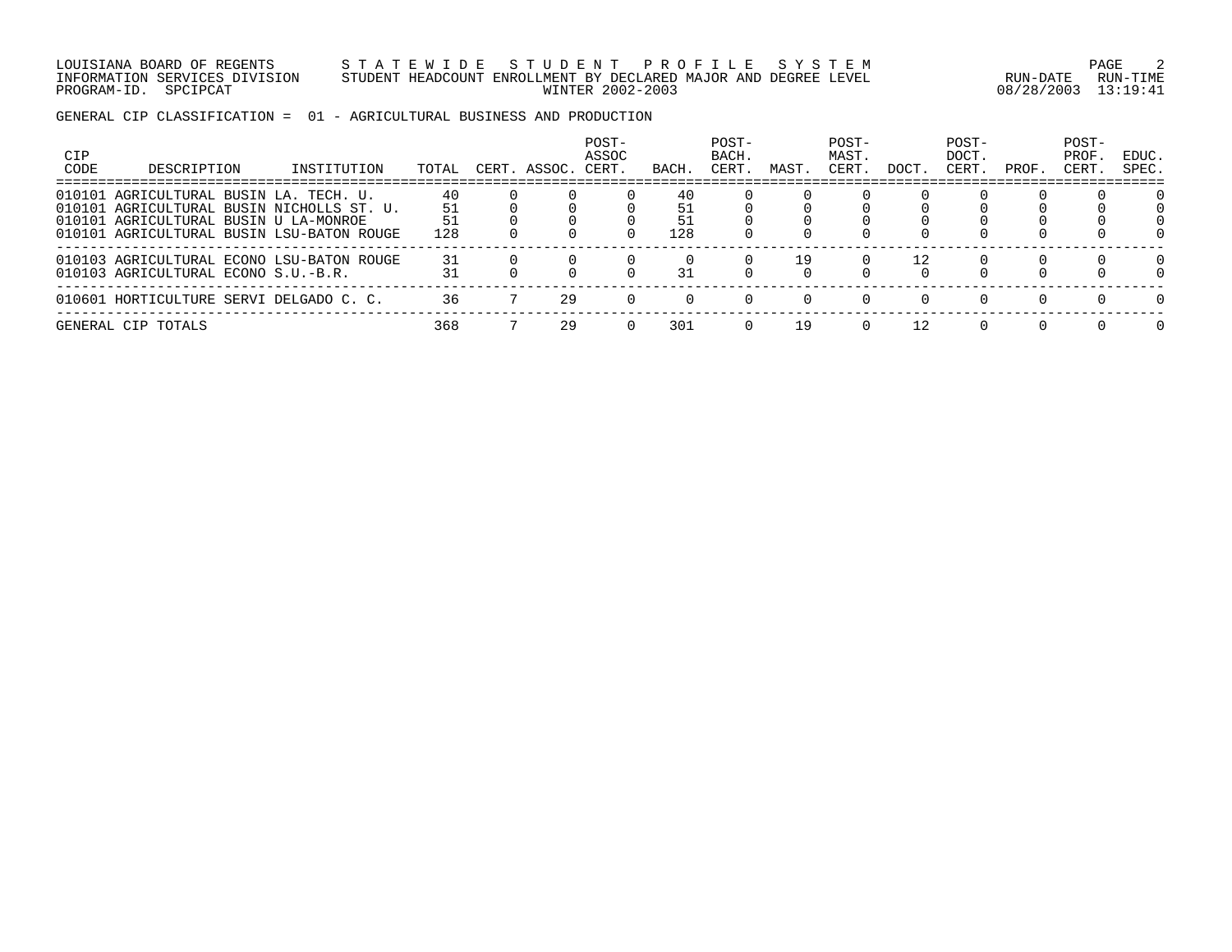LOUISIANA BOARD OF REGENTS — STATEWIDE STUDENT PROFILE SYSTEM
INFORMATION SERVICES DIVISION — STUDENT HEADCOUNT ENROLLMENT BY DECLARED MAJOR AND DEGREE LEVEL — RUN-DATE 08/28/2003 RUN-TIME 13:19:41
PROGRAM-ID. SPCIPCAT — WINTER 2002-2003

GENERAL CIP CLASSIFICATION = 01 - AGRICULTURAL BUSINESS AND PRODUCTION

| CIP CODE | DESCRIPTION | INSTITUTION | TOTAL | CERT. | ASSOC. | POST-ASSOC CERT. | BACH. | POST-BACH. CERT. | MAST. | POST-MAST. CERT. | DOCT. | POST-DOCT. CERT. | PROF. | POST-PROF. CERT. | EDUC. SPEC. |
|---|---|---|---|---|---|---|---|---|---|---|---|---|---|---|---|
| 010101 | AGRICULTURAL BUSIN | LA. TECH. U. | 40 | 0 | 0 | 0 | 40 | 0 | 0 | 0 | 0 | 0 | 0 | 0 | 0 |
| 010101 | AGRICULTURAL BUSIN | NICHOLLS ST. U. | 51 | 0 | 0 | 0 | 51 | 0 | 0 | 0 | 0 | 0 | 0 | 0 | 0 |
| 010101 | AGRICULTURAL BUSIN | U LA-MONROE | 51 | 0 | 0 | 0 | 51 | 0 | 0 | 0 | 0 | 0 | 0 | 0 | 0 |
| 010101 | AGRICULTURAL BUSIN | LSU-BATON ROUGE | 128 | 0 | 0 | 0 | 128 | 0 | 0 | 0 | 0 | 0 | 0 | 0 | 0 |
| 010103 | AGRICULTURAL ECONO | LSU-BATON ROUGE | 31 | 0 | 0 | 0 | 0 | 0 | 19 | 0 | 12 | 0 | 0 | 0 | 0 |
| 010103 | AGRICULTURAL ECONO | S.U.-B.R. | 31 | 0 | 0 | 0 | 31 | 0 | 0 | 0 | 0 | 0 | 0 | 0 | 0 |
| 010601 | HORTICULTURE SERVI | DELGADO C. C. | 36 | 7 | 29 | 0 | 0 | 0 | 0 | 0 | 0 | 0 | 0 | 0 | 0 |
| GENERAL CIP TOTALS | | | 368 | 7 | 29 | 0 | 301 | 0 | 19 | 0 | 12 | 0 | 0 | 0 | 0 |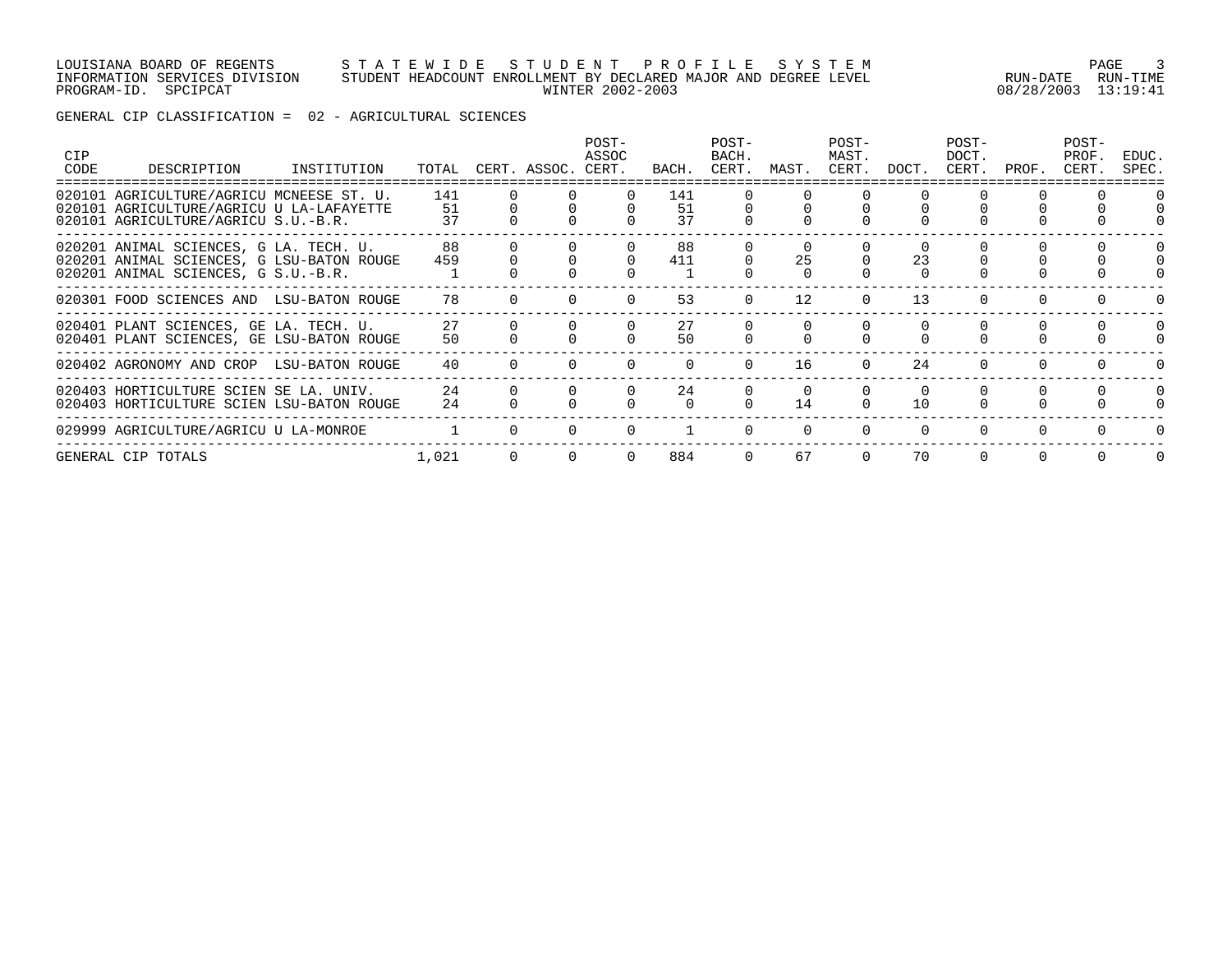LOUISIANA BOARD OF REGENTS — STATEWIDE STUDENT PROFILE SYSTEM
INFORMATION SERVICES DIVISION — STUDENT HEADCOUNT ENROLLMENT BY DECLARED MAJOR AND DEGREE LEVEL
PROGRAM-ID. SPCIPCAT — WINTER 2002-2003

RUN-DATE 08/28/2003 RUN-TIME 13:19:41

GENERAL CIP CLASSIFICATION = 02 - AGRICULTURAL SCIENCES

| CIP CODE | DESCRIPTION | INSTITUTION | TOTAL | CERT. | ASSOC. | POST-ASSOC CERT. | BACH. | POST-BACH. CERT. | MAST. | POST-MAST. CERT. | DOCT. | POST-DOCT. CERT. | PROF. | POST-PROF. CERT. | EDUC. SPEC. |
|---|---|---|---|---|---|---|---|---|---|---|---|---|---|---|---|
| 020101 | AGRICULTURE/AGRICU | MCNEESE ST. U. | 141 | 0 | 0 | 0 | 141 | 0 | 0 | 0 | 0 | 0 | 0 | 0 | 0 |
| 020101 | AGRICULTURE/AGRICU | U LA-LAFAYETTE | 51 | 0 | 0 | 0 | 51 | 0 | 0 | 0 | 0 | 0 | 0 | 0 | 0 |
| 020101 | AGRICULTURE/AGRICU | S.U.-B.R. | 37 | 0 | 0 | 0 | 37 | 0 | 0 | 0 | 0 | 0 | 0 | 0 | 0 |
| 020201 | ANIMAL SCIENCES, G | LA. TECH. U. | 88 | 0 | 0 | 0 | 88 | 0 | 0 | 0 | 0 | 0 | 0 | 0 | 0 |
| 020201 | ANIMAL SCIENCES, G | LSU-BATON ROUGE | 459 | 0 | 0 | 0 | 411 | 0 | 25 | 0 | 23 | 0 | 0 | 0 | 0 |
| 020201 | ANIMAL SCIENCES, G | S.U.-B.R. | 1 | 0 | 0 | 0 | 1 | 0 | 0 | 0 | 0 | 0 | 0 | 0 | 0 |
| 020301 | FOOD SCIENCES AND | LSU-BATON ROUGE | 78 | 0 | 0 | 0 | 53 | 0 | 12 | 0 | 13 | 0 | 0 | 0 | 0 |
| 020401 | PLANT SCIENCES, GE | LA. TECH. U. | 27 | 0 | 0 | 0 | 27 | 0 | 0 | 0 | 0 | 0 | 0 | 0 | 0 |
| 020401 | PLANT SCIENCES, GE | LSU-BATON ROUGE | 50 | 0 | 0 | 0 | 50 | 0 | 0 | 0 | 0 | 0 | 0 | 0 | 0 |
| 020402 | AGRONOMY AND CROP | LSU-BATON ROUGE | 40 | 0 | 0 | 0 | 0 | 0 | 16 | 0 | 24 | 0 | 0 | 0 | 0 |
| 020403 | HORTICULTURE SCIEN | SE LA. UNIV. | 24 | 0 | 0 | 0 | 24 | 0 | 0 | 0 | 0 | 0 | 0 | 0 | 0 |
| 020403 | HORTICULTURE SCIEN | LSU-BATON ROUGE | 24 | 0 | 0 | 0 | 0 | 0 | 14 | 0 | 10 | 0 | 0 | 0 | 0 |
| 029999 | AGRICULTURE/AGRICU | U LA-MONROE | 1 | 0 | 0 | 0 | 1 | 0 | 0 | 0 | 0 | 0 | 0 | 0 | 0 |
| GENERAL CIP TOTALS | | | 1,021 | 0 | 0 | 0 | 884 | 0 | 67 | 0 | 70 | 0 | 0 | 0 | 0 |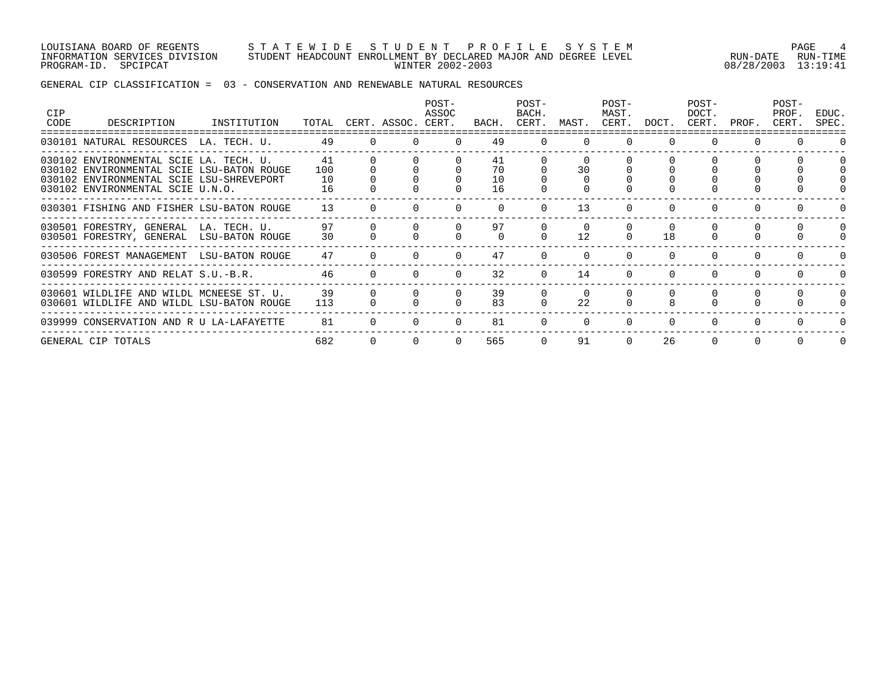LOUISIANA BOARD OF REGENTS — STATEWIDE STUDENT PROFILE SYSTEM
INFORMATION SERVICES DIVISION — STUDENT HEADCOUNT ENROLLMENT BY DECLARED MAJOR AND DEGREE LEVEL
PROGRAM-ID. SPCIPCAT — WINTER 2002-2003 — RUN-DATE 08/28/2003 RUN-TIME 13:19:41

GENERAL CIP CLASSIFICATION = 03 - CONSERVATION AND RENEWABLE NATURAL RESOURCES

| CIP CODE | DESCRIPTION | INSTITUTION | TOTAL | CERT. | ASSOC. | POST-ASSOC CERT. | BACH. | POST-BACH. CERT. | MAST. | POST-MAST. CERT. | DOCT. | POST-DOCT. CERT. | PROF. | POST-PROF. CERT. | EDUC. SPEC. |
|---|---|---|---|---|---|---|---|---|---|---|---|---|---|---|---|
| 030101 | NATURAL RESOURCES | LA. TECH. U. | 49 | 0 | 0 | 0 | 49 | 0 | 0 | 0 | 0 | 0 | 0 | 0 | 0 |
| 030102 | ENVIRONMENTAL SCIE | LA. TECH. U. | 41 | 0 | 0 | 0 | 41 | 0 | 0 | 0 | 0 | 0 | 0 | 0 | 0 |
| 030102 | ENVIRONMENTAL SCIE | LSU-BATON ROUGE | 100 | 0 | 0 | 0 | 70 | 0 | 30 | 0 | 0 | 0 | 0 | 0 | 0 |
| 030102 | ENVIRONMENTAL SCIE | LSU-SHREVEPORT | 10 | 0 | 0 | 0 | 10 | 0 | 0 | 0 | 0 | 0 | 0 | 0 | 0 |
| 030102 | ENVIRONMENTAL SCIE | U.N.O. | 16 | 0 | 0 | 0 | 16 | 0 | 0 | 0 | 0 | 0 | 0 | 0 | 0 |
| 030301 | FISHING AND FISHER | LSU-BATON ROUGE | 13 | 0 | 0 | 0 | 0 | 0 | 13 | 0 | 0 | 0 | 0 | 0 | 0 |
| 030501 | FORESTRY, GENERAL | LA. TECH. U. | 97 | 0 | 0 | 0 | 97 | 0 | 0 | 0 | 0 | 0 | 0 | 0 | 0 |
| 030501 | FORESTRY, GENERAL | LSU-BATON ROUGE | 30 | 0 | 0 | 0 | 0 | 0 | 12 | 0 | 18 | 0 | 0 | 0 | 0 |
| 030506 | FOREST MANAGEMENT | LSU-BATON ROUGE | 47 | 0 | 0 | 0 | 47 | 0 | 0 | 0 | 0 | 0 | 0 | 0 | 0 |
| 030599 | FORESTRY AND RELAT | S.U.-B.R. | 46 | 0 | 0 | 0 | 32 | 0 | 14 | 0 | 0 | 0 | 0 | 0 | 0 |
| 030601 | WILDLIFE AND WILDL | MCNEESE ST. U. | 39 | 0 | 0 | 0 | 39 | 0 | 0 | 0 | 0 | 0 | 0 | 0 | 0 |
| 030601 | WILDLIFE AND WILDL | LSU-BATON ROUGE | 113 | 0 | 0 | 0 | 83 | 0 | 22 | 0 | 8 | 0 | 0 | 0 | 0 |
| 039999 | CONSERVATION AND R | U LA-LAFAYETTE | 81 | 0 | 0 | 0 | 81 | 0 | 0 | 0 | 0 | 0 | 0 | 0 | 0 |
| GENERAL CIP TOTALS | | | 682 | 0 | 0 | 0 | 565 | 0 | 91 | 0 | 26 | 0 | 0 | 0 | 0 |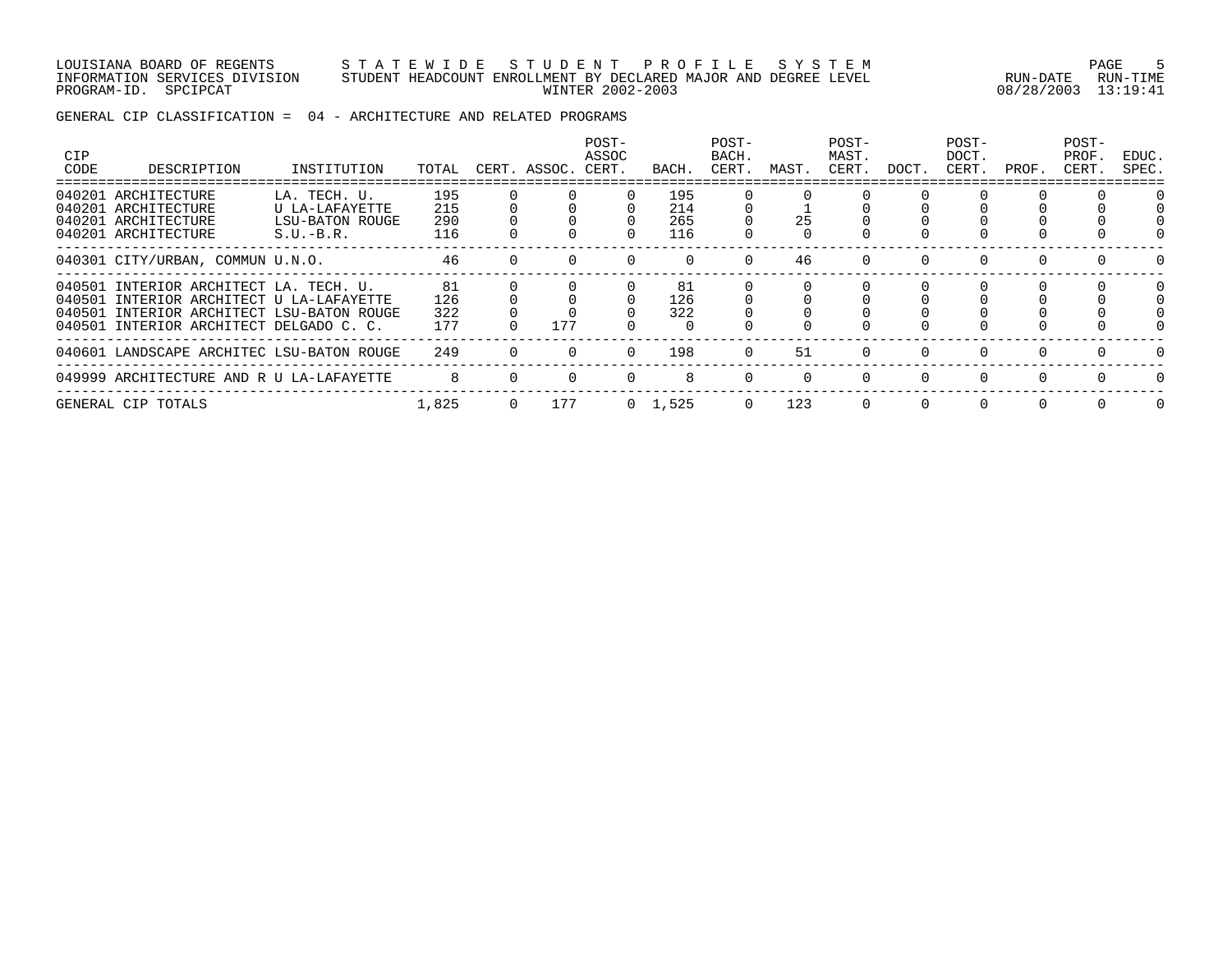LOUISIANA BOARD OF REGENTS — STATEWIDE STUDENT PROFILE SYSTEM
INFORMATION SERVICES DIVISION — STUDENT HEADCOUNT ENROLLMENT BY DECLARED MAJOR AND DEGREE LEVEL
PROGRAM-ID. SPCIPCAT — WINTER 2002-2003 — RUN-DATE 08/28/2003 RUN-TIME 13:19:41

GENERAL CIP CLASSIFICATION = 04 - ARCHITECTURE AND RELATED PROGRAMS

| CIP CODE | DESCRIPTION | INSTITUTION | TOTAL | CERT. | ASSOC. | POST-ASSOC CERT. | BACH. | POST-BACH. CERT. | MAST. | POST-MAST. CERT. | DOCT. | POST-DOCT. CERT. | PROF. | POST-PROF. CERT. | EDUC. SPEC. |
|---|---|---|---|---|---|---|---|---|---|---|---|---|---|---|---|
| 040201 | ARCHITECTURE | LA. TECH. U. | 195 | 0 | 0 | 0 | 195 | 0 | 0 | 0 | 0 | 0 | 0 | 0 | 0 |
| 040201 | ARCHITECTURE | U LA-LAFAYETTE | 215 | 0 | 0 | 0 | 214 | 0 | 1 | 0 | 0 | 0 | 0 | 0 | 0 |
| 040201 | ARCHITECTURE | LSU-BATON ROUGE | 290 | 0 | 0 | 0 | 265 | 0 | 25 | 0 | 0 | 0 | 0 | 0 | 0 |
| 040201 | ARCHITECTURE | S.U.-B.R. | 116 | 0 | 0 | 0 | 116 | 0 | 0 | 0 | 0 | 0 | 0 | 0 | 0 |
| 040301 | CITY/URBAN, COMMUN | U.N.O. | 46 | 0 | 0 | 0 | 0 | 0 | 46 | 0 | 0 | 0 | 0 | 0 | 0 |
| 040501 | INTERIOR ARCHITECT | LA. TECH. U. | 81 | 0 | 0 | 0 | 81 | 0 | 0 | 0 | 0 | 0 | 0 | 0 | 0 |
| 040501 | INTERIOR ARCHITECT | U LA-LAFAYETTE | 126 | 0 | 0 | 0 | 126 | 0 | 0 | 0 | 0 | 0 | 0 | 0 | 0 |
| 040501 | INTERIOR ARCHITECT | LSU-BATON ROUGE | 322 | 0 | 0 | 0 | 322 | 0 | 0 | 0 | 0 | 0 | 0 | 0 | 0 |
| 040501 | INTERIOR ARCHITECT | DELGADO C. C. | 177 | 0 | 177 | 0 | 0 | 0 | 0 | 0 | 0 | 0 | 0 | 0 | 0 |
| 040601 | LANDSCAPE ARCHITEC | LSU-BATON ROUGE | 249 | 0 | 0 | 0 | 198 | 0 | 51 | 0 | 0 | 0 | 0 | 0 | 0 |
| 049999 | ARCHITECTURE AND R | U LA-LAFAYETTE | 8 | 0 | 0 | 0 | 8 | 0 | 0 | 0 | 0 | 0 | 0 | 0 | 0 |
| GENERAL CIP TOTALS | | | 1,825 | 0 | 177 | 0 | 1,525 | 0 | 123 | 0 | 0 | 0 | 0 | 0 | 0 |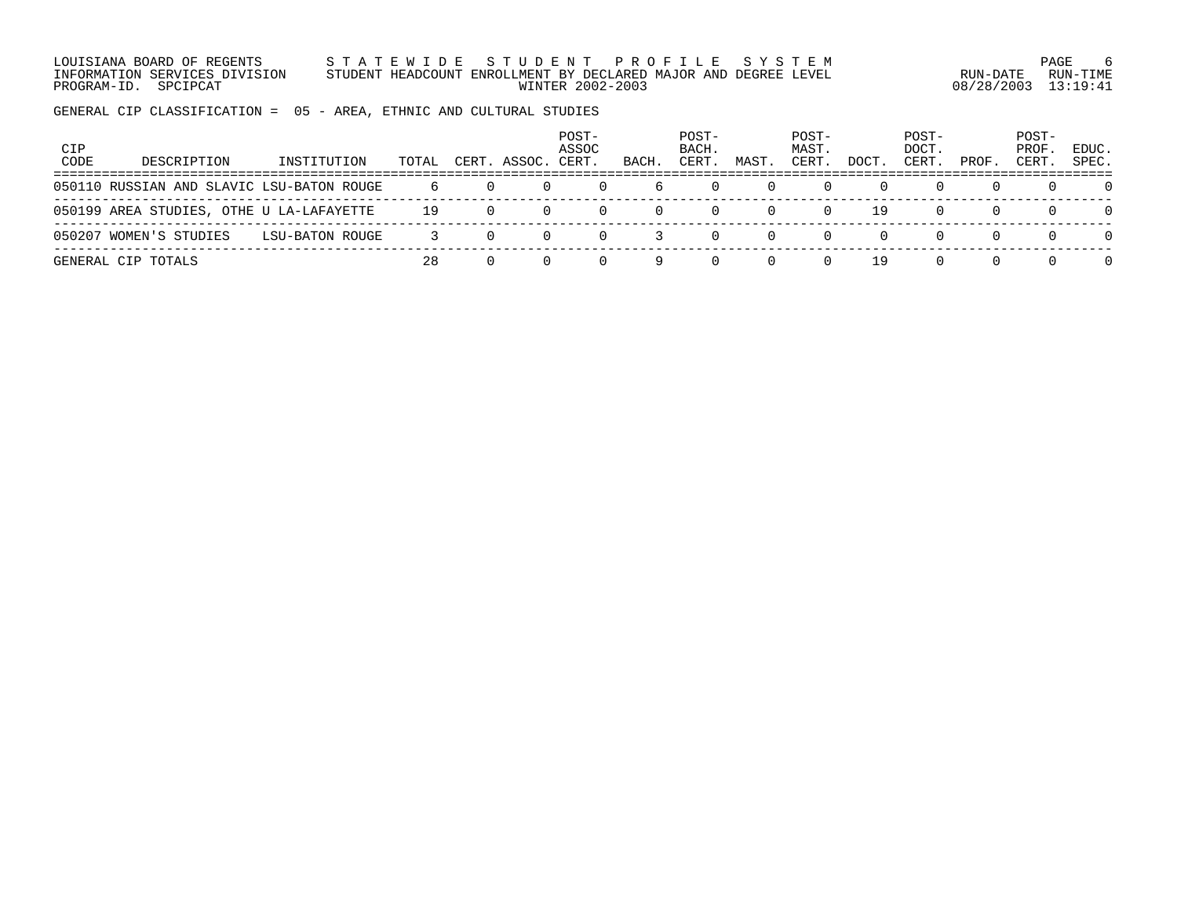LOUISIANA BOARD OF REGENTS — STATEWIDE STUDENT PROFILE SYSTEM
INFORMATION SERVICES DIVISION — STUDENT HEADCOUNT ENROLLMENT BY DECLARED MAJOR AND DEGREE LEVEL
PROGRAM-ID. SPCIPCAT — WINTER 2002-2003

RUN-DATE 08/28/2003 RUN-TIME 13:19:41

GENERAL CIP CLASSIFICATION = 05 - AREA, ETHNIC AND CULTURAL STUDIES

| CIP CODE | DESCRIPTION | INSTITUTION | TOTAL | CERT. | ASSOC. | POST-ASSOC CERT. | BACH. | POST-BACH. CERT. | MAST. | POST-MAST. CERT. | DOCT. | POST-DOCT. CERT. | PROF. | POST-PROF. CERT. | EDUC. SPEC. |
|---|---|---|---|---|---|---|---|---|---|---|---|---|---|---|---|
| 050110 | RUSSIAN AND SLAVIC | LSU-BATON ROUGE | 6 | 0 | 0 | 0 | 6 | 0 | 0 | 0 | 0 | 0 | 0 | 0 | 0 |
| 050199 | AREA STUDIES, OTHE | U LA-LAFAYETTE | 19 | 0 | 0 | 0 | 0 | 0 | 0 | 0 | 19 | 0 | 0 | 0 | 0 |
| 050207 | WOMEN'S STUDIES | LSU-BATON ROUGE | 3 | 0 | 0 | 0 | 3 | 0 | 0 | 0 | 0 | 0 | 0 | 0 | 0 |
| GENERAL CIP TOTALS | | | 28 | 0 | 0 | 0 | 9 | 0 | 0 | 0 | 19 | 0 | 0 | 0 | 0 |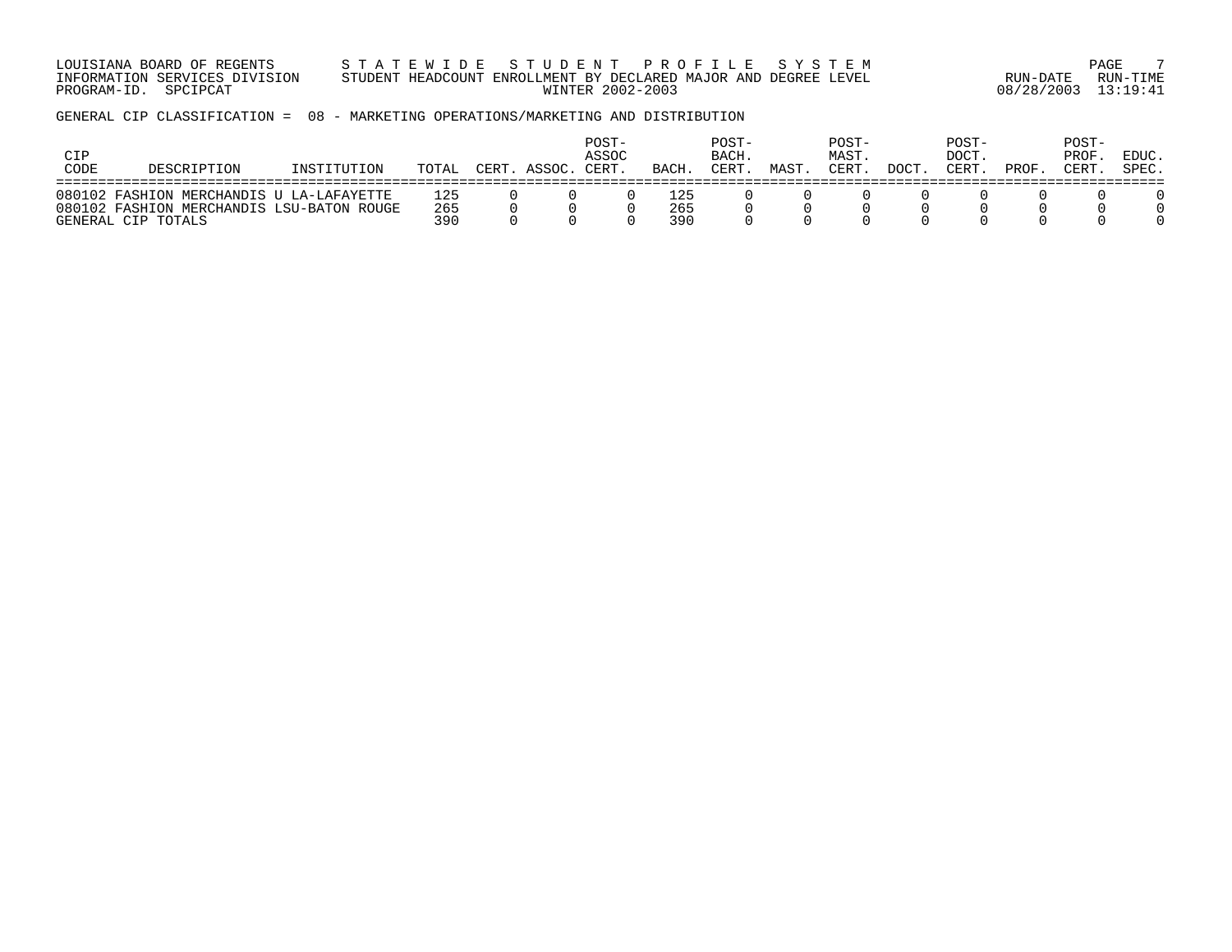GENERAL CIP CLASSIFICATION = 08 - MARKETING OPERATIONS/MARKETING AND DISTRIBUTION

| CIP CODE | DESCRIPTION | INSTITUTION | TOTAL | CERT. | ASSOC. | POST-ASSOC CERT. | BACH. | POST-BACH. CERT. | MAST. | POST-MAST. CERT. | DOCT. | POST-DOCT. CERT. | PROF. | POST-PROF. CERT. | EDUC. SPEC. |
|---|---|---|---|---|---|---|---|---|---|---|---|---|---|---|---|
| 080102 | FASHION MERCHANDIS | U LA-LAFAYETTE | 125 | 0 | 0 | 0 | 125 | 0 | 0 | 0 | 0 | 0 | 0 | 0 | 0 |
| 080102 | FASHION MERCHANDIS | LSU-BATON ROUGE | 265 | 0 | 0 | 0 | 265 | 0 | 0 | 0 | 0 | 0 | 0 | 0 | 0 |
| GENERAL CIP TOTALS | | | 390 | 0 | 0 | 0 | 390 | 0 | 0 | 0 | 0 | 0 | 0 | 0 | 0 |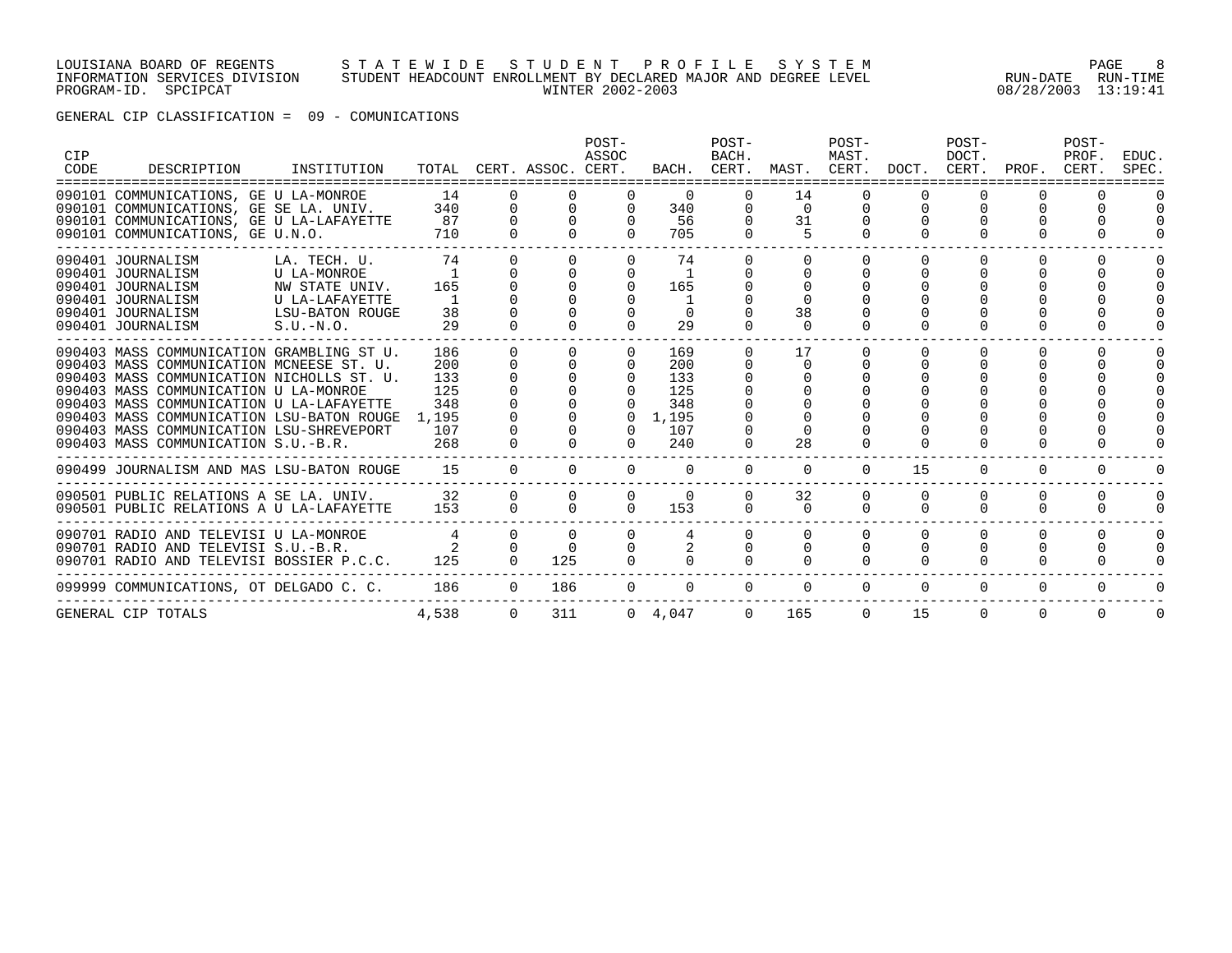LOUISIANA BOARD OF REGENTS — STATEWIDE STUDENT PROFILE SYSTEM
INFORMATION SERVICES DIVISION — STUDENT HEADCOUNT ENROLLMENT BY DECLARED MAJOR AND DEGREE LEVEL — RUN-DATE 08/28/2003 RUN-TIME 13:19:41
PROGRAM-ID. SPCIPCAT — WINTER 2002-2003

GENERAL CIP CLASSIFICATION = 09 - COMUNICATIONS

| CIP CODE | DESCRIPTION | INSTITUTION | TOTAL | CERT. | ASSOC. | POST-ASSOC CERT. | BACH. | POST-BACH. CERT. | MAST. | POST-MAST. CERT. | DOCT. | POST-DOCT. CERT. | PROF. | POST-PROF. CERT. | EDUC. SPEC. |
|---|---|---|---|---|---|---|---|---|---|---|---|---|---|---|---|
| 090101 | COMMUNICATIONS, GE | U LA-MONROE | 14 | 0 | 0 | 0 | 0 | 0 | 14 | 0 | 0 | 0 | 0 | 0 | 0 |
| 090101 | COMMUNICATIONS, GE | SE LA. UNIV. | 340 | 0 | 0 | 0 | 340 | 0 | 0 | 0 | 0 | 0 | 0 | 0 | 0 |
| 090101 | COMMUNICATIONS, GE | U LA-LAFAYETTE | 87 | 0 | 0 | 0 | 56 | 0 | 31 | 0 | 0 | 0 | 0 | 0 | 0 |
| 090101 | COMMUNICATIONS, GE | U.N.O. | 710 | 0 | 0 | 0 | 705 | 0 | 5 | 0 | 0 | 0 | 0 | 0 | 0 |
| 090401 | JOURNALISM | LA. TECH. U. | 74 | 0 | 0 | 0 | 74 | 0 | 0 | 0 | 0 | 0 | 0 | 0 | 0 |
| 090401 | JOURNALISM | U LA-MONROE | 1 | 0 | 0 | 0 | 1 | 0 | 0 | 0 | 0 | 0 | 0 | 0 | 0 |
| 090401 | JOURNALISM | NW STATE UNIV. | 165 | 0 | 0 | 0 | 165 | 0 | 0 | 0 | 0 | 0 | 0 | 0 | 0 |
| 090401 | JOURNALISM | U LA-LAFAYETTE | 1 | 0 | 0 | 0 | 1 | 0 | 0 | 0 | 0 | 0 | 0 | 0 | 0 |
| 090401 | JOURNALISM | LSU-BATON ROUGE | 38 | 0 | 0 | 0 | 0 | 0 | 38 | 0 | 0 | 0 | 0 | 0 | 0 |
| 090401 | JOURNALISM | S.U.-N.O. | 29 | 0 | 0 | 0 | 29 | 0 | 0 | 0 | 0 | 0 | 0 | 0 | 0 |
| 090403 | MASS COMMUNICATION | GRAMBLING ST U. | 186 | 0 | 0 | 0 | 169 | 0 | 17 | 0 | 0 | 0 | 0 | 0 | 0 |
| 090403 | MASS COMMUNICATION | MCNEESE ST. U. | 200 | 0 | 0 | 0 | 200 | 0 | 0 | 0 | 0 | 0 | 0 | 0 | 0 |
| 090403 | MASS COMMUNICATION | NICHOLLS ST. U. | 133 | 0 | 0 | 0 | 133 | 0 | 0 | 0 | 0 | 0 | 0 | 0 | 0 |
| 090403 | MASS COMMUNICATION | U LA-MONROE | 125 | 0 | 0 | 0 | 125 | 0 | 0 | 0 | 0 | 0 | 0 | 0 | 0 |
| 090403 | MASS COMMUNICATION | U LA-LAFAYETTE | 348 | 0 | 0 | 0 | 348 | 0 | 0 | 0 | 0 | 0 | 0 | 0 | 0 |
| 090403 | MASS COMMUNICATION | LSU-BATON ROUGE | 1,195 | 0 | 0 | 0 | 1,195 | 0 | 0 | 0 | 0 | 0 | 0 | 0 | 0 |
| 090403 | MASS COMMUNICATION | LSU-SHREVEPORT | 107 | 0 | 0 | 0 | 107 | 0 | 0 | 0 | 0 | 0 | 0 | 0 | 0 |
| 090403 | MASS COMMUNICATION | S.U.-B.R. | 268 | 0 | 0 | 0 | 240 | 0 | 28 | 0 | 0 | 0 | 0 | 0 | 0 |
| 090499 | JOURNALISM AND MAS | LSU-BATON ROUGE | 15 | 0 | 0 | 0 | 0 | 0 | 0 | 0 | 15 | 0 | 0 | 0 | 0 |
| 090501 | PUBLIC RELATIONS A | SE LA. UNIV. | 32 | 0 | 0 | 0 | 0 | 0 | 32 | 0 | 0 | 0 | 0 | 0 | 0 |
| 090501 | PUBLIC RELATIONS A | U LA-LAFAYETTE | 153 | 0 | 0 | 0 | 153 | 0 | 0 | 0 | 0 | 0 | 0 | 0 | 0 |
| 090701 | RADIO AND TELEVISI | U LA-MONROE | 4 | 0 | 0 | 0 | 4 | 0 | 0 | 0 | 0 | 0 | 0 | 0 | 0 |
| 090701 | RADIO AND TELEVISI | S.U.-B.R. | 2 | 0 | 0 | 0 | 2 | 0 | 0 | 0 | 0 | 0 | 0 | 0 | 0 |
| 090701 | RADIO AND TELEVISI | BOSSIER P.C.C. | 125 | 0 | 125 | 0 | 0 | 0 | 0 | 0 | 0 | 0 | 0 | 0 | 0 |
| 099999 | COMMUNICATIONS, OT | DELGADO C. C. | 186 | 0 | 186 | 0 | 0 | 0 | 0 | 0 | 0 | 0 | 0 | 0 | 0 |
| GENERAL CIP TOTALS | | | 4,538 | 0 | 311 | 0 | 4,047 | 0 | 165 | 0 | 15 | 0 | 0 | 0 | 0 |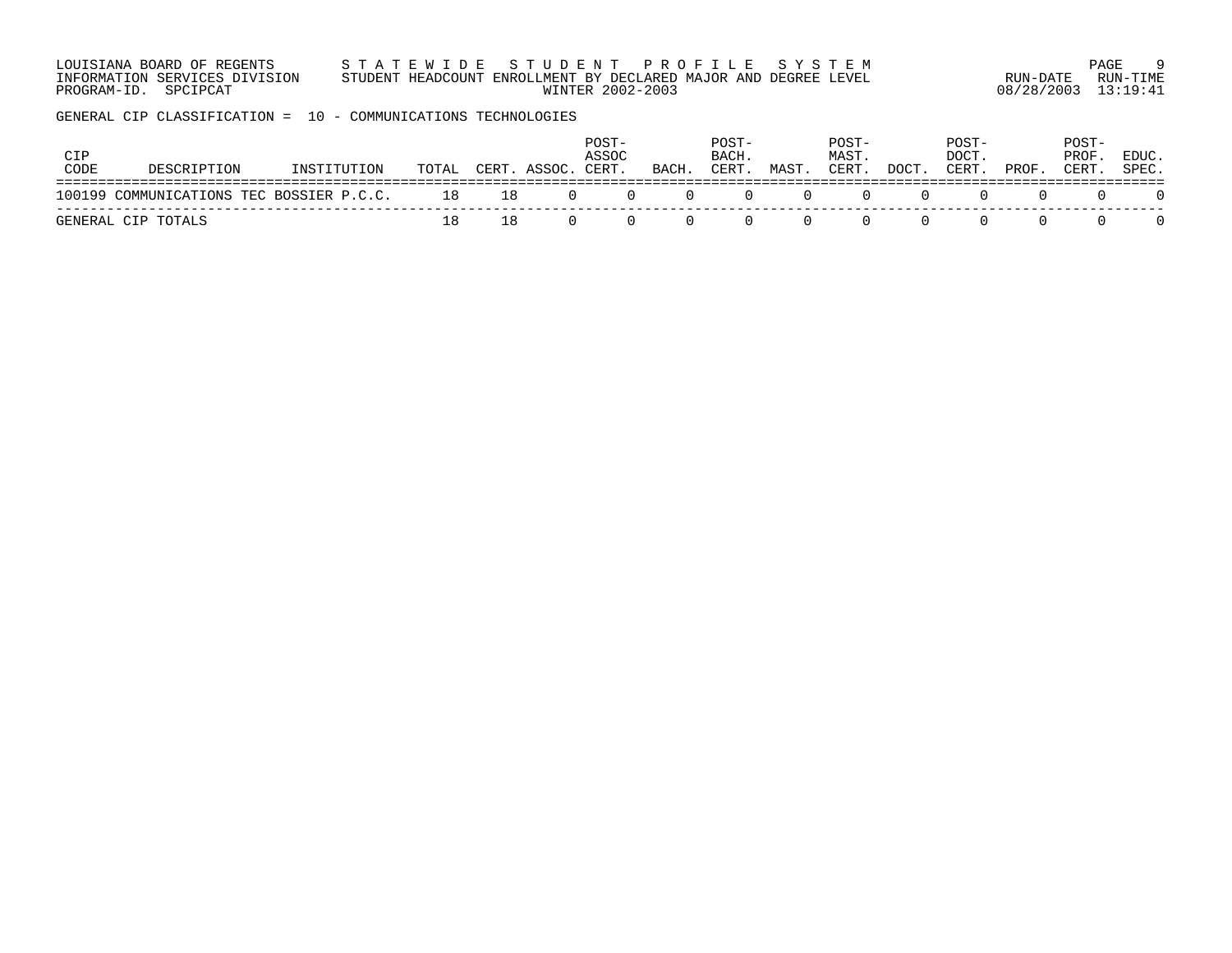LOUISIANA BOARD OF REGENTS — S T A T E W I D E   S T U D E N T   P R O F I L E   S Y S T E M

INFORMATION SERVICES DIVISION — STUDENT HEADCOUNT ENROLLMENT BY DECLARED MAJOR AND DEGREE LEVEL — RUN-DATE 08/28/2003 RUN-TIME 13:19:41

PROGRAM-ID. SPCIPCAT — WINTER 2002-2003

GENERAL CIP CLASSIFICATION = 10 - COMMUNICATIONS TECHNOLOGIES

| CIP CODE | DESCRIPTION | INSTITUTION | TOTAL | CERT. | ASSOC. | POST-ASSOC CERT. | BACH. | POST-BACH. CERT. | MAST. | POST-MAST. CERT. | DOCT. | POST-DOCT. CERT. | PROF. | POST-PROF. CERT. | EDUC. SPEC. |
|---|---|---|---|---|---|---|---|---|---|---|---|---|---|---|---|
| 100199 | COMMUNICATIONS TEC | BOSSIER P.C.C. | 18 | 18 | 0 | 0 | 0 | 0 | 0 | 0 | 0 | 0 | 0 | 0 | 0 |
| GENERAL CIP TOTALS | | | 18 | 18 | 0 | 0 | 0 | 0 | 0 | 0 | 0 | 0 | 0 | 0 | 0 |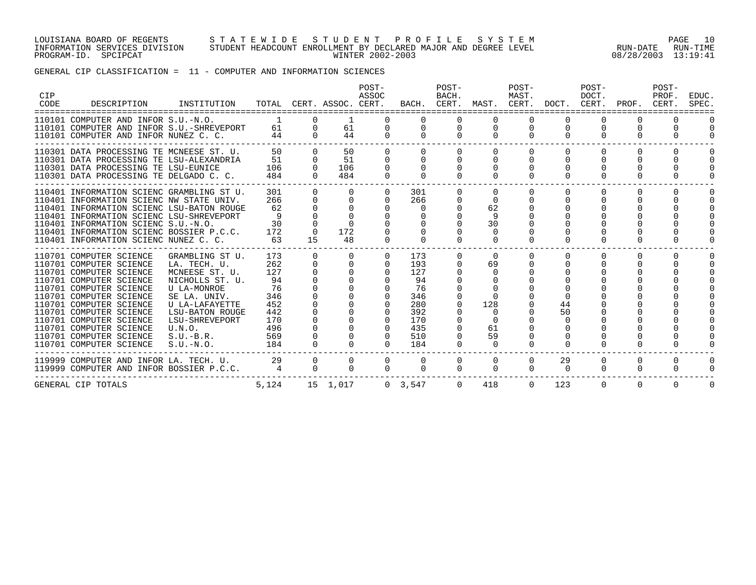LOUISIANA BOARD OF REGENTS — STATEWIDE STUDENT PROFILE SYSTEM
INFORMATION SERVICES DIVISION — STUDENT HEADCOUNT ENROLLMENT BY DECLARED MAJOR AND DEGREE LEVEL — WINTER 2002-2003
PROGRAM-ID. SPCIPCAT — RUN-DATE 08/28/2003 RUN-TIME 13:19:41

GENERAL CIP CLASSIFICATION = 11 - COMPUTER AND INFORMATION SCIENCES

| CIP CODE | DESCRIPTION | INSTITUTION | TOTAL | CERT. | ASSOC. | POST-ASSOC CERT. | BACH. | POST-BACH. CERT. | MAST. | POST-MAST. CERT. | DOCT. | POST-DOCT. CERT. | PROF. | POST-PROF. CERT. | EDUC. SPEC. |
|---|---|---|---|---|---|---|---|---|---|---|---|---|---|---|---|
| 110101 | COMPUTER AND INFOR | S.U.-N.O. | 1 | 0 | 1 | 0 | 0 | 0 | 0 | 0 | 0 | 0 | 0 | 0 | 0 |
| 110101 | COMPUTER AND INFOR | S.U.-SHREVEPORT | 61 | 0 | 61 | 0 | 0 | 0 | 0 | 0 | 0 | 0 | 0 | 0 | 0 |
| 110101 | COMPUTER AND INFOR | NUNEZ C. C. | 44 | 0 | 44 | 0 | 0 | 0 | 0 | 0 | 0 | 0 | 0 | 0 | 0 |
| 110301 | DATA PROCESSING TE | MCNEESE ST. U. | 50 | 0 | 50 | 0 | 0 | 0 | 0 | 0 | 0 | 0 | 0 | 0 | 0 |
| 110301 | DATA PROCESSING TE | LSU-ALEXANDRIA | 51 | 0 | 51 | 0 | 0 | 0 | 0 | 0 | 0 | 0 | 0 | 0 | 0 |
| 110301 | DATA PROCESSING TE | LSU-EUNICE | 106 | 0 | 106 | 0 | 0 | 0 | 0 | 0 | 0 | 0 | 0 | 0 | 0 |
| 110301 | DATA PROCESSING TE | DELGADO C. C. | 484 | 0 | 484 | 0 | 0 | 0 | 0 | 0 | 0 | 0 | 0 | 0 | 0 |
| 110401 | INFORMATION SCIENC | GRAMBLING ST U. | 301 | 0 | 0 | 0 | 301 | 0 | 0 | 0 | 0 | 0 | 0 | 0 | 0 |
| 110401 | INFORMATION SCIENC | NW STATE UNIV. | 266 | 0 | 0 | 0 | 266 | 0 | 0 | 0 | 0 | 0 | 0 | 0 | 0 |
| 110401 | INFORMATION SCIENC | LSU-BATON ROUGE | 62 | 0 | 0 | 0 | 0 | 0 | 62 | 0 | 0 | 0 | 0 | 0 | 0 |
| 110401 | INFORMATION SCIENC | LSU-SHREVEPORT | 9 | 0 | 0 | 0 | 0 | 0 | 9 | 0 | 0 | 0 | 0 | 0 | 0 |
| 110401 | INFORMATION SCIENC | S.U.-N.O. | 30 | 0 | 0 | 0 | 0 | 0 | 30 | 0 | 0 | 0 | 0 | 0 | 0 |
| 110401 | INFORMATION SCIENC | BOSSIER P.C.C. | 172 | 0 | 172 | 0 | 0 | 0 | 0 | 0 | 0 | 0 | 0 | 0 | 0 |
| 110401 | INFORMATION SCIENC | NUNEZ C. C. | 63 | 15 | 48 | 0 | 0 | 0 | 0 | 0 | 0 | 0 | 0 | 0 | 0 |
| 110701 | COMPUTER SCIENCE | GRAMBLING ST U. | 173 | 0 | 0 | 0 | 173 | 0 | 0 | 0 | 0 | 0 | 0 | 0 | 0 |
| 110701 | COMPUTER SCIENCE | LA. TECH. U. | 262 | 0 | 0 | 0 | 193 | 0 | 69 | 0 | 0 | 0 | 0 | 0 | 0 |
| 110701 | COMPUTER SCIENCE | MCNEESE ST. U. | 127 | 0 | 0 | 0 | 127 | 0 | 0 | 0 | 0 | 0 | 0 | 0 | 0 |
| 110701 | COMPUTER SCIENCE | NICHOLLS ST. U. | 94 | 0 | 0 | 0 | 94 | 0 | 0 | 0 | 0 | 0 | 0 | 0 | 0 |
| 110701 | COMPUTER SCIENCE | U LA-MONROE | 76 | 0 | 0 | 0 | 76 | 0 | 0 | 0 | 0 | 0 | 0 | 0 | 0 |
| 110701 | COMPUTER SCIENCE | SE LA. UNIV. | 346 | 0 | 0 | 0 | 346 | 0 | 0 | 0 | 0 | 0 | 0 | 0 | 0 |
| 110701 | COMPUTER SCIENCE | U LA-LAFAYETTE | 452 | 0 | 0 | 0 | 280 | 0 | 128 | 0 | 44 | 0 | 0 | 0 | 0 |
| 110701 | COMPUTER SCIENCE | LSU-BATON ROUGE | 442 | 0 | 0 | 0 | 392 | 0 | 0 | 0 | 50 | 0 | 0 | 0 | 0 |
| 110701 | COMPUTER SCIENCE | LSU-SHREVEPORT | 170 | 0 | 0 | 0 | 170 | 0 | 0 | 0 | 0 | 0 | 0 | 0 | 0 |
| 110701 | COMPUTER SCIENCE | U.N.O. | 496 | 0 | 0 | 0 | 435 | 0 | 61 | 0 | 0 | 0 | 0 | 0 | 0 |
| 110701 | COMPUTER SCIENCE | S.U.-B.R. | 569 | 0 | 0 | 0 | 510 | 0 | 59 | 0 | 0 | 0 | 0 | 0 | 0 |
| 110701 | COMPUTER SCIENCE | S.U.-N.O. | 184 | 0 | 0 | 0 | 184 | 0 | 0 | 0 | 0 | 0 | 0 | 0 | 0 |
| 119999 | COMPUTER AND INFOR | LA. TECH. U. | 29 | 0 | 0 | 0 | 0 | 0 | 0 | 0 | 29 | 0 | 0 | 0 | 0 |
| 119999 | COMPUTER AND INFOR | BOSSIER P.C.C. | 4 | 0 | 0 | 0 | 0 | 0 | 0 | 0 | 0 | 0 | 0 | 0 | 0 |
| GENERAL CIP TOTALS | | | 5,124 | 15 | 1,017 | 0 | 3,547 | 0 | 418 | 0 | 123 | 0 | 0 | 0 | 0 |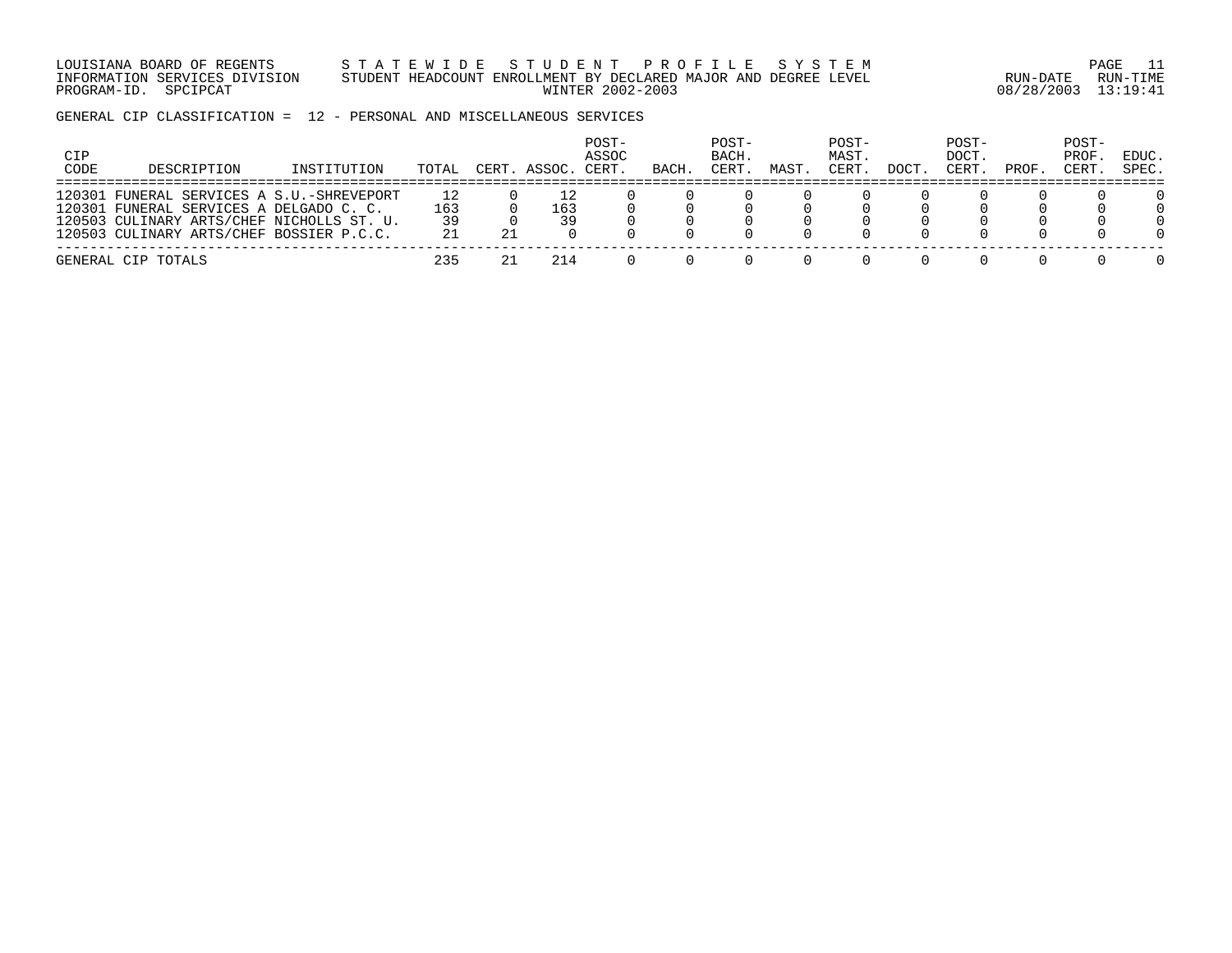LOUISIANA BOARD OF REGENTS — STATEWIDE STUDENT PROFILE SYSTEM
INFORMATION SERVICES DIVISION — STUDENT HEADCOUNT ENROLLMENT BY DECLARED MAJOR AND DEGREE LEVEL
PROGRAM-ID. SPCIPCAT — WINTER 2002-2003
RUN-DATE 08/28/2003 RUN-TIME 13:19:41

GENERAL CIP CLASSIFICATION = 12 - PERSONAL AND MISCELLANEOUS SERVICES

| CIP CODE | DESCRIPTION | INSTITUTION | TOTAL | CERT. | ASSOC. | POST-ASSOC CERT. | BACH. | POST-BACH. CERT. | MAST. | POST-MAST. CERT. | DOCT. | POST-DOCT. CERT. | PROF. | POST-PROF. CERT. | EDUC. SPEC. |
|---|---|---|---|---|---|---|---|---|---|---|---|---|---|---|---|
| 120301 | FUNERAL SERVICES A | S.U.-SHREVEPORT | 12 | 0 | 12 | 0 | 0 | 0 | 0 | 0 | 0 | 0 | 0 | 0 | 0 |
| 120301 | FUNERAL SERVICES A | DELGADO C. C. | 163 | 0 | 163 | 0 | 0 | 0 | 0 | 0 | 0 | 0 | 0 | 0 | 0 |
| 120503 | CULINARY ARTS/CHEF | NICHOLLS ST. U. | 39 | 0 | 39 | 0 | 0 | 0 | 0 | 0 | 0 | 0 | 0 | 0 | 0 |
| 120503 | CULINARY ARTS/CHEF | BOSSIER P.C.C. | 21 | 21 | 0 | 0 | 0 | 0 | 0 | 0 | 0 | 0 | 0 | 0 | 0 |
| GENERAL CIP TOTALS | | | 235 | 21 | 214 | 0 | 0 | 0 | 0 | 0 | 0 | 0 | 0 | 0 | 0 |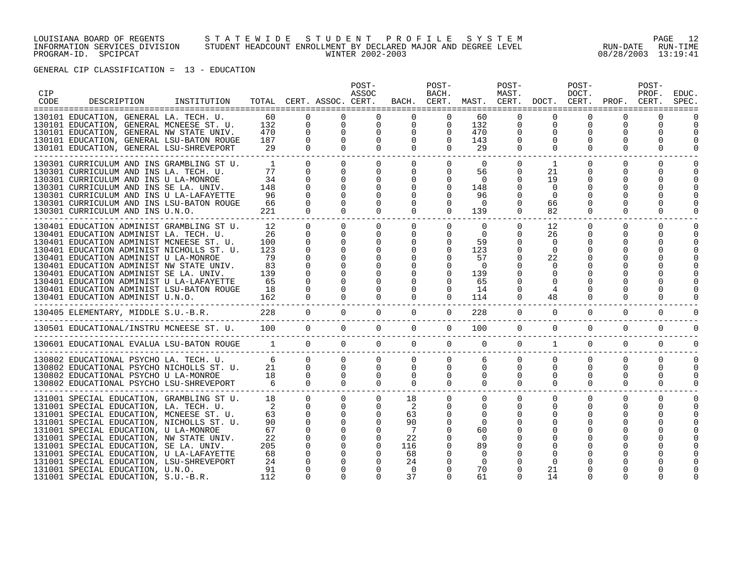LOUISIANA BOARD OF REGENTS S T A T E W I D E S T U D E N T P R O F I L E S Y S T E M
INFORMATION SERVICES DIVISION STUDENT HEADCOUNT ENROLLMENT BY DECLARED MAJOR AND DEGREE LEVEL RUN-DATE RUN-TIME
PROGRAM-ID. SPCIPCAT WINTER 2002-2003 08/28/2003 13:19:41

GENERAL CIP CLASSIFICATION = 13 - EDUCATION

| CIP CODE | DESCRIPTION | INSTITUTION | TOTAL | CERT. | ASSOC. | POST-ASSOC CERT. | BACH. | POST-BACH. CERT. | MAST. | POST-MAST. CERT. | DOCT. | POST-DOCT. CERT. | PROF. | POST-PROF. CERT. | EDUC. SPEC. |
|---|---|---|---|---|---|---|---|---|---|---|---|---|---|---|---|
| 130101 | EDUCATION, GENERAL | LA. TECH. U. | 60 | 0 | 0 | 0 | 0 | 0 | 60 | 0 | 0 | 0 | 0 | 0 | 0 |
| 130101 | EDUCATION, GENERAL | MCNEESE ST. U. | 132 | 0 | 0 | 0 | 0 | 0 | 132 | 0 | 0 | 0 | 0 | 0 | 0 |
| 130101 | EDUCATION, GENERAL | NW STATE UNIV. | 470 | 0 | 0 | 0 | 0 | 0 | 470 | 0 | 0 | 0 | 0 | 0 | 0 |
| 130101 | EDUCATION, GENERAL | LSU-BATON ROUGE | 187 | 0 | 0 | 0 | 0 | 0 | 143 | 0 | 0 | 0 | 0 | 0 | 0 |
| 130101 | EDUCATION, GENERAL | LSU-SHREVEPORT | 29 | 0 | 0 | 0 | 0 | 0 | 29 | 0 | 0 | 0 | 0 | 0 | 0 |
| 130301 | CURRICULUM AND INS | GRAMBLING ST U. | 1 | 0 | 0 | 0 | 0 | 0 | 0 | 0 | 1 | 0 | 0 | 0 | 0 |
| 130301 | CURRICULUM AND INS | LA. TECH. U. | 77 | 0 | 0 | 0 | 0 | 0 | 56 | 0 | 21 | 0 | 0 | 0 | 0 |
| 130301 | CURRICULUM AND INS | U LA-MONROE | 34 | 0 | 0 | 0 | 0 | 0 | 0 | 0 | 19 | 0 | 0 | 0 | 0 |
| 130301 | CURRICULUM AND INS | SE LA. UNIV. | 148 | 0 | 0 | 0 | 0 | 0 | 148 | 0 | 0 | 0 | 0 | 0 | 0 |
| 130301 | CURRICULUM AND INS | U LA-LAFAYETTE | 96 | 0 | 0 | 0 | 0 | 0 | 96 | 0 | 0 | 0 | 0 | 0 | 0 |
| 130301 | CURRICULUM AND INS | LSU-BATON ROUGE | 66 | 0 | 0 | 0 | 0 | 0 | 0 | 0 | 66 | 0 | 0 | 0 | 0 |
| 130301 | CURRICULUM AND INS | U.N.O. | 221 | 0 | 0 | 0 | 0 | 0 | 139 | 0 | 82 | 0 | 0 | 0 | 0 |
| 130401 | EDUCATION ADMINIST | GRAMBLING ST U. | 12 | 0 | 0 | 0 | 0 | 0 | 0 | 0 | 12 | 0 | 0 | 0 | 0 |
| 130401 | EDUCATION ADMINIST | LA. TECH. U. | 26 | 0 | 0 | 0 | 0 | 0 | 0 | 0 | 26 | 0 | 0 | 0 | 0 |
| 130401 | EDUCATION ADMINIST | MCNEESE ST. U. | 100 | 0 | 0 | 0 | 0 | 0 | 59 | 0 | 0 | 0 | 0 | 0 | 0 |
| 130401 | EDUCATION ADMINIST | NICHOLLS ST. U. | 123 | 0 | 0 | 0 | 0 | 0 | 123 | 0 | 0 | 0 | 0 | 0 | 0 |
| 130401 | EDUCATION ADMINIST | U LA-MONROE | 79 | 0 | 0 | 0 | 0 | 0 | 57 | 0 | 22 | 0 | 0 | 0 | 0 |
| 130401 | EDUCATION ADMINIST | NW STATE UNIV. | 83 | 0 | 0 | 0 | 0 | 0 | 0 | 0 | 0 | 0 | 0 | 0 | 0 |
| 130401 | EDUCATION ADMINIST | SE LA. UNIV. | 139 | 0 | 0 | 0 | 0 | 0 | 139 | 0 | 0 | 0 | 0 | 0 | 0 |
| 130401 | EDUCATION ADMINIST | U LA-LAFAYETTE | 65 | 0 | 0 | 0 | 0 | 0 | 65 | 0 | 0 | 0 | 0 | 0 | 0 |
| 130401 | EDUCATION ADMINIST | LSU-BATON ROUGE | 18 | 0 | 0 | 0 | 0 | 0 | 14 | 0 | 4 | 0 | 0 | 0 | 0 |
| 130401 | EDUCATION ADMINIST | U.N.O. | 162 | 0 | 0 | 0 | 0 | 0 | 114 | 0 | 48 | 0 | 0 | 0 | 0 |
| 130405 | ELEMENTARY, MIDDLE | S.U.-B.R. | 228 | 0 | 0 | 0 | 0 | 0 | 228 | 0 | 0 | 0 | 0 | 0 | 0 |
| 130501 | EDUCATIONAL/INSTRU | MCNEESE ST. U. | 100 | 0 | 0 | 0 | 0 | 0 | 100 | 0 | 0 | 0 | 0 | 0 | 0 |
| 130601 | EDUCATIONAL EVALUA | LSU-BATON ROUGE | 1 | 0 | 0 | 0 | 0 | 0 | 0 | 0 | 1 | 0 | 0 | 0 | 0 |
| 130802 | EDUCATIONAL PSYCHO | LA. TECH. U. | 6 | 0 | 0 | 0 | 0 | 0 | 6 | 0 | 0 | 0 | 0 | 0 | 0 |
| 130802 | EDUCATIONAL PSYCHO | NICHOLLS ST. U. | 21 | 0 | 0 | 0 | 0 | 0 | 0 | 0 | 0 | 0 | 0 | 0 | 0 |
| 130802 | EDUCATIONAL PSYCHO | U LA-MONROE | 18 | 0 | 0 | 0 | 0 | 0 | 0 | 0 | 0 | 0 | 0 | 0 | 0 |
| 130802 | EDUCATIONAL PSYCHO | LSU-SHREVEPORT | 6 | 0 | 0 | 0 | 0 | 0 | 0 | 0 | 0 | 0 | 0 | 0 | 0 |
| 131001 | SPECIAL EDUCATION, | GRAMBLING ST U. | 18 | 0 | 0 | 0 | 18 | 0 | 0 | 0 | 0 | 0 | 0 | 0 | 0 |
| 131001 | SPECIAL EDUCATION, | LA. TECH. U. | 2 | 0 | 0 | 0 | 2 | 0 | 0 | 0 | 0 | 0 | 0 | 0 | 0 |
| 131001 | SPECIAL EDUCATION, | MCNEESE ST. U. | 63 | 0 | 0 | 0 | 63 | 0 | 0 | 0 | 0 | 0 | 0 | 0 | 0 |
| 131001 | SPECIAL EDUCATION, | NICHOLLS ST. U. | 90 | 0 | 0 | 0 | 90 | 0 | 0 | 0 | 0 | 0 | 0 | 0 | 0 |
| 131001 | SPECIAL EDUCATION, | U LA-MONROE | 67 | 0 | 0 | 0 | 7 | 0 | 60 | 0 | 0 | 0 | 0 | 0 | 0 |
| 131001 | SPECIAL EDUCATION, | NW STATE UNIV. | 22 | 0 | 0 | 0 | 22 | 0 | 0 | 0 | 0 | 0 | 0 | 0 | 0 |
| 131001 | SPECIAL EDUCATION, | SE LA. UNIV. | 205 | 0 | 0 | 0 | 116 | 0 | 89 | 0 | 0 | 0 | 0 | 0 | 0 |
| 131001 | SPECIAL EDUCATION, | U LA-LAFAYETTE | 68 | 0 | 0 | 0 | 68 | 0 | 0 | 0 | 0 | 0 | 0 | 0 | 0 |
| 131001 | SPECIAL EDUCATION, | LSU-SHREVEPORT | 24 | 0 | 0 | 0 | 24 | 0 | 0 | 0 | 0 | 0 | 0 | 0 | 0 |
| 131001 | SPECIAL EDUCATION, | U.N.O. | 91 | 0 | 0 | 0 | 0 | 0 | 70 | 0 | 21 | 0 | 0 | 0 | 0 |
| 131001 | SPECIAL EDUCATION, | S.U.-B.R. | 112 | 0 | 0 | 0 | 37 | 0 | 61 | 0 | 14 | 0 | 0 | 0 | 0 |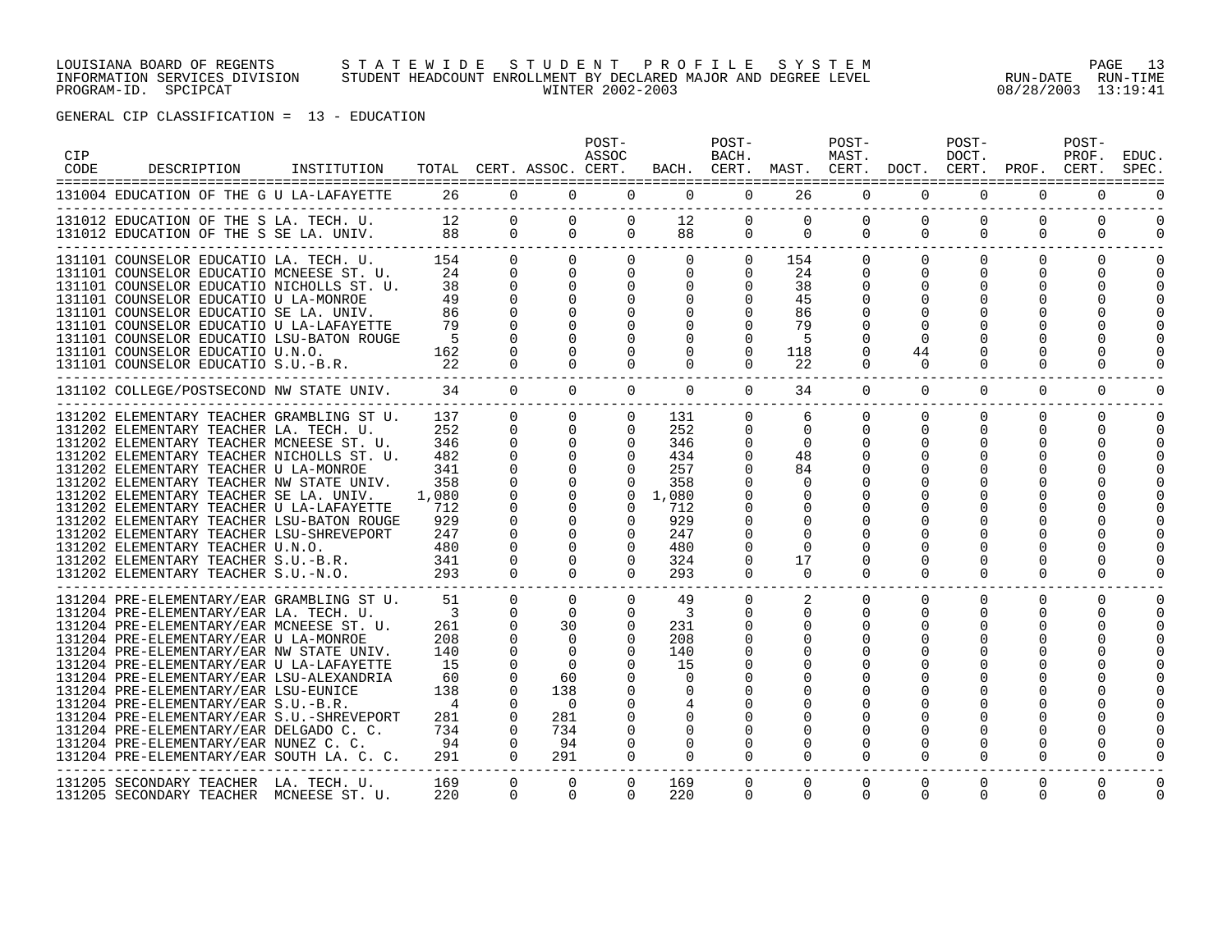LOUISIANA BOARD OF REGENTS — STATEWIDE STUDENT PROFILE SYSTEM
INFORMATION SERVICES DIVISION — STUDENT HEADCOUNT ENROLLMENT BY DECLARED MAJOR AND DEGREE LEVEL — RUN-DATE 08/28/2003 RUN-TIME 13:19:41
PROGRAM-ID. SPCIPCAT — WINTER 2002-2003

GENERAL CIP CLASSIFICATION = 13 - EDUCATION

| CIP CODE | DESCRIPTION | INSTITUTION | TOTAL | CERT. | ASSOC. | POST-ASSOC CERT. | BACH. | POST-BACH. CERT. | MAST. | POST-MAST. CERT. | DOCT. | POST-DOCT. CERT. | PROF. | POST-PROF. CERT. | EDUC. SPEC. |
|---|---|---|---|---|---|---|---|---|---|---|---|---|---|---|---|
| 131004 | EDUCATION OF THE G | U LA-LAFAYETTE | 26 | 0 | 0 | 0 | 0 | 0 | 26 | 0 | 0 | 0 | 0 | 0 | 0 |
| 131012 | EDUCATION OF THE S | LA. TECH. U. | 12 | 0 | 0 | 0 | 12 | 0 | 0 | 0 | 0 | 0 | 0 | 0 | 0 |
| 131012 | EDUCATION OF THE S | SE LA. UNIV. | 88 | 0 | 0 | 0 | 88 | 0 | 0 | 0 | 0 | 0 | 0 | 0 | 0 |
| 131101 | COUNSELOR EDUCATIO | LA. TECH. U. | 154 | 0 | 0 | 0 | 0 | 0 | 154 | 0 | 0 | 0 | 0 | 0 | 0 |
| 131101 | COUNSELOR EDUCATIO | MCNEESE ST. U. | 24 | 0 | 0 | 0 | 0 | 0 | 24 | 0 | 0 | 0 | 0 | 0 | 0 |
| 131101 | COUNSELOR EDUCATIO | NICHOLLS ST. U. | 38 | 0 | 0 | 0 | 0 | 0 | 38 | 0 | 0 | 0 | 0 | 0 | 0 |
| 131101 | COUNSELOR EDUCATIO | U LA-MONROE | 49 | 0 | 0 | 0 | 0 | 0 | 45 | 0 | 0 | 0 | 0 | 0 | 0 |
| 131101 | COUNSELOR EDUCATIO | SE LA. UNIV. | 86 | 0 | 0 | 0 | 0 | 0 | 86 | 0 | 0 | 0 | 0 | 0 | 0 |
| 131101 | COUNSELOR EDUCATIO | U LA-LAFAYETTE | 79 | 0 | 0 | 0 | 0 | 0 | 79 | 0 | 0 | 0 | 0 | 0 | 0 |
| 131101 | COUNSELOR EDUCATIO | LSU-BATON ROUGE | 5 | 0 | 0 | 0 | 0 | 0 | 5 | 0 | 0 | 0 | 0 | 0 | 0 |
| 131101 | COUNSELOR EDUCATIO | U.N.O. | 162 | 0 | 0 | 0 | 0 | 0 | 118 | 0 | 44 | 0 | 0 | 0 | 0 |
| 131101 | COUNSELOR EDUCATIO | S.U.-B.R. | 22 | 0 | 0 | 0 | 0 | 0 | 22 | 0 | 0 | 0 | 0 | 0 | 0 |
| 131102 | COLLEGE/POSTSECOND | NW STATE UNIV. | 34 | 0 | 0 | 0 | 0 | 0 | 34 | 0 | 0 | 0 | 0 | 0 | 0 |
| 131202 | ELEMENTARY TEACHER | GRAMBLING ST U. | 137 | 0 | 0 | 0 | 131 | 0 | 6 | 0 | 0 | 0 | 0 | 0 | 0 |
| 131202 | ELEMENTARY TEACHER | LA. TECH. U. | 252 | 0 | 0 | 0 | 252 | 0 | 0 | 0 | 0 | 0 | 0 | 0 | 0 |
| 131202 | ELEMENTARY TEACHER | MCNEESE ST. U. | 346 | 0 | 0 | 0 | 346 | 0 | 0 | 0 | 0 | 0 | 0 | 0 | 0 |
| 131202 | ELEMENTARY TEACHER | NICHOLLS ST. U. | 482 | 0 | 0 | 0 | 434 | 0 | 48 | 0 | 0 | 0 | 0 | 0 | 0 |
| 131202 | ELEMENTARY TEACHER | U LA-MONROE | 341 | 0 | 0 | 0 | 257 | 0 | 84 | 0 | 0 | 0 | 0 | 0 | 0 |
| 131202 | ELEMENTARY TEACHER | NW STATE UNIV. | 358 | 0 | 0 | 0 | 358 | 0 | 0 | 0 | 0 | 0 | 0 | 0 | 0 |
| 131202 | ELEMENTARY TEACHER | SE LA. UNIV. | 1,080 | 0 | 0 | 0 | 1,080 | 0 | 0 | 0 | 0 | 0 | 0 | 0 | 0 |
| 131202 | ELEMENTARY TEACHER | U LA-LAFAYETTE | 712 | 0 | 0 | 0 | 712 | 0 | 0 | 0 | 0 | 0 | 0 | 0 | 0 |
| 131202 | ELEMENTARY TEACHER | LSU-BATON ROUGE | 929 | 0 | 0 | 0 | 929 | 0 | 0 | 0 | 0 | 0 | 0 | 0 | 0 |
| 131202 | ELEMENTARY TEACHER | LSU-SHREVEPORT | 247 | 0 | 0 | 0 | 247 | 0 | 0 | 0 | 0 | 0 | 0 | 0 | 0 |
| 131202 | ELEMENTARY TEACHER | U.N.O. | 480 | 0 | 0 | 0 | 480 | 0 | 0 | 0 | 0 | 0 | 0 | 0 | 0 |
| 131202 | ELEMENTARY TEACHER | S.U.-B.R. | 341 | 0 | 0 | 0 | 324 | 0 | 17 | 0 | 0 | 0 | 0 | 0 | 0 |
| 131202 | ELEMENTARY TEACHER | S.U.-N.O. | 293 | 0 | 0 | 0 | 293 | 0 | 0 | 0 | 0 | 0 | 0 | 0 | 0 |
| 131204 | PRE-ELEMENTARY/EAR | GRAMBLING ST U. | 51 | 0 | 0 | 0 | 49 | 0 | 2 | 0 | 0 | 0 | 0 | 0 | 0 |
| 131204 | PRE-ELEMENTARY/EAR | LA. TECH. U. | 3 | 0 | 0 | 0 | 3 | 0 | 0 | 0 | 0 | 0 | 0 | 0 | 0 |
| 131204 | PRE-ELEMENTARY/EAR | MCNEESE ST. U. | 261 | 0 | 30 | 0 | 231 | 0 | 0 | 0 | 0 | 0 | 0 | 0 | 0 |
| 131204 | PRE-ELEMENTARY/EAR | U LA-MONROE | 208 | 0 | 0 | 0 | 208 | 0 | 0 | 0 | 0 | 0 | 0 | 0 | 0 |
| 131204 | PRE-ELEMENTARY/EAR | NW STATE UNIV. | 140 | 0 | 0 | 0 | 140 | 0 | 0 | 0 | 0 | 0 | 0 | 0 | 0 |
| 131204 | PRE-ELEMENTARY/EAR | U LA-LAFAYETTE | 15 | 0 | 0 | 0 | 15 | 0 | 0 | 0 | 0 | 0 | 0 | 0 | 0 |
| 131204 | PRE-ELEMENTARY/EAR | LSU-ALEXANDRIA | 60 | 0 | 60 | 0 | 0 | 0 | 0 | 0 | 0 | 0 | 0 | 0 | 0 |
| 131204 | PRE-ELEMENTARY/EAR | LSU-EUNICE | 138 | 0 | 138 | 0 | 0 | 0 | 0 | 0 | 0 | 0 | 0 | 0 | 0 |
| 131204 | PRE-ELEMENTARY/EAR | S.U.-B.R. | 4 | 0 | 0 | 0 | 4 | 0 | 0 | 0 | 0 | 0 | 0 | 0 | 0 |
| 131204 | PRE-ELEMENTARY/EAR | S.U.-SHREVEPORT | 281 | 0 | 281 | 0 | 0 | 0 | 0 | 0 | 0 | 0 | 0 | 0 | 0 |
| 131204 | PRE-ELEMENTARY/EAR | DELGADO C. C. | 734 | 0 | 734 | 0 | 0 | 0 | 0 | 0 | 0 | 0 | 0 | 0 | 0 |
| 131204 | PRE-ELEMENTARY/EAR | NUNEZ C. C. | 94 | 0 | 94 | 0 | 0 | 0 | 0 | 0 | 0 | 0 | 0 | 0 | 0 |
| 131204 | PRE-ELEMENTARY/EAR | SOUTH LA. C. C. | 291 | 0 | 291 | 0 | 0 | 0 | 0 | 0 | 0 | 0 | 0 | 0 | 0 |
| 131205 | SECONDARY TEACHER | LA. TECH. U. | 169 | 0 | 0 | 0 | 169 | 0 | 0 | 0 | 0 | 0 | 0 | 0 | 0 |
| 131205 | SECONDARY TEACHER | MCNEESE ST. U. | 220 | 0 | 0 | 0 | 220 | 0 | 0 | 0 | 0 | 0 | 0 | 0 | 0 |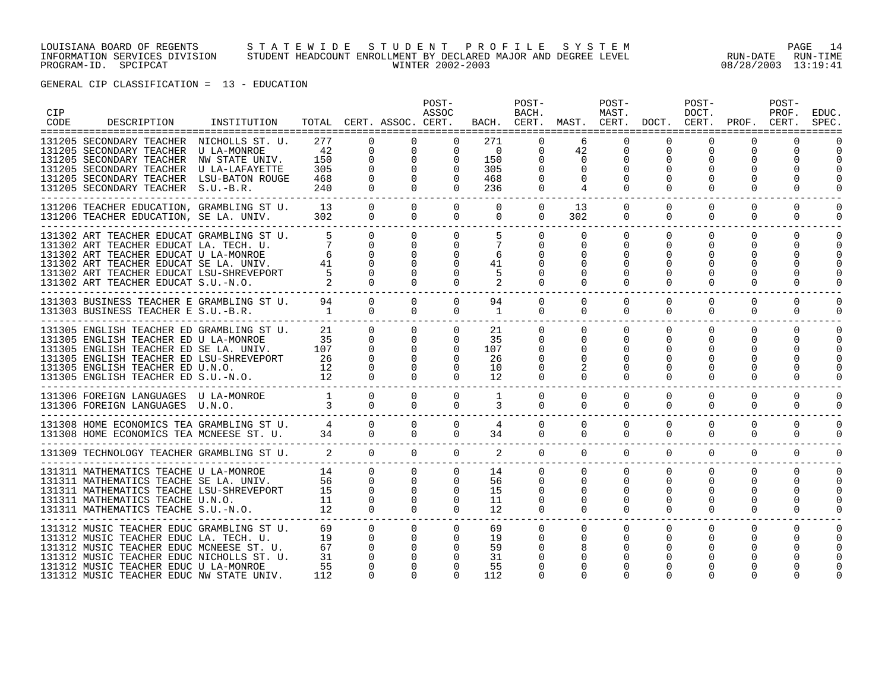GENERAL CIP CLASSIFICATION = 13 - EDUCATION

| CIP CODE | DESCRIPTION | INSTITUTION | TOTAL | CERT. | ASSOC. | POST-ASSOC CERT. | BACH. | POST-BACH. CERT. | MAST. | POST-MAST. CERT. | DOCT. | POST-DOCT. CERT. | PROF. | POST-PROF. CERT. | EDUC. SPEC. |
|---|---|---|---|---|---|---|---|---|---|---|---|---|---|---|---|
| 131205 | SECONDARY TEACHER | NICHOLLS ST. U. | 277 | 0 | 0 | 0 | 271 | 0 | 6 | 0 | 0 | 0 | 0 | 0 | 0 |
| 131205 | SECONDARY TEACHER | U LA-MONROE | 42 | 0 | 0 | 0 | 0 | 0 | 42 | 0 | 0 | 0 | 0 | 0 | 0 |
| 131205 | SECONDARY TEACHER | NW STATE UNIV. | 150 | 0 | 0 | 0 | 150 | 0 | 0 | 0 | 0 | 0 | 0 | 0 | 0 |
| 131205 | SECONDARY TEACHER | U LA-LAFAYETTE | 305 | 0 | 0 | 0 | 305 | 0 | 0 | 0 | 0 | 0 | 0 | 0 | 0 |
| 131205 | SECONDARY TEACHER | LSU-BATON ROUGE | 468 | 0 | 0 | 0 | 468 | 0 | 0 | 0 | 0 | 0 | 0 | 0 | 0 |
| 131205 | SECONDARY TEACHER | S.U.-B.R. | 240 | 0 | 0 | 0 | 236 | 0 | 4 | 0 | 0 | 0 | 0 | 0 | 0 |
| 131206 | TEACHER EDUCATION, | GRAMBLING ST U. | 13 | 0 | 0 | 0 | 0 | 0 | 13 | 0 | 0 | 0 | 0 | 0 | 0 |
| 131206 | TEACHER EDUCATION, | SE LA. UNIV. | 302 | 0 | 0 | 0 | 0 | 0 | 302 | 0 | 0 | 0 | 0 | 0 | 0 |
| 131302 | ART TEACHER EDUCAT | GRAMBLING ST U. | 5 | 0 | 0 | 0 | 5 | 0 | 0 | 0 | 0 | 0 | 0 | 0 | 0 |
| 131302 | ART TEACHER EDUCAT | LA. TECH. U. | 7 | 0 | 0 | 0 | 7 | 0 | 0 | 0 | 0 | 0 | 0 | 0 | 0 |
| 131302 | ART TEACHER EDUCAT | U LA-MONROE | 6 | 0 | 0 | 0 | 6 | 0 | 0 | 0 | 0 | 0 | 0 | 0 | 0 |
| 131302 | ART TEACHER EDUCAT | SE LA. UNIV. | 41 | 0 | 0 | 0 | 41 | 0 | 0 | 0 | 0 | 0 | 0 | 0 | 0 |
| 131302 | ART TEACHER EDUCAT | LSU-SHREVEPORT | 5 | 0 | 0 | 0 | 5 | 0 | 0 | 0 | 0 | 0 | 0 | 0 | 0 |
| 131302 | ART TEACHER EDUCAT | S.U.-N.O. | 2 | 0 | 0 | 0 | 2 | 0 | 0 | 0 | 0 | 0 | 0 | 0 | 0 |
| 131303 | BUSINESS TEACHER E | GRAMBLING ST U. | 94 | 0 | 0 | 0 | 94 | 0 | 0 | 0 | 0 | 0 | 0 | 0 | 0 |
| 131303 | BUSINESS TEACHER E | S.U.-B.R. | 1 | 0 | 0 | 0 | 1 | 0 | 0 | 0 | 0 | 0 | 0 | 0 | 0 |
| 131305 | ENGLISH TEACHER ED | GRAMBLING ST U. | 21 | 0 | 0 | 0 | 21 | 0 | 0 | 0 | 0 | 0 | 0 | 0 | 0 |
| 131305 | ENGLISH TEACHER ED | U LA-MONROE | 35 | 0 | 0 | 0 | 35 | 0 | 0 | 0 | 0 | 0 | 0 | 0 | 0 |
| 131305 | ENGLISH TEACHER ED | SE LA. UNIV. | 107 | 0 | 0 | 0 | 107 | 0 | 0 | 0 | 0 | 0 | 0 | 0 | 0 |
| 131305 | ENGLISH TEACHER ED | LSU-SHREVEPORT | 26 | 0 | 0 | 0 | 26 | 0 | 0 | 0 | 0 | 0 | 0 | 0 | 0 |
| 131305 | ENGLISH TEACHER ED | U.N.O. | 12 | 0 | 0 | 0 | 10 | 0 | 2 | 0 | 0 | 0 | 0 | 0 | 0 |
| 131305 | ENGLISH TEACHER ED | S.U.-N.O. | 12 | 0 | 0 | 0 | 12 | 0 | 0 | 0 | 0 | 0 | 0 | 0 | 0 |
| 131306 | FOREIGN LANGUAGES | U LA-MONROE | 1 | 0 | 0 | 0 | 1 | 0 | 0 | 0 | 0 | 0 | 0 | 0 | 0 |
| 131306 | FOREIGN LANGUAGES | U.N.O. | 3 | 0 | 0 | 0 | 3 | 0 | 0 | 0 | 0 | 0 | 0 | 0 | 0 |
| 131308 | HOME ECONOMICS TEA | GRAMBLING ST U. | 4 | 0 | 0 | 0 | 4 | 0 | 0 | 0 | 0 | 0 | 0 | 0 | 0 |
| 131308 | HOME ECONOMICS TEA | MCNEESE ST. U. | 34 | 0 | 0 | 0 | 34 | 0 | 0 | 0 | 0 | 0 | 0 | 0 | 0 |
| 131309 | TECHNOLOGY TEACHER | GRAMBLING ST U. | 2 | 0 | 0 | 0 | 2 | 0 | 0 | 0 | 0 | 0 | 0 | 0 | 0 |
| 131311 | MATHEMATICS TEACHE | U LA-MONROE | 14 | 0 | 0 | 0 | 14 | 0 | 0 | 0 | 0 | 0 | 0 | 0 | 0 |
| 131311 | MATHEMATICS TEACHE | SE LA. UNIV. | 56 | 0 | 0 | 0 | 56 | 0 | 0 | 0 | 0 | 0 | 0 | 0 | 0 |
| 131311 | MATHEMATICS TEACHE | LSU-SHREVEPORT | 15 | 0 | 0 | 0 | 15 | 0 | 0 | 0 | 0 | 0 | 0 | 0 | 0 |
| 131311 | MATHEMATICS TEACHE | U.N.O. | 11 | 0 | 0 | 0 | 11 | 0 | 0 | 0 | 0 | 0 | 0 | 0 | 0 |
| 131311 | MATHEMATICS TEACHE | S.U.-N.O. | 12 | 0 | 0 | 0 | 12 | 0 | 0 | 0 | 0 | 0 | 0 | 0 | 0 |
| 131312 | MUSIC TEACHER EDUC | GRAMBLING ST U. | 69 | 0 | 0 | 0 | 69 | 0 | 0 | 0 | 0 | 0 | 0 | 0 | 0 |
| 131312 | MUSIC TEACHER EDUC | LA. TECH. U. | 19 | 0 | 0 | 0 | 19 | 0 | 0 | 0 | 0 | 0 | 0 | 0 | 0 |
| 131312 | MUSIC TEACHER EDUC | MCNEESE ST. U. | 67 | 0 | 0 | 0 | 59 | 0 | 8 | 0 | 0 | 0 | 0 | 0 | 0 |
| 131312 | MUSIC TEACHER EDUC | NICHOLLS ST. U. | 31 | 0 | 0 | 0 | 31 | 0 | 0 | 0 | 0 | 0 | 0 | 0 | 0 |
| 131312 | MUSIC TEACHER EDUC | U LA-MONROE | 55 | 0 | 0 | 0 | 55 | 0 | 0 | 0 | 0 | 0 | 0 | 0 | 0 |
| 131312 | MUSIC TEACHER EDUC | NW STATE UNIV. | 112 | 0 | 0 | 0 | 112 | 0 | 0 | 0 | 0 | 0 | 0 | 0 | 0 |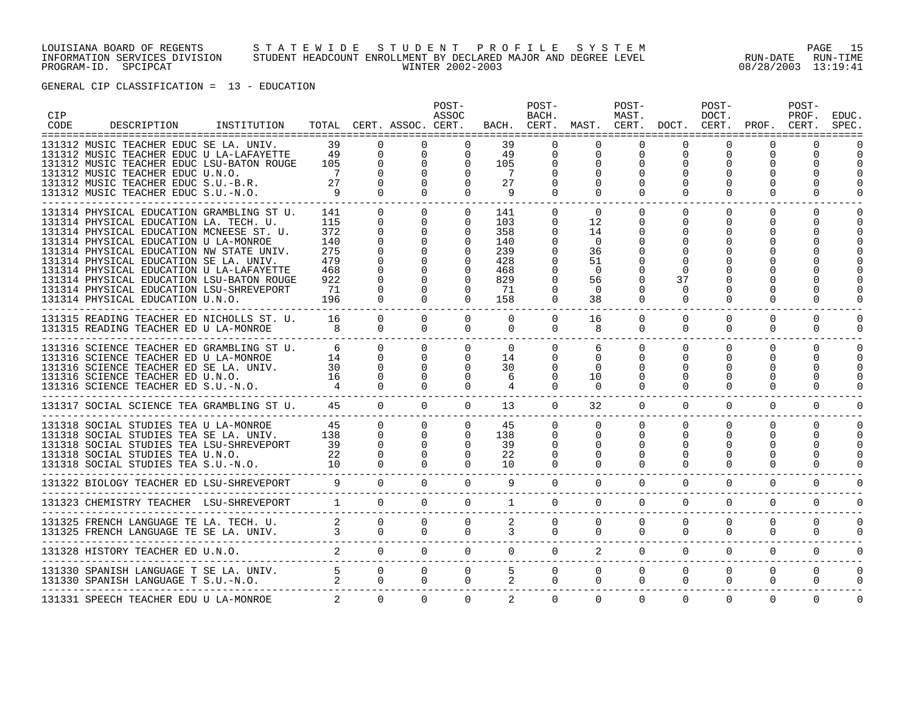LOUISIANA BOARD OF REGENTS — STATEWIDE STUDENT PROFILE SYSTEM
INFORMATION SERVICES DIVISION — STUDENT HEADCOUNT ENROLLMENT BY DECLARED MAJOR AND DEGREE LEVEL — RUN-DATE 08/28/2003 RUN-TIME 13:19:41
PROGRAM-ID. SPCIPCAT — WINTER 2002-2003

GENERAL CIP CLASSIFICATION = 13 - EDUCATION

| CIP CODE | DESCRIPTION | INSTITUTION | TOTAL | CERT. | ASSOC. | POST-ASSOC CERT. | BACH. | POST-BACH. CERT. | MAST. | POST-MAST. CERT. | DOCT. | POST-DOCT. CERT. | PROF. | POST-PROF. CERT. | EDUC. SPEC. |
|---|---|---|---|---|---|---|---|---|---|---|---|---|---|---|---|
| 131312 | MUSIC TEACHER EDUC | SE LA. UNIV. | 39 | 0 | 0 | 0 | 39 | 0 | 0 | 0 | 0 | 0 | 0 | 0 | 0 |
| 131312 | MUSIC TEACHER EDUC | U LA-LAFAYETTE | 49 | 0 | 0 | 0 | 49 | 0 | 0 | 0 | 0 | 0 | 0 | 0 | 0 |
| 131312 | MUSIC TEACHER EDUC | LSU-BATON ROUGE | 105 | 0 | 0 | 0 | 105 | 0 | 0 | 0 | 0 | 0 | 0 | 0 | 0 |
| 131312 | MUSIC TEACHER EDUC | U.N.O. | 7 | 0 | 0 | 0 | 7 | 0 | 0 | 0 | 0 | 0 | 0 | 0 | 0 |
| 131312 | MUSIC TEACHER EDUC | S.U.-B.R. | 27 | 0 | 0 | 0 | 27 | 0 | 0 | 0 | 0 | 0 | 0 | 0 | 0 |
| 131312 | MUSIC TEACHER EDUC | S.U.-N.O. | 9 | 0 | 0 | 0 | 9 | 0 | 0 | 0 | 0 | 0 | 0 | 0 | 0 |
| 131314 | PHYSICAL EDUCATION | GRAMBLING ST U. | 141 | 0 | 0 | 0 | 141 | 0 | 0 | 0 | 0 | 0 | 0 | 0 | 0 |
| 131314 | PHYSICAL EDUCATION | LA. TECH. U. | 115 | 0 | 0 | 0 | 103 | 0 | 12 | 0 | 0 | 0 | 0 | 0 | 0 |
| 131314 | PHYSICAL EDUCATION | MCNEESE ST. U. | 372 | 0 | 0 | 0 | 358 | 0 | 14 | 0 | 0 | 0 | 0 | 0 | 0 |
| 131314 | PHYSICAL EDUCATION | U LA-MONROE | 140 | 0 | 0 | 0 | 140 | 0 | 0 | 0 | 0 | 0 | 0 | 0 | 0 |
| 131314 | PHYSICAL EDUCATION | NW STATE UNIV. | 275 | 0 | 0 | 0 | 239 | 0 | 36 | 0 | 0 | 0 | 0 | 0 | 0 |
| 131314 | PHYSICAL EDUCATION | SE LA. UNIV. | 479 | 0 | 0 | 0 | 428 | 0 | 51 | 0 | 0 | 0 | 0 | 0 | 0 |
| 131314 | PHYSICAL EDUCATION | U LA-LAFAYETTE | 468 | 0 | 0 | 0 | 468 | 0 | 0 | 0 | 0 | 0 | 0 | 0 | 0 |
| 131314 | PHYSICAL EDUCATION | LSU-BATON ROUGE | 922 | 0 | 0 | 0 | 829 | 0 | 56 | 0 | 37 | 0 | 0 | 0 | 0 |
| 131314 | PHYSICAL EDUCATION | LSU-SHREVEPORT | 71 | 0 | 0 | 0 | 71 | 0 | 0 | 0 | 0 | 0 | 0 | 0 | 0 |
| 131314 | PHYSICAL EDUCATION | U.N.O. | 196 | 0 | 0 | 0 | 158 | 0 | 38 | 0 | 0 | 0 | 0 | 0 | 0 |
| 131315 | READING TEACHER ED | NICHOLLS ST. U. | 16 | 0 | 0 | 0 | 0 | 0 | 16 | 0 | 0 | 0 | 0 | 0 | 0 |
| 131315 | READING TEACHER ED | U LA-MONROE | 8 | 0 | 0 | 0 | 0 | 0 | 8 | 0 | 0 | 0 | 0 | 0 | 0 |
| 131316 | SCIENCE TEACHER ED | GRAMBLING ST U. | 6 | 0 | 0 | 0 | 0 | 0 | 6 | 0 | 0 | 0 | 0 | 0 | 0 |
| 131316 | SCIENCE TEACHER ED | U LA-MONROE | 14 | 0 | 0 | 0 | 14 | 0 | 0 | 0 | 0 | 0 | 0 | 0 | 0 |
| 131316 | SCIENCE TEACHER ED | SE LA. UNIV. | 30 | 0 | 0 | 0 | 30 | 0 | 0 | 0 | 0 | 0 | 0 | 0 | 0 |
| 131316 | SCIENCE TEACHER ED | U.N.O. | 16 | 0 | 0 | 0 | 6 | 0 | 10 | 0 | 0 | 0 | 0 | 0 | 0 |
| 131316 | SCIENCE TEACHER ED | S.U.-N.O. | 4 | 0 | 0 | 0 | 4 | 0 | 0 | 0 | 0 | 0 | 0 | 0 | 0 |
| 131317 | SOCIAL SCIENCE TEA | GRAMBLING ST U. | 45 | 0 | 0 | 0 | 13 | 0 | 32 | 0 | 0 | 0 | 0 | 0 | 0 |
| 131318 | SOCIAL STUDIES TEA | U LA-MONROE | 45 | 0 | 0 | 0 | 45 | 0 | 0 | 0 | 0 | 0 | 0 | 0 | 0 |
| 131318 | SOCIAL STUDIES TEA | SE LA. UNIV. | 138 | 0 | 0 | 0 | 138 | 0 | 0 | 0 | 0 | 0 | 0 | 0 | 0 |
| 131318 | SOCIAL STUDIES TEA | LSU-SHREVEPORT | 39 | 0 | 0 | 0 | 39 | 0 | 0 | 0 | 0 | 0 | 0 | 0 | 0 |
| 131318 | SOCIAL STUDIES TEA | U.N.O. | 22 | 0 | 0 | 0 | 22 | 0 | 0 | 0 | 0 | 0 | 0 | 0 | 0 |
| 131318 | SOCIAL STUDIES TEA | S.U.-N.O. | 10 | 0 | 0 | 0 | 10 | 0 | 0 | 0 | 0 | 0 | 0 | 0 | 0 |
| 131322 | BIOLOGY TEACHER ED | LSU-SHREVEPORT | 9 | 0 | 0 | 0 | 9 | 0 | 0 | 0 | 0 | 0 | 0 | 0 | 0 |
| 131323 | CHEMISTRY TEACHER | LSU-SHREVEPORT | 1 | 0 | 0 | 0 | 1 | 0 | 0 | 0 | 0 | 0 | 0 | 0 | 0 |
| 131325 | FRENCH LANGUAGE TE | LA. TECH. U. | 2 | 0 | 0 | 0 | 2 | 0 | 0 | 0 | 0 | 0 | 0 | 0 | 0 |
| 131325 | FRENCH LANGUAGE TE | SE LA. UNIV. | 3 | 0 | 0 | 0 | 3 | 0 | 0 | 0 | 0 | 0 | 0 | 0 | 0 |
| 131328 | HISTORY TEACHER ED | U.N.O. | 2 | 0 | 0 | 0 | 0 | 0 | 2 | 0 | 0 | 0 | 0 | 0 | 0 |
| 131330 | SPANISH LANGUAGE T | SE LA. UNIV. | 5 | 0 | 0 | 0 | 5 | 0 | 0 | 0 | 0 | 0 | 0 | 0 | 0 |
| 131330 | SPANISH LANGUAGE T | S.U.-N.O. | 2 | 0 | 0 | 0 | 2 | 0 | 0 | 0 | 0 | 0 | 0 | 0 | 0 |
| 131331 | SPEECH TEACHER EDU | U LA-MONROE | 2 | 0 | 0 | 0 | 2 | 0 | 0 | 0 | 0 | 0 | 0 | 0 | 0 |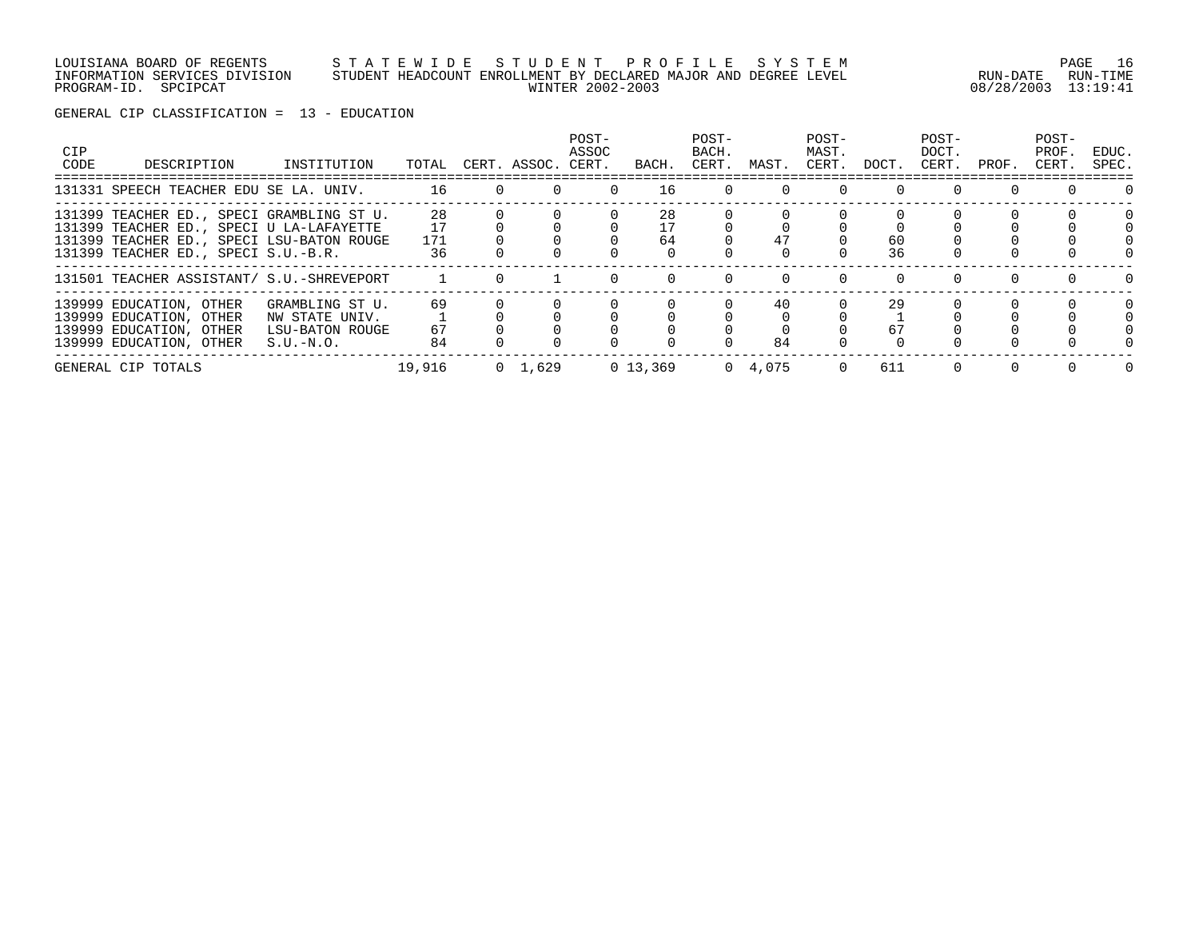LOUISIANA BOARD OF REGENTS — STATEWIDE STUDENT PROFILE SYSTEM
INFORMATION SERVICES DIVISION — STUDENT HEADCOUNT ENROLLMENT BY DECLARED MAJOR AND DEGREE LEVEL
PROGRAM-ID. SPCIPCAT — WINTER 2002-2003 — RUN-DATE 08/28/2003 RUN-TIME 13:19:41

GENERAL CIP CLASSIFICATION = 13 - EDUCATION

| CIP CODE | DESCRIPTION | INSTITUTION | TOTAL | CERT. | ASSOC. | POST-ASSOC CERT. | BACH. | POST-BACH. CERT. | MAST. | POST-MAST. CERT. | DOCT. | POST-DOCT. CERT. | PROF. | POST-PROF. CERT. | EDUC. SPEC. |
|---|---|---|---|---|---|---|---|---|---|---|---|---|---|---|---|
| 131331 | SPEECH TEACHER EDU | SE LA. UNIV. | 16 | 0 | 0 | 0 | 16 | 0 | 0 | 0 | 0 | 0 | 0 | 0 | 0 |
| 131399 | TEACHER ED., SPECI | GRAMBLING ST U. | 28 | 0 | 0 | 0 | 28 | 0 | 0 | 0 | 0 | 0 | 0 | 0 | 0 |
| 131399 | TEACHER ED., SPECI | U LA-LAFAYETTE | 17 | 0 | 0 | 0 | 17 | 0 | 0 | 0 | 0 | 0 | 0 | 0 | 0 |
| 131399 | TEACHER ED., SPECI | LSU-BATON ROUGE | 171 | 0 | 0 | 0 | 64 | 0 | 47 | 0 | 60 | 0 | 0 | 0 | 0 |
| 131399 | TEACHER ED., SPECI | S.U.-B.R. | 36 | 0 | 0 | 0 | 0 | 0 | 0 | 0 | 36 | 0 | 0 | 0 | 0 |
| 131501 | TEACHER ASSISTANT/ | S.U.-SHREVEPORT | 1 | 0 | 1 | 0 | 0 | 0 | 0 | 0 | 0 | 0 | 0 | 0 | 0 |
| 139999 | EDUCATION, OTHER | GRAMBLING ST U. | 69 | 0 | 0 | 0 | 0 | 0 | 40 | 0 | 29 | 0 | 0 | 0 | 0 |
| 139999 | EDUCATION, OTHER | NW STATE UNIV. | 1 | 0 | 0 | 0 | 0 | 0 | 0 | 0 | 1 | 0 | 0 | 0 | 0 |
| 139999 | EDUCATION, OTHER | LSU-BATON ROUGE | 67 | 0 | 0 | 0 | 0 | 0 | 0 | 0 | 67 | 0 | 0 | 0 | 0 |
| 139999 | EDUCATION, OTHER | S.U.-N.O. | 84 | 0 | 0 | 0 | 0 | 0 | 84 | 0 | 0 | 0 | 0 | 0 | 0 |
| GENERAL CIP TOTALS | | | 19,916 | 0 | 1,629 | 0 | 13,369 | 0 | 4,075 | 0 | 611 | 0 | 0 | 0 | 0 |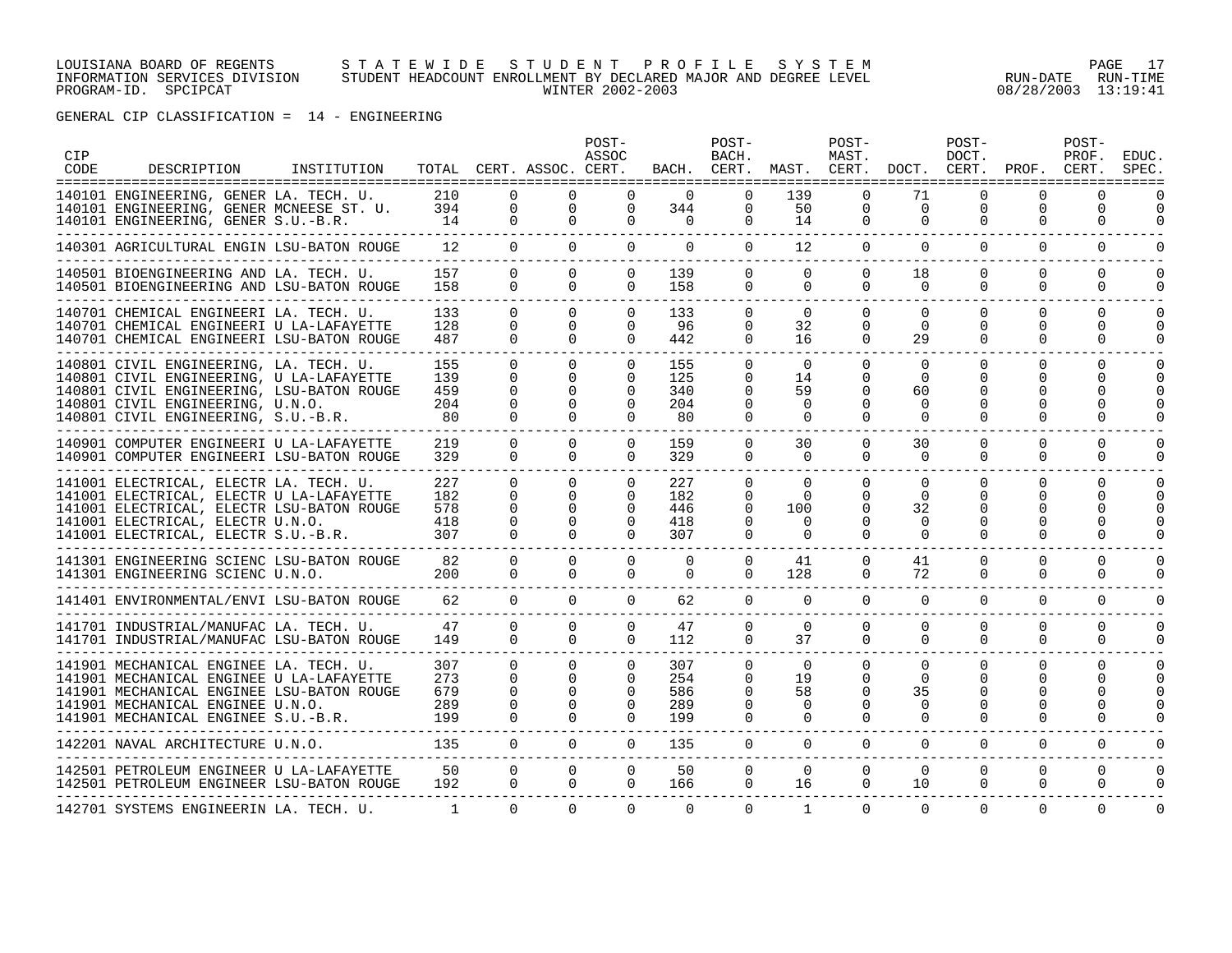LOUISIANA BOARD OF REGENTS — STATEWIDE STUDENT PROFILE SYSTEM
INFORMATION SERVICES DIVISION — STUDENT HEADCOUNT ENROLLMENT BY DECLARED MAJOR AND DEGREE LEVEL — RUN-DATE 08/28/2003 RUN-TIME 13:19:41
PROGRAM-ID. SPCIPCAT — WINTER 2002-2003

GENERAL CIP CLASSIFICATION = 14 - ENGINEERING

| CIP CODE | DESCRIPTION | INSTITUTION | TOTAL | CERT. | ASSOC. | POST-ASSOC CERT. | BACH. | POST-BACH. CERT. | MAST. | POST-MAST. CERT. | DOCT. | POST-DOCT. CERT. | PROF. | POST-PROF. CERT. | EDUC. SPEC. |
|---|---|---|---|---|---|---|---|---|---|---|---|---|---|---|---|
| 140101 | ENGINEERING, GENER | LA. TECH. U. | 210 | 0 | 0 | 0 | 0 | 0 | 139 | 0 | 71 | 0 | 0 | 0 | 0 |
| 140101 | ENGINEERING, GENER | MCNEESE ST. U. | 394 | 0 | 0 | 0 | 344 | 0 | 50 | 0 | 0 | 0 | 0 | 0 | 0 |
| 140101 | ENGINEERING, GENER | S.U.-B.R. | 14 | 0 | 0 | 0 | 0 | 0 | 14 | 0 | 0 | 0 | 0 | 0 | 0 |
| 140301 | AGRICULTURAL ENGIN | LSU-BATON ROUGE | 12 | 0 | 0 | 0 | 0 | 0 | 12 | 0 | 0 | 0 | 0 | 0 | 0 |
| 140501 | BIOENGINEERING AND | LA. TECH. U. | 157 | 0 | 0 | 0 | 139 | 0 | 0 | 0 | 18 | 0 | 0 | 0 | 0 |
| 140501 | BIOENGINEERING AND | LSU-BATON ROUGE | 158 | 0 | 0 | 0 | 158 | 0 | 0 | 0 | 0 | 0 | 0 | 0 | 0 |
| 140701 | CHEMICAL ENGINEERI | LA. TECH. U. | 133 | 0 | 0 | 0 | 133 | 0 | 0 | 0 | 0 | 0 | 0 | 0 | 0 |
| 140701 | CHEMICAL ENGINEERI | U LA-LAFAYETTE | 128 | 0 | 0 | 0 | 96 | 0 | 32 | 0 | 0 | 0 | 0 | 0 | 0 |
| 140701 | CHEMICAL ENGINEERI | LSU-BATON ROUGE | 487 | 0 | 0 | 0 | 442 | 0 | 16 | 0 | 29 | 0 | 0 | 0 | 0 |
| 140801 | CIVIL ENGINEERING, | LA. TECH. U. | 155 | 0 | 0 | 0 | 155 | 0 | 0 | 0 | 0 | 0 | 0 | 0 | 0 |
| 140801 | CIVIL ENGINEERING, | U LA-LAFAYETTE | 139 | 0 | 0 | 0 | 125 | 0 | 14 | 0 | 0 | 0 | 0 | 0 | 0 |
| 140801 | CIVIL ENGINEERING, | LSU-BATON ROUGE | 459 | 0 | 0 | 0 | 340 | 0 | 59 | 0 | 60 | 0 | 0 | 0 | 0 |
| 140801 | CIVIL ENGINEERING, | U.N.O. | 204 | 0 | 0 | 0 | 204 | 0 | 0 | 0 | 0 | 0 | 0 | 0 | 0 |
| 140801 | CIVIL ENGINEERING, | S.U.-B.R. | 80 | 0 | 0 | 0 | 80 | 0 | 0 | 0 | 0 | 0 | 0 | 0 | 0 |
| 140901 | COMPUTER ENGINEERI | U LA-LAFAYETTE | 219 | 0 | 0 | 0 | 159 | 0 | 30 | 0 | 30 | 0 | 0 | 0 | 0 |
| 140901 | COMPUTER ENGINEERI | LSU-BATON ROUGE | 329 | 0 | 0 | 0 | 329 | 0 | 0 | 0 | 0 | 0 | 0 | 0 | 0 |
| 141001 | ELECTRICAL, ELECTR | LA. TECH. U. | 227 | 0 | 0 | 0 | 227 | 0 | 0 | 0 | 0 | 0 | 0 | 0 | 0 |
| 141001 | ELECTRICAL, ELECTR | U LA-LAFAYETTE | 182 | 0 | 0 | 0 | 182 | 0 | 0 | 0 | 0 | 0 | 0 | 0 | 0 |
| 141001 | ELECTRICAL, ELECTR | LSU-BATON ROUGE | 578 | 0 | 0 | 0 | 446 | 0 | 100 | 0 | 32 | 0 | 0 | 0 | 0 |
| 141001 | ELECTRICAL, ELECTR | U.N.O. | 418 | 0 | 0 | 0 | 418 | 0 | 0 | 0 | 0 | 0 | 0 | 0 | 0 |
| 141001 | ELECTRICAL, ELECTR | S.U.-B.R. | 307 | 0 | 0 | 0 | 307 | 0 | 0 | 0 | 0 | 0 | 0 | 0 | 0 |
| 141301 | ENGINEERING SCIENC | LSU-BATON ROUGE | 82 | 0 | 0 | 0 | 0 | 0 | 41 | 0 | 41 | 0 | 0 | 0 | 0 |
| 141301 | ENGINEERING SCIENC | U.N.O. | 200 | 0 | 0 | 0 | 0 | 0 | 128 | 0 | 72 | 0 | 0 | 0 | 0 |
| 141401 | ENVIRONMENTAL/ENVI | LSU-BATON ROUGE | 62 | 0 | 0 | 0 | 62 | 0 | 0 | 0 | 0 | 0 | 0 | 0 | 0 |
| 141701 | INDUSTRIAL/MANUFAC | LA. TECH. U. | 47 | 0 | 0 | 0 | 47 | 0 | 0 | 0 | 0 | 0 | 0 | 0 | 0 |
| 141701 | INDUSTRIAL/MANUFAC | LSU-BATON ROUGE | 149 | 0 | 0 | 0 | 112 | 0 | 37 | 0 | 0 | 0 | 0 | 0 | 0 |
| 141901 | MECHANICAL ENGINEE | LA. TECH. U. | 307 | 0 | 0 | 0 | 307 | 0 | 0 | 0 | 0 | 0 | 0 | 0 | 0 |
| 141901 | MECHANICAL ENGINEE | U LA-LAFAYETTE | 273 | 0 | 0 | 0 | 254 | 0 | 19 | 0 | 0 | 0 | 0 | 0 | 0 |
| 141901 | MECHANICAL ENGINEE | LSU-BATON ROUGE | 679 | 0 | 0 | 0 | 586 | 0 | 58 | 0 | 35 | 0 | 0 | 0 | 0 |
| 141901 | MECHANICAL ENGINEE | U.N.O. | 289 | 0 | 0 | 0 | 289 | 0 | 0 | 0 | 0 | 0 | 0 | 0 | 0 |
| 141901 | MECHANICAL ENGINEE | S.U.-B.R. | 199 | 0 | 0 | 0 | 199 | 0 | 0 | 0 | 0 | 0 | 0 | 0 | 0 |
| 142201 | NAVAL ARCHITECTURE | U.N.O. | 135 | 0 | 0 | 0 | 135 | 0 | 0 | 0 | 0 | 0 | 0 | 0 | 0 |
| 142501 | PETROLEUM ENGINEER | U LA-LAFAYETTE | 50 | 0 | 0 | 0 | 50 | 0 | 0 | 0 | 0 | 0 | 0 | 0 | 0 |
| 142501 | PETROLEUM ENGINEER | LSU-BATON ROUGE | 192 | 0 | 0 | 0 | 166 | 0 | 16 | 0 | 10 | 0 | 0 | 0 | 0 |
| 142701 | SYSTEMS ENGINEERIN | LA. TECH. U. | 1 | 0 | 0 | 0 | 0 | 0 | 1 | 0 | 0 | 0 | 0 | 0 | 0 |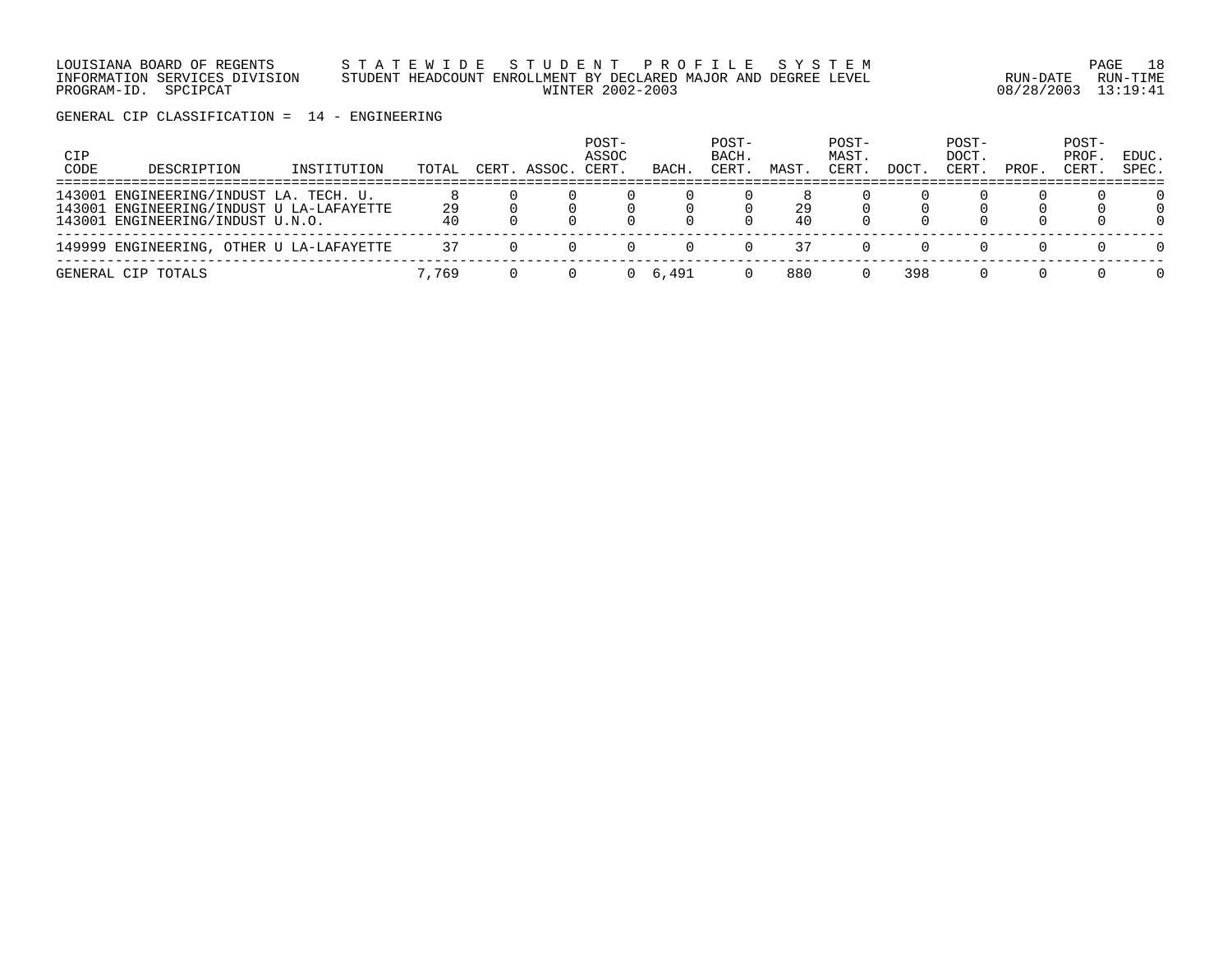LOUISIANA BOARD OF REGENTS — S T A T E W I D E   S T U D E N T   P R O F I L E   S Y S T E M
INFORMATION SERVICES DIVISION — STUDENT HEADCOUNT ENROLLMENT BY DECLARED MAJOR AND DEGREE LEVEL — RUN-DATE 08/28/2003 RUN-TIME 13:19:41
PROGRAM-ID. SPCIPCAT — WINTER 2002-2003

GENERAL CIP CLASSIFICATION = 14 - ENGINEERING

| CIP CODE | DESCRIPTION | INSTITUTION | TOTAL | CERT. | ASSOC. | POST-ASSOC CERT. | BACH. | POST-BACH. CERT. | MAST. | POST-MAST. CERT. | DOCT. | POST-DOCT. CERT. | PROF. | POST-PROF. CERT. | EDUC. SPEC. |
|---|---|---|---|---|---|---|---|---|---|---|---|---|---|---|---|
| 143001 | ENGINEERING/INDUST | LA. TECH. U. | 8 | 0 | 0 | 0 | 0 | 0 | 8 | 0 | 0 | 0 | 0 | 0 | 0 |
| 143001 | ENGINEERING/INDUST | U LA-LAFAYETTE | 29 | 0 | 0 | 0 | 0 | 0 | 29 | 0 | 0 | 0 | 0 | 0 | 0 |
| 143001 | ENGINEERING/INDUST | U.N.O. | 40 | 0 | 0 | 0 | 0 | 0 | 40 | 0 | 0 | 0 | 0 | 0 | 0 |
| 149999 | ENGINEERING, OTHER | U LA-LAFAYETTE | 37 | 0 | 0 | 0 | 0 | 0 | 37 | 0 | 0 | 0 | 0 | 0 | 0 |
| GENERAL CIP TOTALS | | | 7,769 | 0 | 0 | 0 | 6,491 | 0 | 880 | 0 | 398 | 0 | 0 | 0 | 0 |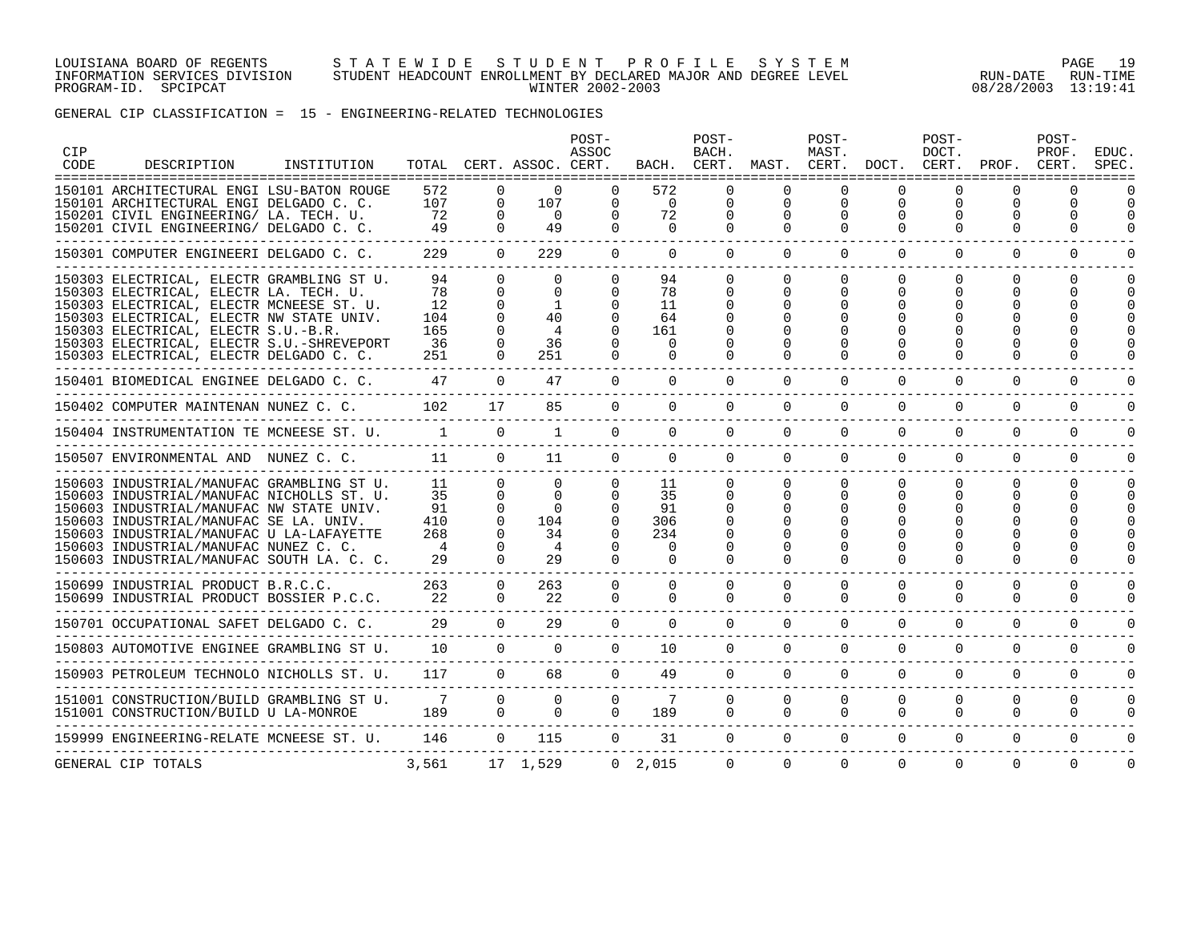LOUISIANA BOARD OF REGENTS — STATEWIDE STUDENT PROFILE SYSTEM
INFORMATION SERVICES DIVISION — STUDENT HEADCOUNT ENROLLMENT BY DECLARED MAJOR AND DEGREE LEVEL
PROGRAM-ID. SPCIPCAT — WINTER 2002-2003 — RUN-DATE 08/28/2003 RUN-TIME 13:19:41

GENERAL CIP CLASSIFICATION = 15 - ENGINEERING-RELATED TECHNOLOGIES

| CIP CODE | DESCRIPTION | INSTITUTION | TOTAL | CERT. | ASSOC. | POST-ASSOC CERT. | BACH. | POST-BACH. CERT. | MAST. | POST-MAST. CERT. | DOCT. | POST-DOCT. CERT. | PROF. | POST-PROF. CERT. | EDUC. SPEC. |
|---|---|---|---|---|---|---|---|---|---|---|---|---|---|---|---|
| 150101 | ARCHITECTURAL ENGI | LSU-BATON ROUGE | 572 | 0 | 0 | 0 | 572 | 0 | 0 | 0 | 0 | 0 | 0 | 0 | 0 |
| 150101 | ARCHITECTURAL ENGI | DELGADO C. C. | 107 | 0 | 107 | 0 | 0 | 0 | 0 | 0 | 0 | 0 | 0 | 0 | 0 |
| 150201 | CIVIL ENGINEERING/ | LA. TECH. U. | 72 | 0 | 0 | 0 | 72 | 0 | 0 | 0 | 0 | 0 | 0 | 0 | 0 |
| 150201 | CIVIL ENGINEERING/ | DELGADO C. C. | 49 | 0 | 49 | 0 | 0 | 0 | 0 | 0 | 0 | 0 | 0 | 0 | 0 |
| 150301 | COMPUTER ENGINEERI | DELGADO C. C. | 229 | 0 | 229 | 0 | 0 | 0 | 0 | 0 | 0 | 0 | 0 | 0 | 0 |
| 150303 | ELECTRICAL, ELECTR | GRAMBLING ST U. | 94 | 0 | 0 | 0 | 94 | 0 | 0 | 0 | 0 | 0 | 0 | 0 | 0 |
| 150303 | ELECTRICAL, ELECTR | LA. TECH. U. | 78 | 0 | 0 | 0 | 78 | 0 | 0 | 0 | 0 | 0 | 0 | 0 | 0 |
| 150303 | ELECTRICAL, ELECTR | MCNEESE ST. U. | 12 | 0 | 1 | 0 | 11 | 0 | 0 | 0 | 0 | 0 | 0 | 0 | 0 |
| 150303 | ELECTRICAL, ELECTR | NW STATE UNIV. | 104 | 0 | 40 | 0 | 64 | 0 | 0 | 0 | 0 | 0 | 0 | 0 | 0 |
| 150303 | ELECTRICAL, ELECTR | S.U.-B.R. | 165 | 0 | 4 | 0 | 161 | 0 | 0 | 0 | 0 | 0 | 0 | 0 | 0 |
| 150303 | ELECTRICAL, ELECTR | S.U.-SHREVEPORT | 36 | 0 | 36 | 0 | 0 | 0 | 0 | 0 | 0 | 0 | 0 | 0 | 0 |
| 150303 | ELECTRICAL, ELECTR | DELGADO C. C. | 251 | 0 | 251 | 0 | 0 | 0 | 0 | 0 | 0 | 0 | 0 | 0 | 0 |
| 150401 | BIOMEDICAL ENGINEE | DELGADO C. C. | 47 | 0 | 47 | 0 | 0 | 0 | 0 | 0 | 0 | 0 | 0 | 0 | 0 |
| 150402 | COMPUTER MAINTENAN | NUNEZ C. C. | 102 | 17 | 85 | 0 | 0 | 0 | 0 | 0 | 0 | 0 | 0 | 0 | 0 |
| 150404 | INSTRUMENTATION TE | MCNEESE ST. U. | 1 | 0 | 1 | 0 | 0 | 0 | 0 | 0 | 0 | 0 | 0 | 0 | 0 |
| 150507 | ENVIRONMENTAL AND | NUNEZ C. C. | 11 | 0 | 11 | 0 | 0 | 0 | 0 | 0 | 0 | 0 | 0 | 0 | 0 |
| 150603 | INDUSTRIAL/MANUFAC | GRAMBLING ST U. | 11 | 0 | 0 | 0 | 11 | 0 | 0 | 0 | 0 | 0 | 0 | 0 | 0 |
| 150603 | INDUSTRIAL/MANUFAC | NICHOLLS ST. U. | 35 | 0 | 0 | 0 | 35 | 0 | 0 | 0 | 0 | 0 | 0 | 0 | 0 |
| 150603 | INDUSTRIAL/MANUFAC | NW STATE UNIV. | 91 | 0 | 0 | 0 | 91 | 0 | 0 | 0 | 0 | 0 | 0 | 0 | 0 |
| 150603 | INDUSTRIAL/MANUFAC | SE LA. UNIV. | 410 | 0 | 104 | 0 | 306 | 0 | 0 | 0 | 0 | 0 | 0 | 0 | 0 |
| 150603 | INDUSTRIAL/MANUFAC | U LA-LAFAYETTE | 268 | 0 | 34 | 0 | 234 | 0 | 0 | 0 | 0 | 0 | 0 | 0 | 0 |
| 150603 | INDUSTRIAL/MANUFAC | NUNEZ C. C. | 4 | 0 | 4 | 0 | 0 | 0 | 0 | 0 | 0 | 0 | 0 | 0 | 0 |
| 150603 | INDUSTRIAL/MANUFAC | SOUTH LA. C. C. | 29 | 0 | 29 | 0 | 0 | 0 | 0 | 0 | 0 | 0 | 0 | 0 | 0 |
| 150699 | INDUSTRIAL PRODUCT | B.R.C.C. | 263 | 0 | 263 | 0 | 0 | 0 | 0 | 0 | 0 | 0 | 0 | 0 | 0 |
| 150699 | INDUSTRIAL PRODUCT | BOSSIER P.C.C. | 22 | 0 | 22 | 0 | 0 | 0 | 0 | 0 | 0 | 0 | 0 | 0 | 0 |
| 150701 | OCCUPATIONAL SAFET | DELGADO C. C. | 29 | 0 | 29 | 0 | 0 | 0 | 0 | 0 | 0 | 0 | 0 | 0 | 0 |
| 150803 | AUTOMOTIVE ENGINEE | GRAMBLING ST U. | 10 | 0 | 0 | 0 | 10 | 0 | 0 | 0 | 0 | 0 | 0 | 0 | 0 |
| 150903 | PETROLEUM TECHNOLO | NICHOLLS ST. U. | 117 | 0 | 68 | 0 | 49 | 0 | 0 | 0 | 0 | 0 | 0 | 0 | 0 |
| 151001 | CONSTRUCTION/BUILD | GRAMBLING ST U. | 7 | 0 | 0 | 0 | 7 | 0 | 0 | 0 | 0 | 0 | 0 | 0 | 0 |
| 151001 | CONSTRUCTION/BUILD | U LA-MONROE | 189 | 0 | 0 | 0 | 189 | 0 | 0 | 0 | 0 | 0 | 0 | 0 | 0 |
| 159999 | ENGINEERING-RELATE | MCNEESE ST. U. | 146 | 0 | 115 | 0 | 31 | 0 | 0 | 0 | 0 | 0 | 0 | 0 | 0 |
| GENERAL CIP TOTALS | | | 3,561 | 17 | 1,529 | 0 | 2,015 | 0 | 0 | 0 | 0 | 0 | 0 | 0 | 0 |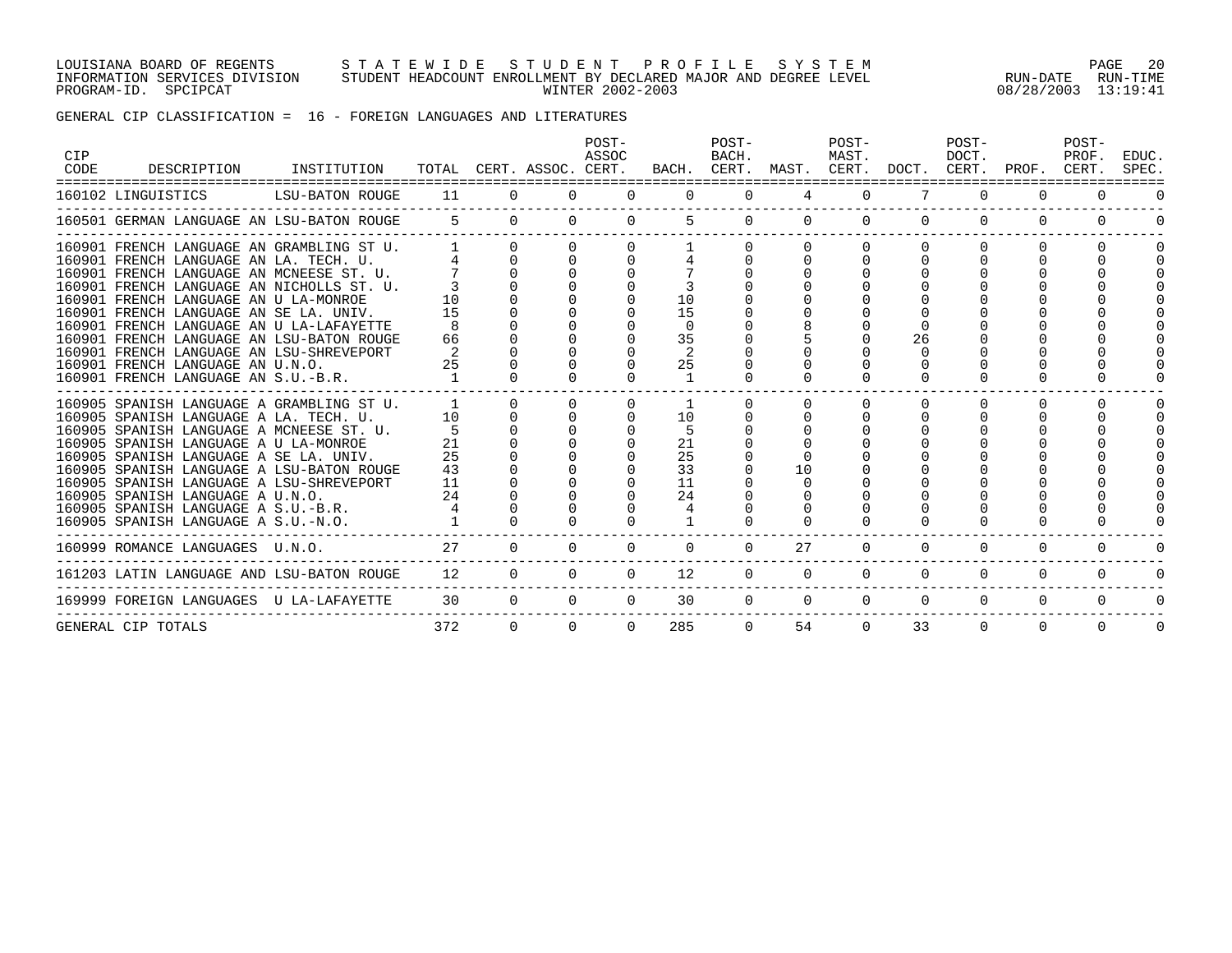GENERAL CIP CLASSIFICATION = 16 - FOREIGN LANGUAGES AND LITERATURES

| CIP CODE | DESCRIPTION | INSTITUTION | TOTAL | CERT. | ASSOC. | POST-ASSOC CERT. | BACH. | POST-BACH. CERT. | MAST. | POST-MAST. CERT. | DOCT. | POST-DOCT. CERT. | PROF. | POST-PROF. CERT. | EDUC. SPEC. |
|---|---|---|---|---|---|---|---|---|---|---|---|---|---|---|---|
| 160102 | LINGUISTICS | LSU-BATON ROUGE | 11 | 0 | 0 | 0 | 0 | 0 | 4 | 0 | 7 | 0 | 0 | 0 | 0 |
| 160501 | GERMAN LANGUAGE AN | LSU-BATON ROUGE | 5 | 0 | 0 | 0 | 5 | 0 | 0 | 0 | 0 | 0 | 0 | 0 | 0 |
| 160901 | FRENCH LANGUAGE AN | GRAMBLING ST U. | 1 | 0 | 0 | 0 | 1 | 0 | 0 | 0 | 0 | 0 | 0 | 0 | 0 |
| 160901 | FRENCH LANGUAGE AN | LA. TECH. U. | 4 | 0 | 0 | 0 | 4 | 0 | 0 | 0 | 0 | 0 | 0 | 0 | 0 |
| 160901 | FRENCH LANGUAGE AN | MCNEESE ST. U. | 7 | 0 | 0 | 0 | 7 | 0 | 0 | 0 | 0 | 0 | 0 | 0 | 0 |
| 160901 | FRENCH LANGUAGE AN | NICHOLLS ST. U. | 3 | 0 | 0 | 0 | 3 | 0 | 0 | 0 | 0 | 0 | 0 | 0 | 0 |
| 160901 | FRENCH LANGUAGE AN | U LA-MONROE | 10 | 0 | 0 | 0 | 10 | 0 | 0 | 0 | 0 | 0 | 0 | 0 | 0 |
| 160901 | FRENCH LANGUAGE AN | SE LA. UNIV. | 15 | 0 | 0 | 0 | 15 | 0 | 0 | 0 | 0 | 0 | 0 | 0 | 0 |
| 160901 | FRENCH LANGUAGE AN | U LA-LAFAYETTE | 8 | 0 | 0 | 0 | 0 | 0 | 8 | 0 | 0 | 0 | 0 | 0 | 0 |
| 160901 | FRENCH LANGUAGE AN | LSU-BATON ROUGE | 66 | 0 | 0 | 0 | 35 | 0 | 5 | 0 | 26 | 0 | 0 | 0 | 0 |
| 160901 | FRENCH LANGUAGE AN | LSU-SHREVEPORT | 2 | 0 | 0 | 0 | 2 | 0 | 0 | 0 | 0 | 0 | 0 | 0 | 0 |
| 160901 | FRENCH LANGUAGE AN | U.N.O. | 25 | 0 | 0 | 0 | 25 | 0 | 0 | 0 | 0 | 0 | 0 | 0 | 0 |
| 160901 | FRENCH LANGUAGE AN | S.U.-B.R. | 1 | 0 | 0 | 0 | 1 | 0 | 0 | 0 | 0 | 0 | 0 | 0 | 0 |
| 160905 | SPANISH LANGUAGE A | GRAMBLING ST U. | 1 | 0 | 0 | 0 | 1 | 0 | 0 | 0 | 0 | 0 | 0 | 0 | 0 |
| 160905 | SPANISH LANGUAGE A | LA. TECH. U. | 10 | 0 | 0 | 0 | 10 | 0 | 0 | 0 | 0 | 0 | 0 | 0 | 0 |
| 160905 | SPANISH LANGUAGE A | MCNEESE ST. U. | 5 | 0 | 0 | 0 | 5 | 0 | 0 | 0 | 0 | 0 | 0 | 0 | 0 |
| 160905 | SPANISH LANGUAGE A | U LA-MONROE | 21 | 0 | 0 | 0 | 21 | 0 | 0 | 0 | 0 | 0 | 0 | 0 | 0 |
| 160905 | SPANISH LANGUAGE A | SE LA. UNIV. | 25 | 0 | 0 | 0 | 25 | 0 | 0 | 0 | 0 | 0 | 0 | 0 | 0 |
| 160905 | SPANISH LANGUAGE A | LSU-BATON ROUGE | 43 | 0 | 0 | 0 | 33 | 0 | 10 | 0 | 0 | 0 | 0 | 0 | 0 |
| 160905 | SPANISH LANGUAGE A | LSU-SHREVEPORT | 11 | 0 | 0 | 0 | 11 | 0 | 0 | 0 | 0 | 0 | 0 | 0 | 0 |
| 160905 | SPANISH LANGUAGE A | U.N.O. | 24 | 0 | 0 | 0 | 24 | 0 | 0 | 0 | 0 | 0 | 0 | 0 | 0 |
| 160905 | SPANISH LANGUAGE A | S.U.-B.R. | 4 | 0 | 0 | 0 | 4 | 0 | 0 | 0 | 0 | 0 | 0 | 0 | 0 |
| 160905 | SPANISH LANGUAGE A | S.U.-N.O. | 1 | 0 | 0 | 0 | 1 | 0 | 0 | 0 | 0 | 0 | 0 | 0 | 0 |
| 160999 | ROMANCE LANGUAGES | U.N.O. | 27 | 0 | 0 | 0 | 0 | 0 | 27 | 0 | 0 | 0 | 0 | 0 | 0 |
| 161203 | LATIN LANGUAGE AND | LSU-BATON ROUGE | 12 | 0 | 0 | 0 | 12 | 0 | 0 | 0 | 0 | 0 | 0 | 0 | 0 |
| 169999 | FOREIGN LANGUAGES | U LA-LAFAYETTE | 30 | 0 | 0 | 0 | 30 | 0 | 0 | 0 | 0 | 0 | 0 | 0 | 0 |
| GENERAL CIP TOTALS | | | 372 | 0 | 0 | 0 | 285 | 0 | 54 | 0 | 33 | 0 | 0 | 0 | 0 |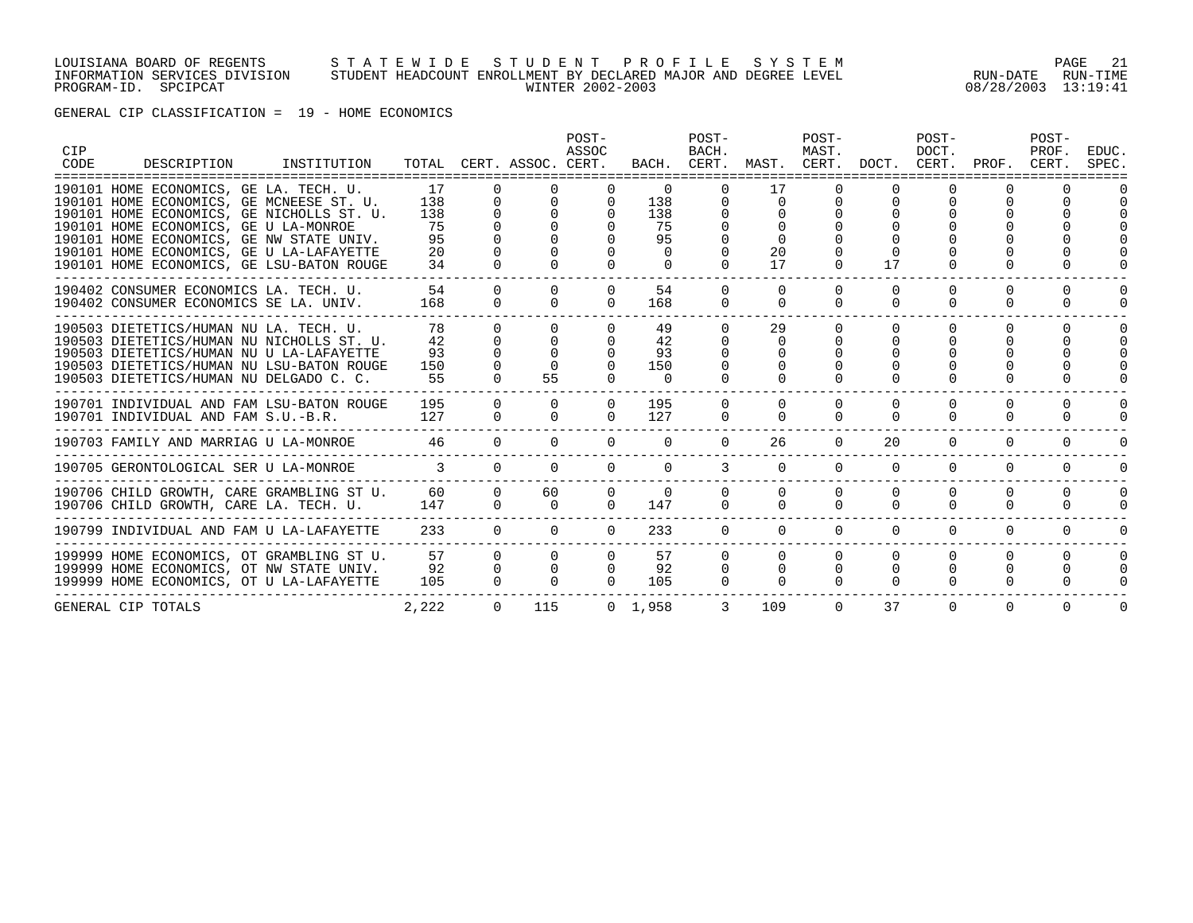LOUISIANA BOARD OF REGENTS — STATEWIDE STUDENT PROFILE SYSTEM
INFORMATION SERVICES DIVISION — STUDENT HEADCOUNT ENROLLMENT BY DECLARED MAJOR AND DEGREE LEVEL — RUN-DATE 08/28/2003 RUN-TIME 13:19:41
PROGRAM-ID. SPCIPCAT — WINTER 2002-2003

GENERAL CIP CLASSIFICATION = 19 - HOME ECONOMICS

| CIP CODE | DESCRIPTION | INSTITUTION | TOTAL | CERT. | ASSOC. | POST-ASSOC CERT. | BACH. | POST-BACH. CERT. | MAST. | POST-MAST. CERT. | DOCT. | POST-DOCT. CERT. | PROF. | POST-PROF. CERT. | EDUC. SPEC. |
|---|---|---|---|---|---|---|---|---|---|---|---|---|---|---|---|
| 190101 | HOME ECONOMICS, GE | LA. TECH. U. | 17 | 0 | 0 | 0 | 0 | 0 | 17 | 0 | 0 | 0 | 0 | 0 | 0 |
| 190101 | HOME ECONOMICS, GE | MCNEESE ST. U. | 138 | 0 | 0 | 0 | 138 | 0 | 0 | 0 | 0 | 0 | 0 | 0 | 0 |
| 190101 | HOME ECONOMICS, GE | NICHOLLS ST. U. | 138 | 0 | 0 | 0 | 138 | 0 | 0 | 0 | 0 | 0 | 0 | 0 | 0 |
| 190101 | HOME ECONOMICS, GE | U LA-MONROE | 75 | 0 | 0 | 0 | 75 | 0 | 0 | 0 | 0 | 0 | 0 | 0 | 0 |
| 190101 | HOME ECONOMICS, GE | NW STATE UNIV. | 95 | 0 | 0 | 0 | 95 | 0 | 0 | 0 | 0 | 0 | 0 | 0 | 0 |
| 190101 | HOME ECONOMICS, GE | U LA-LAFAYETTE | 20 | 0 | 0 | 0 | 0 | 0 | 20 | 0 | 0 | 0 | 0 | 0 | 0 |
| 190101 | HOME ECONOMICS, GE | LSU-BATON ROUGE | 34 | 0 | 0 | 0 | 0 | 0 | 17 | 0 | 17 | 0 | 0 | 0 | 0 |
| 190402 | CONSUMER ECONOMICS | LA. TECH. U. | 54 | 0 | 0 | 0 | 54 | 0 | 0 | 0 | 0 | 0 | 0 | 0 | 0 |
| 190402 | CONSUMER ECONOMICS | SE LA. UNIV. | 168 | 0 | 0 | 0 | 168 | 0 | 0 | 0 | 0 | 0 | 0 | 0 | 0 |
| 190503 | DIETETICS/HUMAN NU | LA. TECH. U. | 78 | 0 | 0 | 0 | 49 | 0 | 29 | 0 | 0 | 0 | 0 | 0 | 0 |
| 190503 | DIETETICS/HUMAN NU | NICHOLLS ST. U. | 42 | 0 | 0 | 0 | 42 | 0 | 0 | 0 | 0 | 0 | 0 | 0 | 0 |
| 190503 | DIETETICS/HUMAN NU | U LA-LAFAYETTE | 93 | 0 | 0 | 0 | 93 | 0 | 0 | 0 | 0 | 0 | 0 | 0 | 0 |
| 190503 | DIETETICS/HUMAN NU | LSU-BATON ROUGE | 150 | 0 | 0 | 0 | 150 | 0 | 0 | 0 | 0 | 0 | 0 | 0 | 0 |
| 190503 | DIETETICS/HUMAN NU | DELGADO C. C. | 55 | 0 | 55 | 0 | 0 | 0 | 0 | 0 | 0 | 0 | 0 | 0 | 0 |
| 190701 | INDIVIDUAL AND FAM | LSU-BATON ROUGE | 195 | 0 | 0 | 0 | 195 | 0 | 0 | 0 | 0 | 0 | 0 | 0 | 0 |
| 190701 | INDIVIDUAL AND FAM | S.U.-B.R. | 127 | 0 | 0 | 0 | 127 | 0 | 0 | 0 | 0 | 0 | 0 | 0 | 0 |
| 190703 | FAMILY AND MARRIAG | U LA-MONROE | 46 | 0 | 0 | 0 | 0 | 0 | 26 | 0 | 20 | 0 | 0 | 0 | 0 |
| 190705 | GERONTOLOGICAL SER | U LA-MONROE | 3 | 0 | 0 | 0 | 0 | 3 | 0 | 0 | 0 | 0 | 0 | 0 | 0 |
| 190706 | CHILD GROWTH, CARE | GRAMBLING ST U. | 60 | 0 | 60 | 0 | 0 | 0 | 0 | 0 | 0 | 0 | 0 | 0 | 0 |
| 190706 | CHILD GROWTH, CARE | LA. TECH. U. | 147 | 0 | 0 | 0 | 147 | 0 | 0 | 0 | 0 | 0 | 0 | 0 | 0 |
| 190799 | INDIVIDUAL AND FAM | U LA-LAFAYETTE | 233 | 0 | 0 | 0 | 233 | 0 | 0 | 0 | 0 | 0 | 0 | 0 | 0 |
| 199999 | HOME ECONOMICS, OT | GRAMBLING ST U. | 57 | 0 | 0 | 0 | 57 | 0 | 0 | 0 | 0 | 0 | 0 | 0 | 0 |
| 199999 | HOME ECONOMICS, OT | NW STATE UNIV. | 92 | 0 | 0 | 0 | 92 | 0 | 0 | 0 | 0 | 0 | 0 | 0 | 0 |
| 199999 | HOME ECONOMICS, OT | U LA-LAFAYETTE | 105 | 0 | 0 | 0 | 105 | 0 | 0 | 0 | 0 | 0 | 0 | 0 | 0 |
| GENERAL CIP TOTALS | | | 2,222 | 0 | 115 | 0 | 1,958 | 3 | 109 | 0 | 37 | 0 | 0 | 0 | 0 |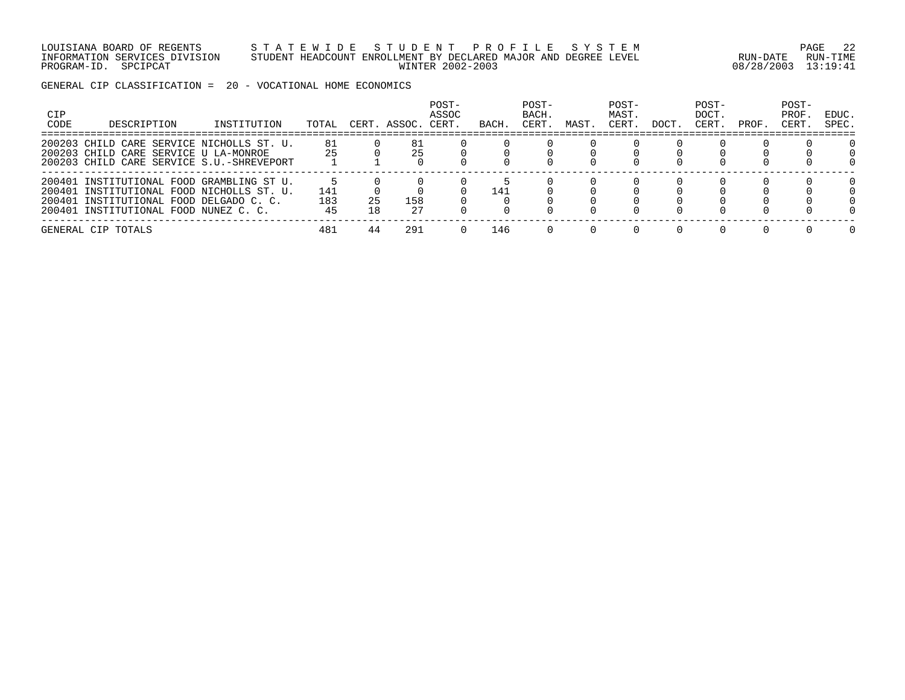GENERAL CIP CLASSIFICATION = 20 - VOCATIONAL HOME ECONOMICS

| CIP CODE | DESCRIPTION | INSTITUTION | TOTAL | CERT. | ASSOC. | POST-ASSOC CERT. | BACH. | POST-BACH. CERT. | MAST. | POST-MAST. CERT. | DOCT. | POST-DOCT. CERT. | PROF. | POST-PROF. CERT. | EDUC. SPEC. |
|---|---|---|---|---|---|---|---|---|---|---|---|---|---|---|---|
| 200203 | CHILD CARE SERVICE | NICHOLLS ST. U. | 81 | 0 | 81 | 0 | 0 | 0 | 0 | 0 | 0 | 0 | 0 | 0 | 0 |
| 200203 | CHILD CARE SERVICE | U LA-MONROE | 25 | 0 | 25 | 0 | 0 | 0 | 0 | 0 | 0 | 0 | 0 | 0 | 0 |
| 200203 | CHILD CARE SERVICE | S.U.-SHREVEPORT | 1 | 1 | 0 | 0 | 0 | 0 | 0 | 0 | 0 | 0 | 0 | 0 | 0 |
| 200401 | INSTITUTIONAL FOOD | GRAMBLING ST U. | 5 | 0 | 0 | 0 | 5 | 0 | 0 | 0 | 0 | 0 | 0 | 0 | 0 |
| 200401 | INSTITUTIONAL FOOD | NICHOLLS ST. U. | 141 | 0 | 0 | 0 | 141 | 0 | 0 | 0 | 0 | 0 | 0 | 0 | 0 |
| 200401 | INSTITUTIONAL FOOD | DELGADO C. C. | 183 | 25 | 158 | 0 | 0 | 0 | 0 | 0 | 0 | 0 | 0 | 0 | 0 |
| 200401 | INSTITUTIONAL FOOD | NUNEZ C. C. | 45 | 18 | 27 | 0 | 0 | 0 | 0 | 0 | 0 | 0 | 0 | 0 | 0 |
| GENERAL CIP TOTALS | | | 481 | 44 | 291 | 0 | 146 | 0 | 0 | 0 | 0 | 0 | 0 | 0 | 0 |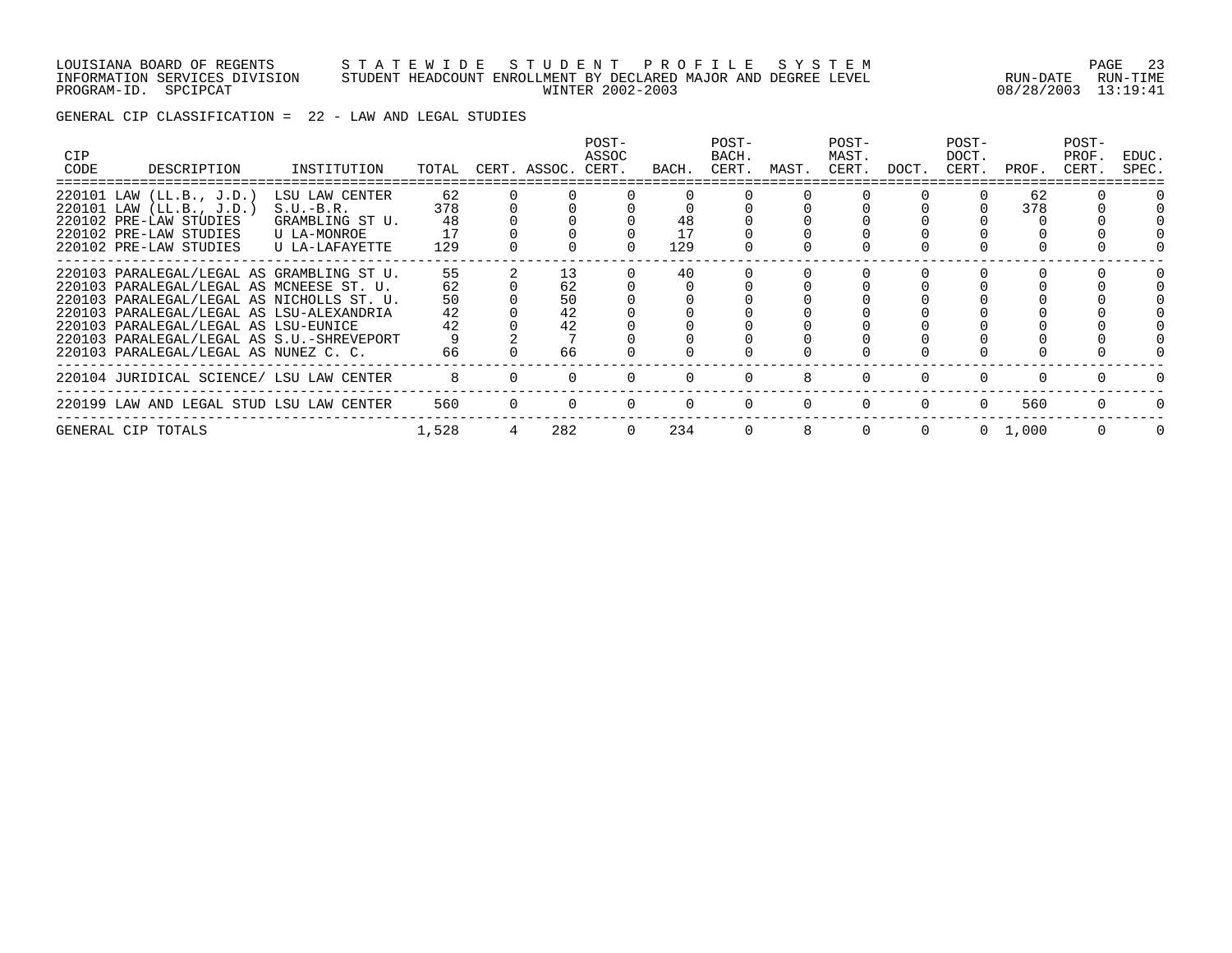LOUISIANA BOARD OF REGENTS — STATEWIDE STUDENT PROFILE SYSTEM
INFORMATION SERVICES DIVISION — STUDENT HEADCOUNT ENROLLMENT BY DECLARED MAJOR AND DEGREE LEVEL
PROGRAM-ID. SPCIPCAT — WINTER 2002-2003
RUN-DATE 08/28/2003 RUN-TIME 13:19:41

GENERAL CIP CLASSIFICATION = 22 - LAW AND LEGAL STUDIES

| CIP CODE | DESCRIPTION | INSTITUTION | TOTAL | CERT. | ASSOC. | POST-ASSOC CERT. | BACH. | POST-BACH. CERT. | MAST. | POST-MAST. CERT. | DOCT. | POST-DOCT. CERT. | PROF. | POST-PROF. CERT. | EDUC. SPEC. |
|---|---|---|---|---|---|---|---|---|---|---|---|---|---|---|---|
| 220101 | LAW (LL.B., J.D.) | LSU LAW CENTER | 62 | 0 | 0 | 0 | 0 | 0 | 0 | 0 | 0 | 0 | 62 | 0 | 0 |
| 220101 | LAW (LL.B., J.D.) | S.U.-B.R. | 378 | 0 | 0 | 0 | 0 | 0 | 0 | 0 | 0 | 0 | 378 | 0 | 0 |
| 220102 | PRE-LAW STUDIES | GRAMBLING ST U. | 48 | 0 | 0 | 0 | 48 | 0 | 0 | 0 | 0 | 0 | 0 | 0 | 0 |
| 220102 | PRE-LAW STUDIES | U LA-MONROE | 17 | 0 | 0 | 0 | 17 | 0 | 0 | 0 | 0 | 0 | 0 | 0 | 0 |
| 220102 | PRE-LAW STUDIES | U LA-LAFAYETTE | 129 | 0 | 0 | 0 | 129 | 0 | 0 | 0 | 0 | 0 | 0 | 0 | 0 |
| 220103 | PARALEGAL/LEGAL AS | GRAMBLING ST U. | 55 | 2 | 13 | 0 | 40 | 0 | 0 | 0 | 0 | 0 | 0 | 0 | 0 |
| 220103 | PARALEGAL/LEGAL AS | MCNEESE ST. U. | 62 | 0 | 62 | 0 | 0 | 0 | 0 | 0 | 0 | 0 | 0 | 0 | 0 |
| 220103 | PARALEGAL/LEGAL AS | NICHOLLS ST. U. | 50 | 0 | 50 | 0 | 0 | 0 | 0 | 0 | 0 | 0 | 0 | 0 | 0 |
| 220103 | PARALEGAL/LEGAL AS | LSU-ALEXANDRIA | 42 | 0 | 42 | 0 | 0 | 0 | 0 | 0 | 0 | 0 | 0 | 0 | 0 |
| 220103 | PARALEGAL/LEGAL AS | LSU-EUNICE | 42 | 0 | 42 | 0 | 0 | 0 | 0 | 0 | 0 | 0 | 0 | 0 | 0 |
| 220103 | PARALEGAL/LEGAL AS | S.U.-SHREVEPORT | 9 | 2 | 7 | 0 | 0 | 0 | 0 | 0 | 0 | 0 | 0 | 0 | 0 |
| 220103 | PARALEGAL/LEGAL AS | NUNEZ C. C. | 66 | 0 | 66 | 0 | 0 | 0 | 0 | 0 | 0 | 0 | 0 | 0 | 0 |
| 220104 | JURIDICAL SCIENCE/ | LSU LAW CENTER | 8 | 0 | 0 | 0 | 0 | 0 | 8 | 0 | 0 | 0 | 0 | 0 | 0 |
| 220199 | LAW AND LEGAL STUD | LSU LAW CENTER | 560 | 0 | 0 | 0 | 0 | 0 | 0 | 0 | 0 | 0 | 560 | 0 | 0 |
| GENERAL CIP TOTALS | | | 1,528 | 4 | 282 | 0 | 234 | 0 | 8 | 0 | 0 | 0 | 1,000 | 0 | 0 |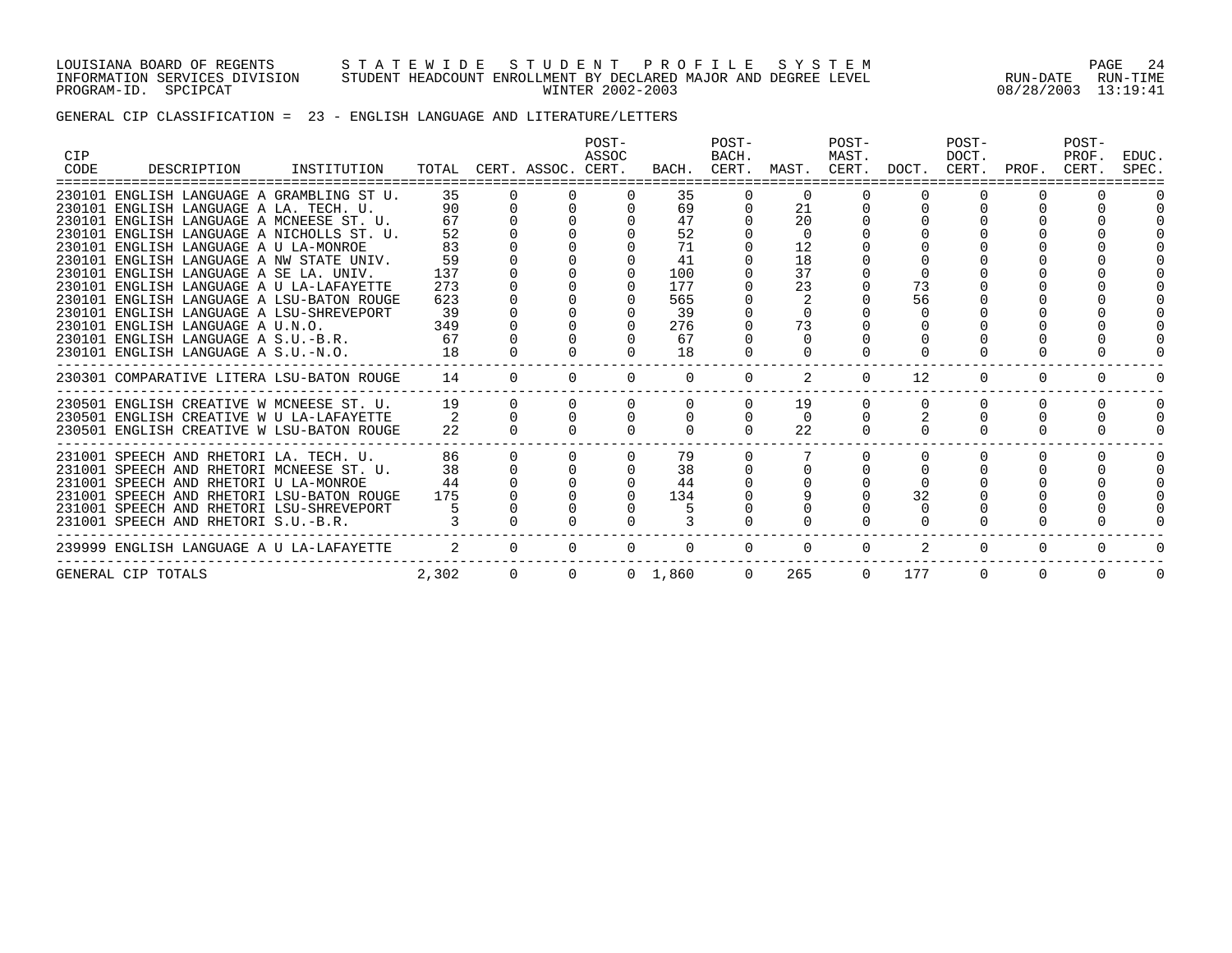GENERAL CIP CLASSIFICATION = 23 - ENGLISH LANGUAGE AND LITERATURE/LETTERS

| CIP CODE | DESCRIPTION | INSTITUTION | TOTAL | CERT. | ASSOC. | POST-ASSOC CERT. | BACH. | POST-BACH. CERT. | MAST. | POST-MAST. CERT. | DOCT. | POST-DOCT. CERT. | PROF. | POST-PROF. CERT. | EDUC. SPEC. |
|---|---|---|---|---|---|---|---|---|---|---|---|---|---|---|---|
| 230101 | ENGLISH LANGUAGE A | GRAMBLING ST U. | 35 | 0 | 0 | 0 | 35 | 0 | 0 | 0 | 0 | 0 | 0 | 0 | 0 |
| 230101 | ENGLISH LANGUAGE A | LA. TECH. U. | 90 | 0 | 0 | 0 | 69 | 0 | 21 | 0 | 0 | 0 | 0 | 0 | 0 |
| 230101 | ENGLISH LANGUAGE A | MCNEESE ST. U. | 67 | 0 | 0 | 0 | 47 | 0 | 20 | 0 | 0 | 0 | 0 | 0 | 0 |
| 230101 | ENGLISH LANGUAGE A | NICHOLLS ST. U. | 52 | 0 | 0 | 0 | 52 | 0 | 0 | 0 | 0 | 0 | 0 | 0 | 0 |
| 230101 | ENGLISH LANGUAGE A | U LA-MONROE | 83 | 0 | 0 | 0 | 71 | 0 | 12 | 0 | 0 | 0 | 0 | 0 | 0 |
| 230101 | ENGLISH LANGUAGE A | NW STATE UNIV. | 59 | 0 | 0 | 0 | 41 | 0 | 18 | 0 | 0 | 0 | 0 | 0 | 0 |
| 230101 | ENGLISH LANGUAGE A | SE LA. UNIV. | 137 | 0 | 0 | 0 | 100 | 0 | 37 | 0 | 0 | 0 | 0 | 0 | 0 |
| 230101 | ENGLISH LANGUAGE A | U LA-LAFAYETTE | 273 | 0 | 0 | 0 | 177 | 0 | 23 | 0 | 73 | 0 | 0 | 0 | 0 |
| 230101 | ENGLISH LANGUAGE A | LSU-BATON ROUGE | 623 | 0 | 0 | 0 | 565 | 0 | 2 | 0 | 56 | 0 | 0 | 0 | 0 |
| 230101 | ENGLISH LANGUAGE A | LSU-SHREVEPORT | 39 | 0 | 0 | 0 | 39 | 0 | 0 | 0 | 0 | 0 | 0 | 0 | 0 |
| 230101 | ENGLISH LANGUAGE A | U.N.O. | 349 | 0 | 0 | 0 | 276 | 0 | 73 | 0 | 0 | 0 | 0 | 0 | 0 |
| 230101 | ENGLISH LANGUAGE A | S.U.-B.R. | 67 | 0 | 0 | 0 | 67 | 0 | 0 | 0 | 0 | 0 | 0 | 0 | 0 |
| 230101 | ENGLISH LANGUAGE A | S.U.-N.O. | 18 | 0 | 0 | 0 | 18 | 0 | 0 | 0 | 0 | 0 | 0 | 0 | 0 |
| 230301 | COMPARATIVE LITERA | LSU-BATON ROUGE | 14 | 0 | 0 | 0 | 0 | 0 | 2 | 0 | 12 | 0 | 0 | 0 | 0 |
| 230501 | ENGLISH CREATIVE W | MCNEESE ST. U. | 19 | 0 | 0 | 0 | 0 | 0 | 19 | 0 | 0 | 0 | 0 | 0 | 0 |
| 230501 | ENGLISH CREATIVE W | U LA-LAFAYETTE | 2 | 0 | 0 | 0 | 0 | 0 | 0 | 0 | 2 | 0 | 0 | 0 | 0 |
| 230501 | ENGLISH CREATIVE W | LSU-BATON ROUGE | 22 | 0 | 0 | 0 | 0 | 0 | 22 | 0 | 0 | 0 | 0 | 0 | 0 |
| 231001 | SPEECH AND RHETORI | LA. TECH. U. | 86 | 0 | 0 | 0 | 79 | 0 | 7 | 0 | 0 | 0 | 0 | 0 | 0 |
| 231001 | SPEECH AND RHETORI | MCNEESE ST. U. | 38 | 0 | 0 | 0 | 38 | 0 | 0 | 0 | 0 | 0 | 0 | 0 | 0 |
| 231001 | SPEECH AND RHETORI | U LA-MONROE | 44 | 0 | 0 | 0 | 44 | 0 | 0 | 0 | 0 | 0 | 0 | 0 | 0 |
| 231001 | SPEECH AND RHETORI | LSU-BATON ROUGE | 175 | 0 | 0 | 0 | 134 | 0 | 9 | 0 | 32 | 0 | 0 | 0 | 0 |
| 231001 | SPEECH AND RHETORI | LSU-SHREVEPORT | 5 | 0 | 0 | 0 | 5 | 0 | 0 | 0 | 0 | 0 | 0 | 0 | 0 |
| 231001 | SPEECH AND RHETORI | S.U.-B.R. | 3 | 0 | 0 | 0 | 3 | 0 | 0 | 0 | 0 | 0 | 0 | 0 | 0 |
| 239999 | ENGLISH LANGUAGE A | U LA-LAFAYETTE | 2 | 0 | 0 | 0 | 0 | 0 | 0 | 0 | 2 | 0 | 0 | 0 | 0 |
| GENERAL CIP TOTALS | | | 2,302 | 0 | 0 | 0 | 1,860 | 0 | 265 | 0 | 177 | 0 | 0 | 0 | 0 |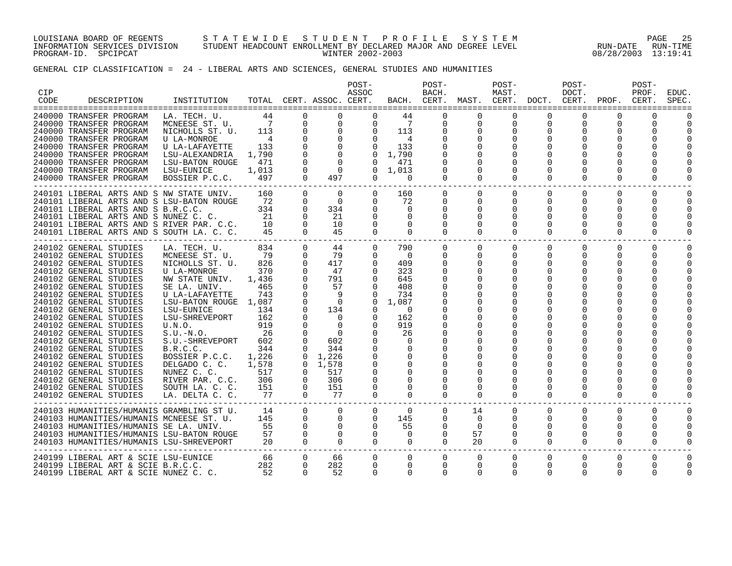LOUISIANA BOARD OF REGENTS — STATEWIDE STUDENT PROFILE SYSTEM
INFORMATION SERVICES DIVISION — STUDENT HEADCOUNT ENROLLMENT BY DECLARED MAJOR AND DEGREE LEVEL — RUN-DATE 08/28/2003 RUN-TIME 13:19:41
PROGRAM-ID. SPCIPCAT — WINTER 2002-2003

GENERAL CIP CLASSIFICATION = 24 - LIBERAL ARTS AND SCIENCES, GENERAL STUDIES AND HUMANITIES

| CIP CODE | DESCRIPTION | INSTITUTION | TOTAL | CERT. | ASSOC. | POST-ASSOC CERT. | BACH. | POST-BACH. CERT. | MAST. | POST-MAST. CERT. | DOCT. | POST-DOCT. CERT. | PROF. | POST-PROF. CERT. | EDUC. SPEC. |
|---|---|---|---|---|---|---|---|---|---|---|---|---|---|---|---|
| 240000 | TRANSFER PROGRAM | LA. TECH. U. | 44 | 0 | 0 | 0 | 44 | 0 | 0 | 0 | 0 | 0 | 0 | 0 | 0 |
| 240000 | TRANSFER PROGRAM | MCNEESE ST. U. | 7 | 0 | 0 | 0 | 7 | 0 | 0 | 0 | 0 | 0 | 0 | 0 | 0 |
| 240000 | TRANSFER PROGRAM | NICHOLLS ST. U. | 113 | 0 | 0 | 0 | 113 | 0 | 0 | 0 | 0 | 0 | 0 | 0 | 0 |
| 240000 | TRANSFER PROGRAM | U LA-MONROE | 4 | 0 | 0 | 0 | 4 | 0 | 0 | 0 | 0 | 0 | 0 | 0 | 0 |
| 240000 | TRANSFER PROGRAM | U LA-LAFAYETTE | 133 | 0 | 0 | 0 | 133 | 0 | 0 | 0 | 0 | 0 | 0 | 0 | 0 |
| 240000 | TRANSFER PROGRAM | LSU-ALEXANDRIA | 1,790 | 0 | 0 | 0 | 1,790 | 0 | 0 | 0 | 0 | 0 | 0 | 0 | 0 |
| 240000 | TRANSFER PROGRAM | LSU-BATON ROUGE | 471 | 0 | 0 | 0 | 471 | 0 | 0 | 0 | 0 | 0 | 0 | 0 | 0 |
| 240000 | TRANSFER PROGRAM | LSU-EUNICE | 1,013 | 0 | 0 | 0 | 1,013 | 0 | 0 | 0 | 0 | 0 | 0 | 0 | 0 |
| 240000 | TRANSFER PROGRAM | BOSSIER P.C.C. | 497 | 0 | 497 | 0 | 0 | 0 | 0 | 0 | 0 | 0 | 0 | 0 | 0 |
| 240101 | LIBERAL ARTS AND S | NW STATE UNIV. | 160 | 0 | 0 | 0 | 160 | 0 | 0 | 0 | 0 | 0 | 0 | 0 | 0 |
| 240101 | LIBERAL ARTS AND S | LSU-BATON ROUGE | 72 | 0 | 0 | 0 | 72 | 0 | 0 | 0 | 0 | 0 | 0 | 0 | 0 |
| 240101 | LIBERAL ARTS AND S | B.R.C.C. | 334 | 0 | 334 | 0 | 0 | 0 | 0 | 0 | 0 | 0 | 0 | 0 | 0 |
| 240101 | LIBERAL ARTS AND S | NUNEZ C. C. | 21 | 0 | 21 | 0 | 0 | 0 | 0 | 0 | 0 | 0 | 0 | 0 | 0 |
| 240101 | LIBERAL ARTS AND S | RIVER PAR. C.C. | 10 | 0 | 10 | 0 | 0 | 0 | 0 | 0 | 0 | 0 | 0 | 0 | 0 |
| 240101 | LIBERAL ARTS AND S | SOUTH LA. C. C. | 45 | 0 | 45 | 0 | 0 | 0 | 0 | 0 | 0 | 0 | 0 | 0 | 0 |
| 240102 | GENERAL STUDIES | LA. TECH. U. | 834 | 0 | 44 | 0 | 790 | 0 | 0 | 0 | 0 | 0 | 0 | 0 | 0 |
| 240102 | GENERAL STUDIES | MCNEESE ST. U. | 79 | 0 | 79 | 0 | 0 | 0 | 0 | 0 | 0 | 0 | 0 | 0 | 0 |
| 240102 | GENERAL STUDIES | NICHOLLS ST. U. | 826 | 0 | 417 | 0 | 409 | 0 | 0 | 0 | 0 | 0 | 0 | 0 | 0 |
| 240102 | GENERAL STUDIES | U LA-MONROE | 370 | 0 | 47 | 0 | 323 | 0 | 0 | 0 | 0 | 0 | 0 | 0 | 0 |
| 240102 | GENERAL STUDIES | NW STATE UNIV. | 1,436 | 0 | 791 | 0 | 645 | 0 | 0 | 0 | 0 | 0 | 0 | 0 | 0 |
| 240102 | GENERAL STUDIES | SE LA. UNIV. | 465 | 0 | 57 | 0 | 408 | 0 | 0 | 0 | 0 | 0 | 0 | 0 | 0 |
| 240102 | GENERAL STUDIES | U LA-LAFAYETTE | 743 | 0 | 9 | 0 | 734 | 0 | 0 | 0 | 0 | 0 | 0 | 0 | 0 |
| 240102 | GENERAL STUDIES | LSU-BATON ROUGE | 1,087 | 0 | 0 | 0 | 1,087 | 0 | 0 | 0 | 0 | 0 | 0 | 0 | 0 |
| 240102 | GENERAL STUDIES | LSU-EUNICE | 134 | 0 | 134 | 0 | 0 | 0 | 0 | 0 | 0 | 0 | 0 | 0 | 0 |
| 240102 | GENERAL STUDIES | LSU-SHREVEPORT | 162 | 0 | 0 | 0 | 162 | 0 | 0 | 0 | 0 | 0 | 0 | 0 | 0 |
| 240102 | GENERAL STUDIES | U.N.O. | 919 | 0 | 0 | 0 | 919 | 0 | 0 | 0 | 0 | 0 | 0 | 0 | 0 |
| 240102 | GENERAL STUDIES | S.U.-N.O. | 26 | 0 | 0 | 0 | 26 | 0 | 0 | 0 | 0 | 0 | 0 | 0 | 0 |
| 240102 | GENERAL STUDIES | S.U.-SHREVEPORT | 602 | 0 | 602 | 0 | 0 | 0 | 0 | 0 | 0 | 0 | 0 | 0 | 0 |
| 240102 | GENERAL STUDIES | B.R.C.C. | 344 | 0 | 344 | 0 | 0 | 0 | 0 | 0 | 0 | 0 | 0 | 0 | 0 |
| 240102 | GENERAL STUDIES | BOSSIER P.C.C. | 1,226 | 0 | 1,226 | 0 | 0 | 0 | 0 | 0 | 0 | 0 | 0 | 0 | 0 |
| 240102 | GENERAL STUDIES | DELGADO C. C. | 1,578 | 0 | 1,578 | 0 | 0 | 0 | 0 | 0 | 0 | 0 | 0 | 0 | 0 |
| 240102 | GENERAL STUDIES | NUNEZ C. C. | 517 | 0 | 517 | 0 | 0 | 0 | 0 | 0 | 0 | 0 | 0 | 0 | 0 |
| 240102 | GENERAL STUDIES | RIVER PAR. C.C. | 306 | 0 | 306 | 0 | 0 | 0 | 0 | 0 | 0 | 0 | 0 | 0 | 0 |
| 240102 | GENERAL STUDIES | SOUTH LA. C. C. | 151 | 0 | 151 | 0 | 0 | 0 | 0 | 0 | 0 | 0 | 0 | 0 | 0 |
| 240102 | GENERAL STUDIES | LA. DELTA C. C. | 77 | 0 | 77 | 0 | 0 | 0 | 0 | 0 | 0 | 0 | 0 | 0 | 0 |
| 240103 | HUMANITIES/HUMANIS | GRAMBLING ST U. | 14 | 0 | 0 | 0 | 0 | 0 | 14 | 0 | 0 | 0 | 0 | 0 | 0 |
| 240103 | HUMANITIES/HUMANIS | MCNEESE ST. U. | 145 | 0 | 0 | 0 | 145 | 0 | 0 | 0 | 0 | 0 | 0 | 0 | 0 |
| 240103 | HUMANITIES/HUMANIS | SE LA. UNIV. | 55 | 0 | 0 | 0 | 55 | 0 | 0 | 0 | 0 | 0 | 0 | 0 | 0 |
| 240103 | HUMANITIES/HUMANIS | LSU-BATON ROUGE | 57 | 0 | 0 | 0 | 0 | 0 | 57 | 0 | 0 | 0 | 0 | 0 | 0 |
| 240103 | HUMANITIES/HUMANIS | LSU-SHREVEPORT | 20 | 0 | 0 | 0 | 0 | 0 | 20 | 0 | 0 | 0 | 0 | 0 | 0 |
| 240199 | LIBERAL ART & SCIE | LSU-EUNICE | 66 | 0 | 66 | 0 | 0 | 0 | 0 | 0 | 0 | 0 | 0 | 0 | 0 |
| 240199 | LIBERAL ART & SCIE | B.R.C.C. | 282 | 0 | 282 | 0 | 0 | 0 | 0 | 0 | 0 | 0 | 0 | 0 | 0 |
| 240199 | LIBERAL ART & SCIE | NUNEZ C. C. | 52 | 0 | 52 | 0 | 0 | 0 | 0 | 0 | 0 | 0 | 0 | 0 | 0 |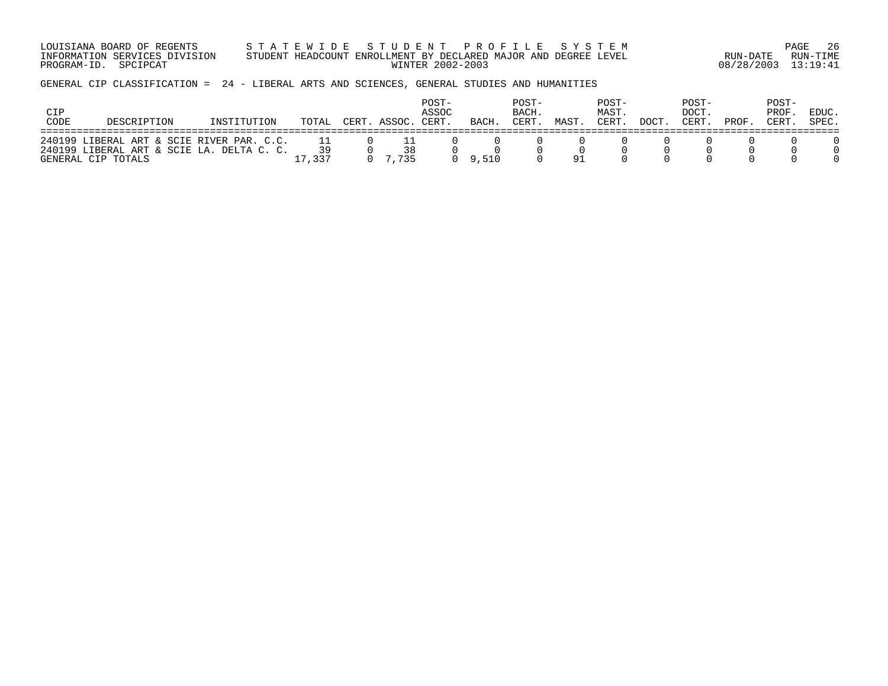GENERAL CIP CLASSIFICATION = 24 - LIBERAL ARTS AND SCIENCES, GENERAL STUDIES AND HUMANITIES

| CIP CODE | DESCRIPTION | INSTITUTION | TOTAL | CERT. | ASSOC. | POST-ASSOC CERT. | BACH. | POST-BACH. CERT. | MAST. | POST-MAST. CERT. | DOCT. | POST-DOCT. CERT. | PROF. | POST-PROF. CERT. | EDUC. SPEC. |
|---|---|---|---|---|---|---|---|---|---|---|---|---|---|---|---|
| 240199 | LIBERAL ART & SCIE | RIVER PAR. C.C. | 11 | 0 | 11 | 0 | 0 | 0 | 0 | 0 | 0 | 0 | 0 | 0 | 0 |
| 240199 | LIBERAL ART & SCIE | LA. DELTA C. C. | 39 | 0 | 38 | 0 | 0 | 0 | 0 | 0 | 0 | 0 | 0 | 0 | 0 |
| GENERAL CIP TOTALS | | | 17,337 | 0 | 7,735 | 0 | 9,510 | 0 | 91 | 0 | 0 | 0 | 0 | 0 | 0 |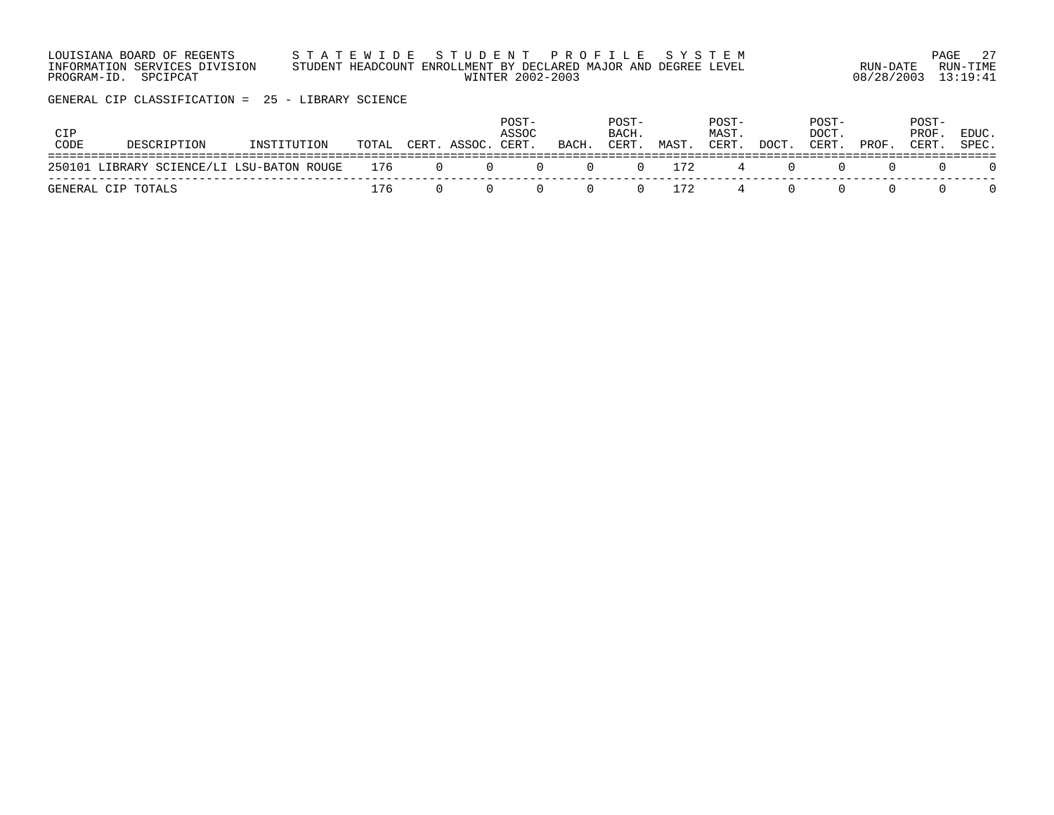LOUISIANA BOARD OF REGENTS — STATEWIDE STUDENT PROFILE SYSTEM
INFORMATION SERVICES DIVISION — STUDENT HEADCOUNT ENROLLMENT BY DECLARED MAJOR AND DEGREE LEVEL
PROGRAM-ID. SPCIPCAT — WINTER 2002-2003
RUN-DATE 08/28/2003 RUN-TIME 13:19:41

GENERAL CIP CLASSIFICATION = 25 - LIBRARY SCIENCE

| CIP CODE | DESCRIPTION | INSTITUTION | TOTAL | CERT. | ASSOC. | POST-ASSOC CERT. | BACH. | POST-BACH. CERT. | MAST. | POST-MAST. CERT. | DOCT. | POST-DOCT. CERT. | PROF. | POST-PROF. CERT. | EDUC. SPEC. |
|---|---|---|---|---|---|---|---|---|---|---|---|---|---|---|---|
| 250101 | LIBRARY SCIENCE/LI | LSU-BATON ROUGE | 176 | 0 | 0 | 0 | 0 | 0 | 172 | 4 | 0 | 0 | 0 | 0 | 0 |
| GENERAL CIP TOTALS | | | 176 | 0 | 0 | 0 | 0 | 0 | 172 | 4 | 0 | 0 | 0 | 0 | 0 |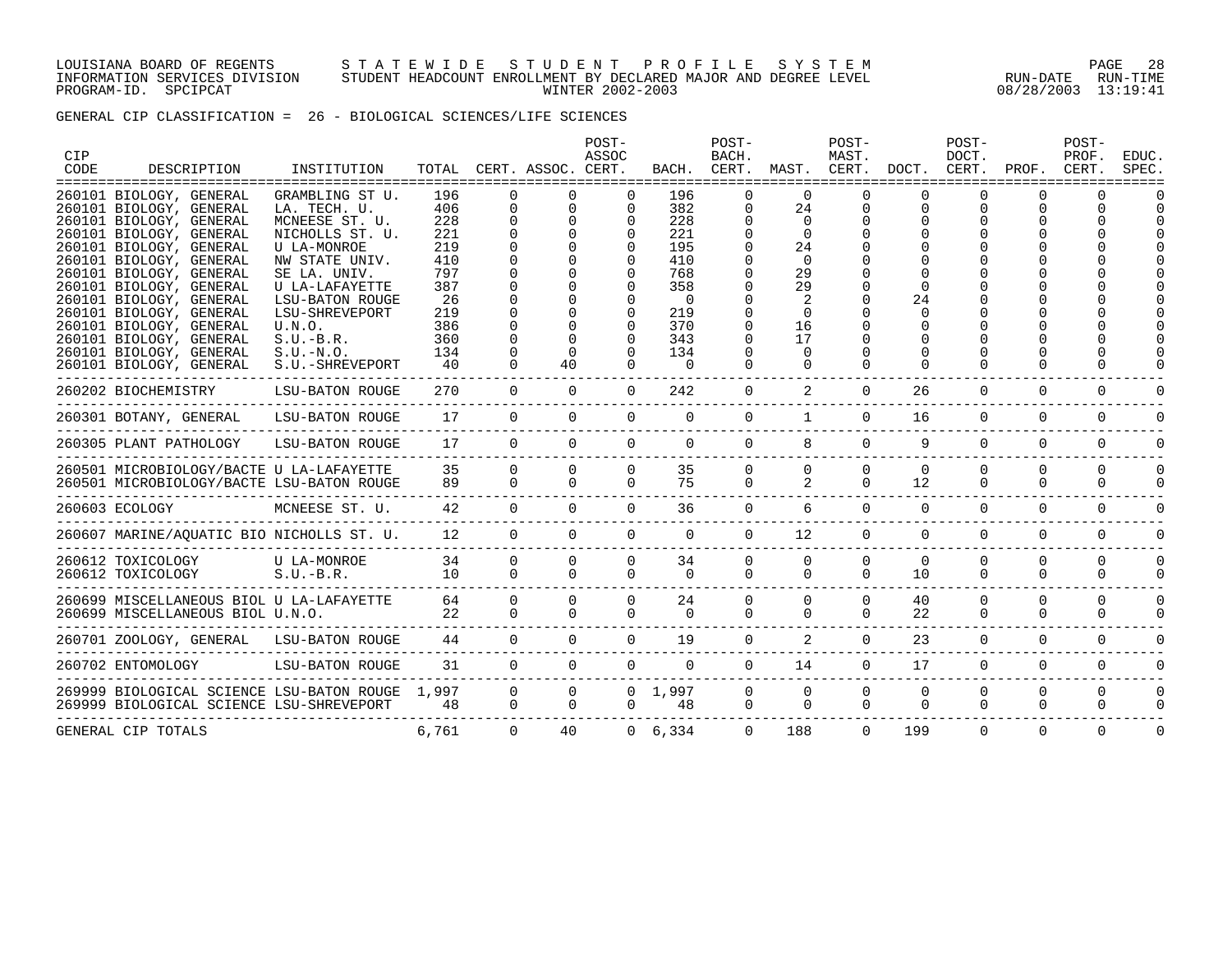LOUISIANA BOARD OF REGENTS — STATEWIDE STUDENT PROFILE SYSTEM
INFORMATION SERVICES DIVISION — STUDENT HEADCOUNT ENROLLMENT BY DECLARED MAJOR AND DEGREE LEVEL — RUN-DATE 08/28/2003 RUN-TIME 13:19:41
PROGRAM-ID. SPCIPCAT — WINTER 2002-2003

GENERAL CIP CLASSIFICATION = 26 - BIOLOGICAL SCIENCES/LIFE SCIENCES

| CIP CODE | DESCRIPTION | INSTITUTION | TOTAL | CERT. | ASSOC. | POST-ASSOC CERT. | BACH. | POST-BACH. CERT. | MAST. | POST-MAST. CERT. | DOCT. | POST-DOCT. CERT. | PROF. | POST-PROF. CERT. | EDUC. SPEC. |
|---|---|---|---|---|---|---|---|---|---|---|---|---|---|---|---|
| 260101 | BIOLOGY, GENERAL | GRAMBLING ST U. | 196 | 0 | 0 | 0 | 196 | 0 | 0 | 0 | 0 | 0 | 0 | 0 | 0 |
| 260101 | BIOLOGY, GENERAL | LA. TECH. U. | 406 | 0 | 0 | 0 | 382 | 0 | 24 | 0 | 0 | 0 | 0 | 0 | 0 |
| 260101 | BIOLOGY, GENERAL | MCNEESE ST. U. | 228 | 0 | 0 | 0 | 228 | 0 | 0 | 0 | 0 | 0 | 0 | 0 | 0 |
| 260101 | BIOLOGY, GENERAL | NICHOLLS ST. U. | 221 | 0 | 0 | 0 | 221 | 0 | 0 | 0 | 0 | 0 | 0 | 0 | 0 |
| 260101 | BIOLOGY, GENERAL | U LA-MONROE | 219 | 0 | 0 | 0 | 195 | 0 | 24 | 0 | 0 | 0 | 0 | 0 | 0 |
| 260101 | BIOLOGY, GENERAL | NW STATE UNIV. | 410 | 0 | 0 | 0 | 410 | 0 | 0 | 0 | 0 | 0 | 0 | 0 | 0 |
| 260101 | BIOLOGY, GENERAL | SE LA. UNIV. | 797 | 0 | 0 | 0 | 768 | 0 | 29 | 0 | 0 | 0 | 0 | 0 | 0 |
| 260101 | BIOLOGY, GENERAL | U LA-LAFAYETTE | 387 | 0 | 0 | 0 | 358 | 0 | 29 | 0 | 0 | 0 | 0 | 0 | 0 |
| 260101 | BIOLOGY, GENERAL | LSU-BATON ROUGE | 26 | 0 | 0 | 0 | 0 | 0 | 2 | 0 | 24 | 0 | 0 | 0 | 0 |
| 260101 | BIOLOGY, GENERAL | LSU-SHREVEPORT | 219 | 0 | 0 | 0 | 219 | 0 | 0 | 0 | 0 | 0 | 0 | 0 | 0 |
| 260101 | BIOLOGY, GENERAL | U.N.O. | 386 | 0 | 0 | 0 | 370 | 0 | 16 | 0 | 0 | 0 | 0 | 0 | 0 |
| 260101 | BIOLOGY, GENERAL | S.U.-B.R. | 360 | 0 | 0 | 0 | 343 | 0 | 17 | 0 | 0 | 0 | 0 | 0 | 0 |
| 260101 | BIOLOGY, GENERAL | S.U.-N.O. | 134 | 0 | 0 | 0 | 134 | 0 | 0 | 0 | 0 | 0 | 0 | 0 | 0 |
| 260101 | BIOLOGY, GENERAL | S.U.-SHREVEPORT | 40 | 0 | 40 | 0 | 0 | 0 | 0 | 0 | 0 | 0 | 0 | 0 | 0 |
| 260202 | BIOCHEMISTRY | LSU-BATON ROUGE | 270 | 0 | 0 | 0 | 242 | 0 | 2 | 0 | 26 | 0 | 0 | 0 | 0 |
| 260301 | BOTANY, GENERAL | LSU-BATON ROUGE | 17 | 0 | 0 | 0 | 0 | 0 | 1 | 0 | 16 | 0 | 0 | 0 | 0 |
| 260305 | PLANT PATHOLOGY | LSU-BATON ROUGE | 17 | 0 | 0 | 0 | 0 | 0 | 8 | 0 | 9 | 0 | 0 | 0 | 0 |
| 260501 | MICROBIOLOGY/BACTE | U LA-LAFAYETTE | 35 | 0 | 0 | 0 | 35 | 0 | 0 | 0 | 0 | 0 | 0 | 0 | 0 |
| 260501 | MICROBIOLOGY/BACTE | LSU-BATON ROUGE | 89 | 0 | 0 | 0 | 75 | 0 | 2 | 0 | 12 | 0 | 0 | 0 | 0 |
| 260603 | ECOLOGY | MCNEESE ST. U. | 42 | 0 | 0 | 0 | 36 | 0 | 6 | 0 | 0 | 0 | 0 | 0 | 0 |
| 260607 | MARINE/AQUATIC BIO | NICHOLLS ST. U. | 12 | 0 | 0 | 0 | 0 | 0 | 12 | 0 | 0 | 0 | 0 | 0 | 0 |
| 260612 | TOXICOLOGY | U LA-MONROE | 34 | 0 | 0 | 0 | 34 | 0 | 0 | 0 | 0 | 0 | 0 | 0 | 0 |
| 260612 | TOXICOLOGY | S.U.-B.R. | 10 | 0 | 0 | 0 | 0 | 0 | 0 | 0 | 10 | 0 | 0 | 0 | 0 |
| 260699 | MISCELLANEOUS BIOL | U LA-LAFAYETTE | 64 | 0 | 0 | 0 | 24 | 0 | 0 | 0 | 40 | 0 | 0 | 0 | 0 |
| 260699 | MISCELLANEOUS BIOL | U.N.O. | 22 | 0 | 0 | 0 | 0 | 0 | 0 | 0 | 22 | 0 | 0 | 0 | 0 |
| 260701 | ZOOLOGY, GENERAL | LSU-BATON ROUGE | 44 | 0 | 0 | 0 | 19 | 0 | 2 | 0 | 23 | 0 | 0 | 0 | 0 |
| 260702 | ENTOMOLOGY | LSU-BATON ROUGE | 31 | 0 | 0 | 0 | 0 | 0 | 14 | 0 | 17 | 0 | 0 | 0 | 0 |
| 269999 | BIOLOGICAL SCIENCE | LSU-BATON ROUGE | 1,997 | 0 | 0 | 0 | 1,997 | 0 | 0 | 0 | 0 | 0 | 0 | 0 | 0 |
| 269999 | BIOLOGICAL SCIENCE | LSU-SHREVEPORT | 48 | 0 | 0 | 0 | 48 | 0 | 0 | 0 | 0 | 0 | 0 | 0 | 0 |
| GENERAL CIP TOTALS | | | 6,761 | 0 | 40 | 0 | 6,334 | 0 | 188 | 0 | 199 | 0 | 0 | 0 | 0 |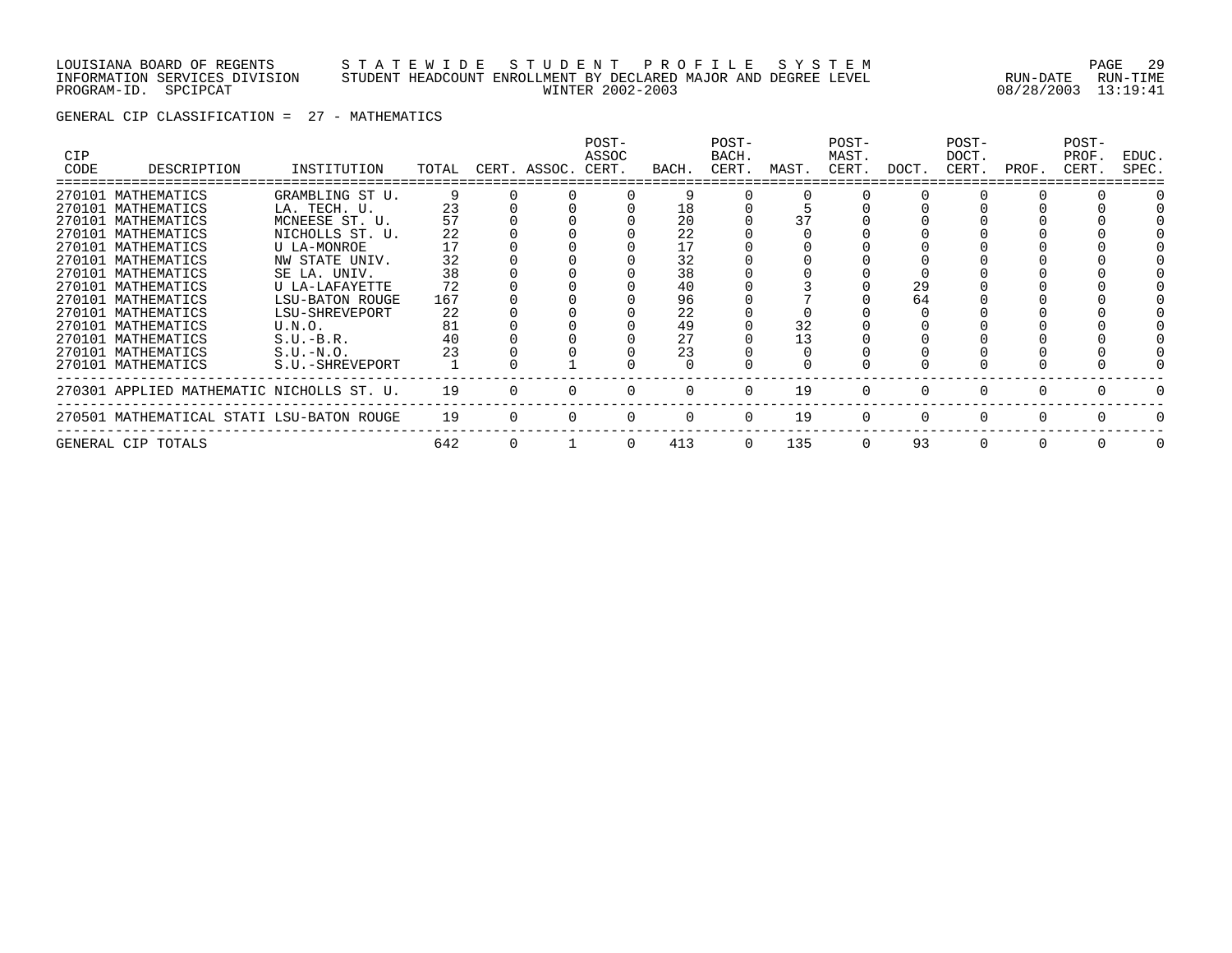LOUISIANA BOARD OF REGENTS — STATEWIDE STUDENT PROFILE SYSTEM
INFORMATION SERVICES DIVISION — STUDENT HEADCOUNT ENROLLMENT BY DECLARED MAJOR AND DEGREE LEVEL — RUN-DATE 08/28/2003 RUN-TIME 13:19:41
PROGRAM-ID. SPCIPCAT — WINTER 2002-2003

GENERAL CIP CLASSIFICATION = 27 - MATHEMATICS

| CIP CODE | DESCRIPTION | INSTITUTION | TOTAL | CERT. | ASSOC. | POST-ASSOC CERT. | BACH. | POST-BACH. CERT. | MAST. | POST-MAST. CERT. | DOCT. | POST-DOCT. CERT. | PROF. | POST-PROF. CERT. | EDUC. SPEC. |
|---|---|---|---|---|---|---|---|---|---|---|---|---|---|---|---|
| 270101 | MATHEMATICS | GRAMBLING ST U. | 9 | 0 | 0 | 0 | 9 | 0 | 0 | 0 | 0 | 0 | 0 | 0 | 0 |
| 270101 | MATHEMATICS | LA. TECH. U. | 23 | 0 | 0 | 0 | 18 | 0 | 5 | 0 | 0 | 0 | 0 | 0 | 0 |
| 270101 | MATHEMATICS | MCNEESE ST. U. | 57 | 0 | 0 | 0 | 20 | 0 | 37 | 0 | 0 | 0 | 0 | 0 | 0 |
| 270101 | MATHEMATICS | NICHOLLS ST. U. | 22 | 0 | 0 | 0 | 22 | 0 | 0 | 0 | 0 | 0 | 0 | 0 | 0 |
| 270101 | MATHEMATICS | U LA-MONROE | 17 | 0 | 0 | 0 | 17 | 0 | 0 | 0 | 0 | 0 | 0 | 0 | 0 |
| 270101 | MATHEMATICS | NW STATE UNIV. | 32 | 0 | 0 | 0 | 32 | 0 | 0 | 0 | 0 | 0 | 0 | 0 | 0 |
| 270101 | MATHEMATICS | SE LA. UNIV. | 38 | 0 | 0 | 0 | 38 | 0 | 0 | 0 | 0 | 0 | 0 | 0 | 0 |
| 270101 | MATHEMATICS | U LA-LAFAYETTE | 72 | 0 | 0 | 0 | 40 | 0 | 3 | 0 | 29 | 0 | 0 | 0 | 0 |
| 270101 | MATHEMATICS | LSU-BATON ROUGE | 167 | 0 | 0 | 0 | 96 | 0 | 7 | 0 | 64 | 0 | 0 | 0 | 0 |
| 270101 | MATHEMATICS | LSU-SHREVEPORT | 22 | 0 | 0 | 0 | 22 | 0 | 0 | 0 | 0 | 0 | 0 | 0 | 0 |
| 270101 | MATHEMATICS | U.N.O. | 81 | 0 | 0 | 0 | 49 | 0 | 32 | 0 | 0 | 0 | 0 | 0 | 0 |
| 270101 | MATHEMATICS | S.U.-B.R. | 40 | 0 | 0 | 0 | 27 | 0 | 13 | 0 | 0 | 0 | 0 | 0 | 0 |
| 270101 | MATHEMATICS | S.U.-N.O. | 23 | 0 | 0 | 0 | 23 | 0 | 0 | 0 | 0 | 0 | 0 | 0 | 0 |
| 270101 | MATHEMATICS | S.U.-SHREVEPORT | 1 | 0 | 1 | 0 | 0 | 0 | 0 | 0 | 0 | 0 | 0 | 0 | 0 |
| 270301 | APPLIED MATHEMATIC | NICHOLLS ST. U. | 19 | 0 | 0 | 0 | 0 | 0 | 19 | 0 | 0 | 0 | 0 | 0 | 0 |
| 270501 | MATHEMATICAL STATI | LSU-BATON ROUGE | 19 | 0 | 0 | 0 | 0 | 0 | 19 | 0 | 0 | 0 | 0 | 0 | 0 |
| GENERAL CIP TOTALS | | | 642 | 0 | 1 | 0 | 413 | 0 | 135 | 0 | 93 | 0 | 0 | 0 | 0 |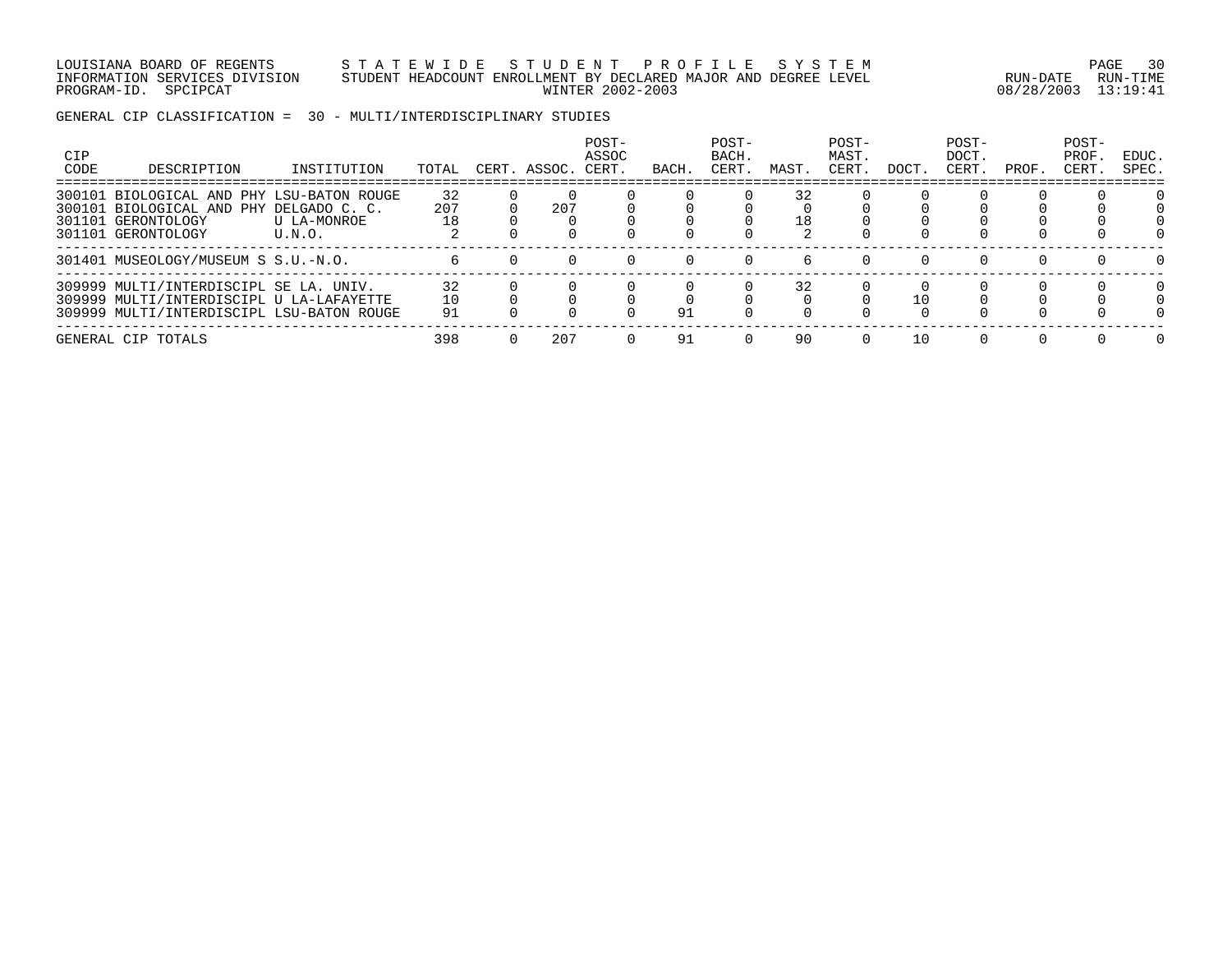LOUISIANA BOARD OF REGENTS — STATEWIDE STUDENT PROFILE SYSTEM
INFORMATION SERVICES DIVISION — STUDENT HEADCOUNT ENROLLMENT BY DECLARED MAJOR AND DEGREE LEVEL — RUN-DATE 08/28/2003 RUN-TIME 13:19:41
PROGRAM-ID. SPCIPCAT — WINTER 2002-2003

GENERAL CIP CLASSIFICATION = 30 - MULTI/INTERDISCIPLINARY STUDIES

| CIP CODE | DESCRIPTION | INSTITUTION | TOTAL | CERT. | ASSOC. | POST-ASSOC CERT. | BACH. | POST-BACH. CERT. | MAST. | POST-MAST. CERT. | DOCT. | POST-DOCT. CERT. | PROF. | POST-PROF. CERT. | EDUC. SPEC. |
|---|---|---|---|---|---|---|---|---|---|---|---|---|---|---|---|
| 300101 | BIOLOGICAL AND PHY | LSU-BATON ROUGE | 32 | 0 | 0 | 0 | 0 | 0 | 32 | 0 | 0 | 0 | 0 | 0 | 0 |
| 300101 | BIOLOGICAL AND PHY | DELGADO C. C. | 207 | 0 | 207 | 0 | 0 | 0 | 0 | 0 | 0 | 0 | 0 | 0 | 0 |
| 301101 | GERONTOLOGY | U LA-MONROE | 18 | 0 | 0 | 0 | 0 | 0 | 18 | 0 | 0 | 0 | 0 | 0 | 0 |
| 301101 | GERONTOLOGY | U.N.O. | 2 | 0 | 0 | 0 | 0 | 0 | 2 | 0 | 0 | 0 | 0 | 0 | 0 |
| 301401 | MUSEOLOGY/MUSEUM S | S.U.-N.O. | 6 | 0 | 0 | 0 | 0 | 0 | 6 | 0 | 0 | 0 | 0 | 0 | 0 |
| 309999 | MULTI/INTERDISCIPL | SE LA. UNIV. | 32 | 0 | 0 | 0 | 0 | 0 | 32 | 0 | 0 | 0 | 0 | 0 | 0 |
| 309999 | MULTI/INTERDISCIPL | U LA-LAFAYETTE | 10 | 0 | 0 | 0 | 0 | 0 | 0 | 0 | 10 | 0 | 0 | 0 | 0 |
| 309999 | MULTI/INTERDISCIPL | LSU-BATON ROUGE | 91 | 0 | 0 | 0 | 91 | 0 | 0 | 0 | 0 | 0 | 0 | 0 | 0 |
| GENERAL CIP TOTALS | | | 398 | 0 | 207 | 0 | 91 | 0 | 90 | 0 | 10 | 0 | 0 | 0 | 0 |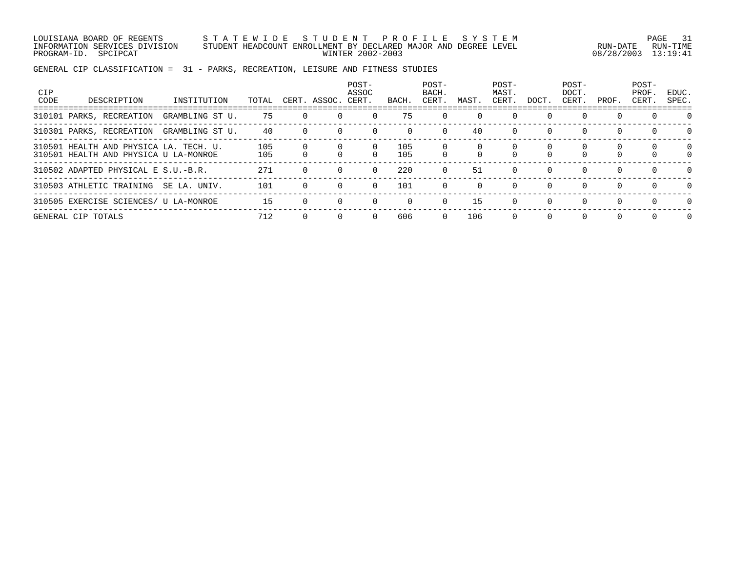LOUISIANA BOARD OF REGENTS — STATEWIDE STUDENT PROFILE SYSTEM
INFORMATION SERVICES DIVISION — STUDENT HEADCOUNT ENROLLMENT BY DECLARED MAJOR AND DEGREE LEVEL
PROGRAM-ID. SPCIPCAT — WINTER 2002-2003 — RUN-DATE 08/28/2003 RUN-TIME 13:19:41

GENERAL CIP CLASSIFICATION = 31 - PARKS, RECREATION, LEISURE AND FITNESS STUDIES

| CIP CODE | DESCRIPTION | INSTITUTION | TOTAL | CERT. | ASSOC. | POST-ASSOC CERT. | BACH. | POST-BACH. CERT. | MAST. | POST-MAST. CERT. | DOCT. | POST-DOCT. CERT. | PROF. | POST-PROF. CERT. | EDUC. SPEC. |
|---|---|---|---|---|---|---|---|---|---|---|---|---|---|---|---|
| 310101 | PARKS, RECREATION | GRAMBLING ST U. | 75 | 0 | 0 | 0 | 75 | 0 | 0 | 0 | 0 | 0 | 0 | 0 | 0 |
| 310301 | PARKS, RECREATION | GRAMBLING ST U. | 40 | 0 | 0 | 0 | 0 | 0 | 40 | 0 | 0 | 0 | 0 | 0 | 0 |
| 310501 | HEALTH AND PHYSICA | LA. TECH. U. | 105 | 0 | 0 | 0 | 105 | 0 | 0 | 0 | 0 | 0 | 0 | 0 | 0 |
| 310501 | HEALTH AND PHYSICA | U LA-MONROE | 105 | 0 | 0 | 0 | 105 | 0 | 0 | 0 | 0 | 0 | 0 | 0 | 0 |
| 310502 | ADAPTED PHYSICAL E | S.U.-B.R. | 271 | 0 | 0 | 0 | 220 | 0 | 51 | 0 | 0 | 0 | 0 | 0 | 0 |
| 310503 | ATHLETIC TRAINING | SE LA. UNIV. | 101 | 0 | 0 | 0 | 101 | 0 | 0 | 0 | 0 | 0 | 0 | 0 | 0 |
| 310505 | EXERCISE SCIENCES/ | U LA-MONROE | 15 | 0 | 0 | 0 | 0 | 0 | 15 | 0 | 0 | 0 | 0 | 0 | 0 |
| GENERAL CIP TOTALS | | | 712 | 0 | 0 | 0 | 606 | 0 | 106 | 0 | 0 | 0 | 0 | 0 | 0 |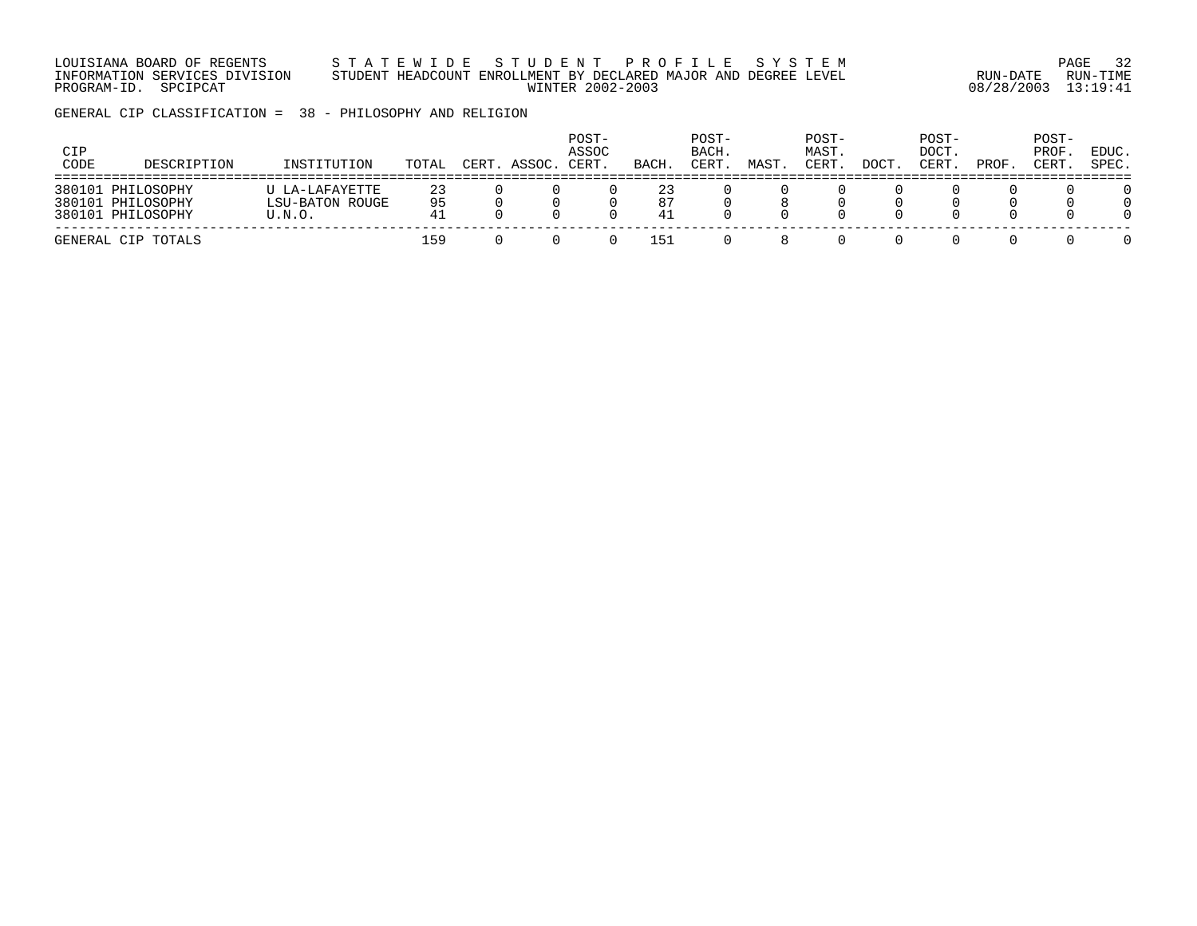LOUISIANA BOARD OF REGENTS — STATEWIDE STUDENT PROFILE SYSTEM

INFORMATION SERVICES DIVISION — STUDENT HEADCOUNT ENROLLMENT BY DECLARED MAJOR AND DEGREE LEVEL

PROGRAM-ID. SPCIPCAT — WINTER 2002-2003 — RUN-DATE 08/28/2003 RUN-TIME 13:19:41

GENERAL CIP CLASSIFICATION = 38 - PHILOSOPHY AND RELIGION

| CIP CODE | DESCRIPTION | INSTITUTION | TOTAL | CERT. | ASSOC. | POST-ASSOC CERT. | BACH. | POST-BACH. CERT. | MAST. | POST-MAST. CERT. | DOCT. | POST-DOCT. CERT. | PROF. | POST-PROF. CERT. | EDUC. SPEC. |
|---|---|---|---|---|---|---|---|---|---|---|---|---|---|---|---|
| 380101 | PHILOSOPHY | U LA-LAFAYETTE | 23 | 0 | 0 | 0 | 23 | 0 | 0 | 0 | 0 | 0 | 0 | 0 | 0 |
| 380101 | PHILOSOPHY | LSU-BATON ROUGE | 95 | 0 | 0 | 0 | 87 | 0 | 8 | 0 | 0 | 0 | 0 | 0 | 0 |
| 380101 | PHILOSOPHY | U.N.O. | 41 | 0 | 0 | 0 | 41 | 0 | 0 | 0 | 0 | 0 | 0 | 0 | 0 |
| GENERAL CIP TOTALS | | | 159 | 0 | 0 | 0 | 151 | 0 | 8 | 0 | 0 | 0 | 0 | 0 | 0 |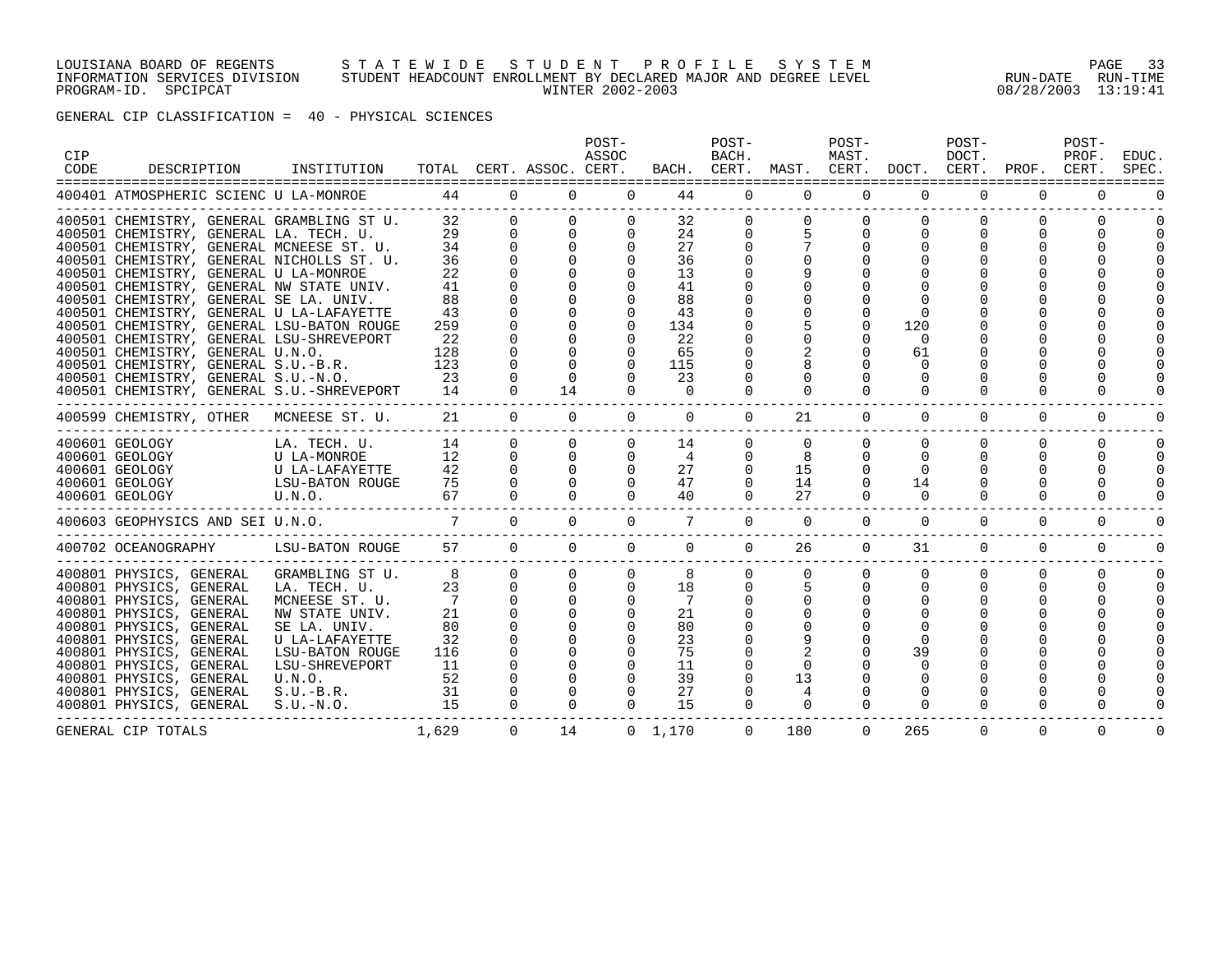LOUISIANA BOARD OF REGENTS — STATEWIDE STUDENT PROFILE SYSTEM
INFORMATION SERVICES DIVISION — STUDENT HEADCOUNT ENROLLMENT BY DECLARED MAJOR AND DEGREE LEVEL — RUN-DATE 08/28/2003 RUN-TIME 13:19:41
PROGRAM-ID. SPCIPCAT — WINTER 2002-2003

GENERAL CIP CLASSIFICATION = 40 - PHYSICAL SCIENCES

| CIP CODE | DESCRIPTION | INSTITUTION | TOTAL | CERT. | ASSOC. | POST-ASSOC CERT. | BACH. | POST-BACH. CERT. | MAST. | POST-MAST. CERT. | DOCT. | POST-DOCT. CERT. | PROF. | POST-PROF. CERT. | EDUC. SPEC. |
|---|---|---|---|---|---|---|---|---|---|---|---|---|---|---|---|
| 400401 | ATMOSPHERIC SCIENC | U LA-MONROE | 44 | 0 | 0 | 0 | 44 | 0 | 0 | 0 | 0 | 0 | 0 | 0 | 0 |
| 400501 | CHEMISTRY, GENERAL | GRAMBLING ST U. | 32 | 0 | 0 | 0 | 32 | 0 | 0 | 0 | 0 | 0 | 0 | 0 | 0 |
| 400501 | CHEMISTRY, GENERAL | LA. TECH. U. | 29 | 0 | 0 | 0 | 24 | 0 | 5 | 0 | 0 | 0 | 0 | 0 | 0 |
| 400501 | CHEMISTRY, GENERAL | MCNEESE ST. U. | 34 | 0 | 0 | 0 | 27 | 0 | 7 | 0 | 0 | 0 | 0 | 0 | 0 |
| 400501 | CHEMISTRY, GENERAL | NICHOLLS ST. U. | 36 | 0 | 0 | 0 | 36 | 0 | 0 | 0 | 0 | 0 | 0 | 0 | 0 |
| 400501 | CHEMISTRY, GENERAL | U LA-MONROE | 22 | 0 | 0 | 0 | 13 | 0 | 9 | 0 | 0 | 0 | 0 | 0 | 0 |
| 400501 | CHEMISTRY, GENERAL | NW STATE UNIV. | 41 | 0 | 0 | 0 | 41 | 0 | 0 | 0 | 0 | 0 | 0 | 0 | 0 |
| 400501 | CHEMISTRY, GENERAL | SE LA. UNIV. | 88 | 0 | 0 | 0 | 88 | 0 | 0 | 0 | 0 | 0 | 0 | 0 | 0 |
| 400501 | CHEMISTRY, GENERAL | U LA-LAFAYETTE | 43 | 0 | 0 | 0 | 43 | 0 | 0 | 0 | 0 | 0 | 0 | 0 | 0 |
| 400501 | CHEMISTRY, GENERAL | LSU-BATON ROUGE | 259 | 0 | 0 | 0 | 134 | 0 | 5 | 0 | 120 | 0 | 0 | 0 | 0 |
| 400501 | CHEMISTRY, GENERAL | LSU-SHREVEPORT | 22 | 0 | 0 | 0 | 22 | 0 | 0 | 0 | 0 | 0 | 0 | 0 | 0 |
| 400501 | CHEMISTRY, GENERAL | U.N.O. | 128 | 0 | 0 | 0 | 65 | 0 | 2 | 0 | 61 | 0 | 0 | 0 | 0 |
| 400501 | CHEMISTRY, GENERAL | S.U.-B.R. | 123 | 0 | 0 | 0 | 115 | 0 | 8 | 0 | 0 | 0 | 0 | 0 | 0 |
| 400501 | CHEMISTRY, GENERAL | S.U.-N.O. | 23 | 0 | 0 | 0 | 23 | 0 | 0 | 0 | 0 | 0 | 0 | 0 | 0 |
| 400501 | CHEMISTRY, GENERAL | S.U.-SHREVEPORT | 14 | 0 | 14 | 0 | 0 | 0 | 0 | 0 | 0 | 0 | 0 | 0 | 0 |
| 400599 | CHEMISTRY, OTHER | MCNEESE ST. U. | 21 | 0 | 0 | 0 | 0 | 0 | 21 | 0 | 0 | 0 | 0 | 0 | 0 |
| 400601 | GEOLOGY | LA. TECH. U. | 14 | 0 | 0 | 0 | 14 | 0 | 0 | 0 | 0 | 0 | 0 | 0 | 0 |
| 400601 | GEOLOGY | U LA-MONROE | 12 | 0 | 0 | 0 | 4 | 0 | 8 | 0 | 0 | 0 | 0 | 0 | 0 |
| 400601 | GEOLOGY | U LA-LAFAYETTE | 42 | 0 | 0 | 0 | 27 | 0 | 15 | 0 | 0 | 0 | 0 | 0 | 0 |
| 400601 | GEOLOGY | LSU-BATON ROUGE | 75 | 0 | 0 | 0 | 47 | 0 | 14 | 0 | 14 | 0 | 0 | 0 | 0 |
| 400601 | GEOLOGY | U.N.O. | 67 | 0 | 0 | 0 | 40 | 0 | 27 | 0 | 0 | 0 | 0 | 0 | 0 |
| 400603 | GEOPHYSICS AND SEI | U.N.O. | 7 | 0 | 0 | 0 | 7 | 0 | 0 | 0 | 0 | 0 | 0 | 0 | 0 |
| 400702 | OCEANOGRAPHY | LSU-BATON ROUGE | 57 | 0 | 0 | 0 | 0 | 0 | 26 | 0 | 31 | 0 | 0 | 0 | 0 |
| 400801 | PHYSICS, GENERAL | GRAMBLING ST U. | 8 | 0 | 0 | 0 | 8 | 0 | 0 | 0 | 0 | 0 | 0 | 0 | 0 |
| 400801 | PHYSICS, GENERAL | LA. TECH. U. | 23 | 0 | 0 | 0 | 18 | 0 | 5 | 0 | 0 | 0 | 0 | 0 | 0 |
| 400801 | PHYSICS, GENERAL | MCNEESE ST. U. | 7 | 0 | 0 | 0 | 7 | 0 | 0 | 0 | 0 | 0 | 0 | 0 | 0 |
| 400801 | PHYSICS, GENERAL | NW STATE UNIV. | 21 | 0 | 0 | 0 | 21 | 0 | 0 | 0 | 0 | 0 | 0 | 0 | 0 |
| 400801 | PHYSICS, GENERAL | SE LA. UNIV. | 80 | 0 | 0 | 0 | 80 | 0 | 0 | 0 | 0 | 0 | 0 | 0 | 0 |
| 400801 | PHYSICS, GENERAL | U LA-LAFAYETTE | 32 | 0 | 0 | 0 | 23 | 0 | 9 | 0 | 0 | 0 | 0 | 0 | 0 |
| 400801 | PHYSICS, GENERAL | LSU-BATON ROUGE | 116 | 0 | 0 | 0 | 75 | 0 | 2 | 0 | 39 | 0 | 0 | 0 | 0 |
| 400801 | PHYSICS, GENERAL | LSU-SHREVEPORT | 11 | 0 | 0 | 0 | 11 | 0 | 0 | 0 | 0 | 0 | 0 | 0 | 0 |
| 400801 | PHYSICS, GENERAL | U.N.O. | 52 | 0 | 0 | 0 | 39 | 0 | 13 | 0 | 0 | 0 | 0 | 0 | 0 |
| 400801 | PHYSICS, GENERAL | S.U.-B.R. | 31 | 0 | 0 | 0 | 27 | 0 | 4 | 0 | 0 | 0 | 0 | 0 | 0 |
| 400801 | PHYSICS, GENERAL | S.U.-N.O. | 15 | 0 | 0 | 0 | 15 | 0 | 0 | 0 | 0 | 0 | 0 | 0 | 0 |
| GENERAL CIP TOTALS | | | 1,629 | 0 | 14 | 0 | 1,170 | 0 | 180 | 0 | 265 | 0 | 0 | 0 | 0 |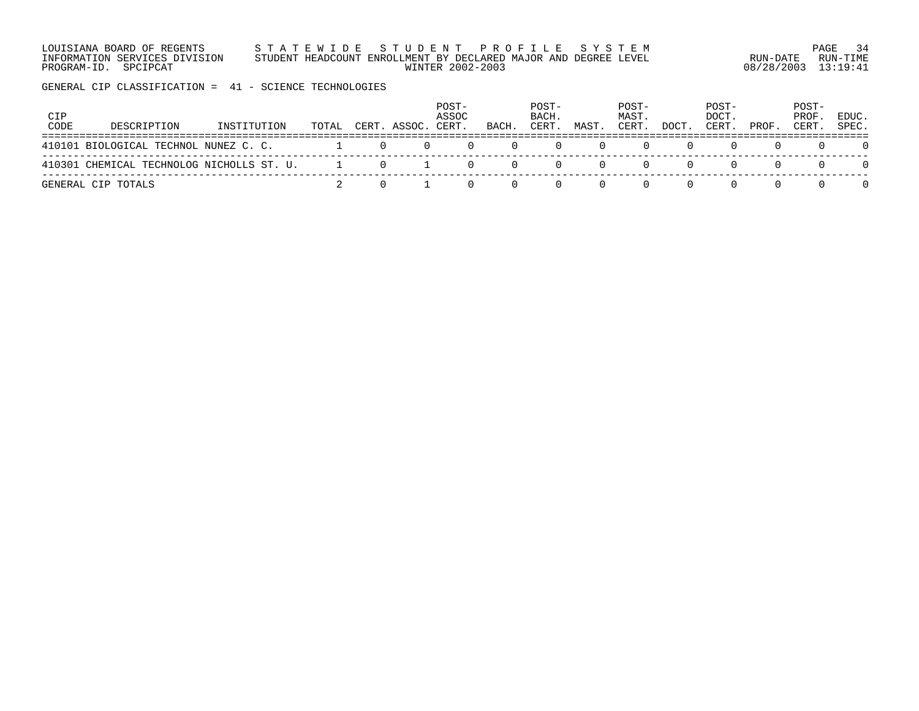GENERAL CIP CLASSIFICATION = 41 - SCIENCE TECHNOLOGIES

| CIP CODE | DESCRIPTION | INSTITUTION | TOTAL | CERT. | ASSOC. | POST-ASSOC CERT. | BACH. | POST-BACH. CERT. | MAST. | POST-MAST. CERT. | DOCT. | POST-DOCT. CERT. | PROF. | POST-PROF. CERT. | EDUC. SPEC. |
|---|---|---|---|---|---|---|---|---|---|---|---|---|---|---|---|
| 410101 | BIOLOGICAL TECHNOL | NUNEZ C. C. | 1 | 0 | 0 | 0 | 0 | 0 | 0 | 0 | 0 | 0 | 0 | 0 | 0 |
| 410301 | CHEMICAL TECHNOLOG | NICHOLLS ST. U. | 1 | 0 | 1 | 0 | 0 | 0 | 0 | 0 | 0 | 0 | 0 | 0 | 0 |
| GENERAL CIP TOTALS | | | 2 | 0 | 1 | 0 | 0 | 0 | 0 | 0 | 0 | 0 | 0 | 0 | 0 |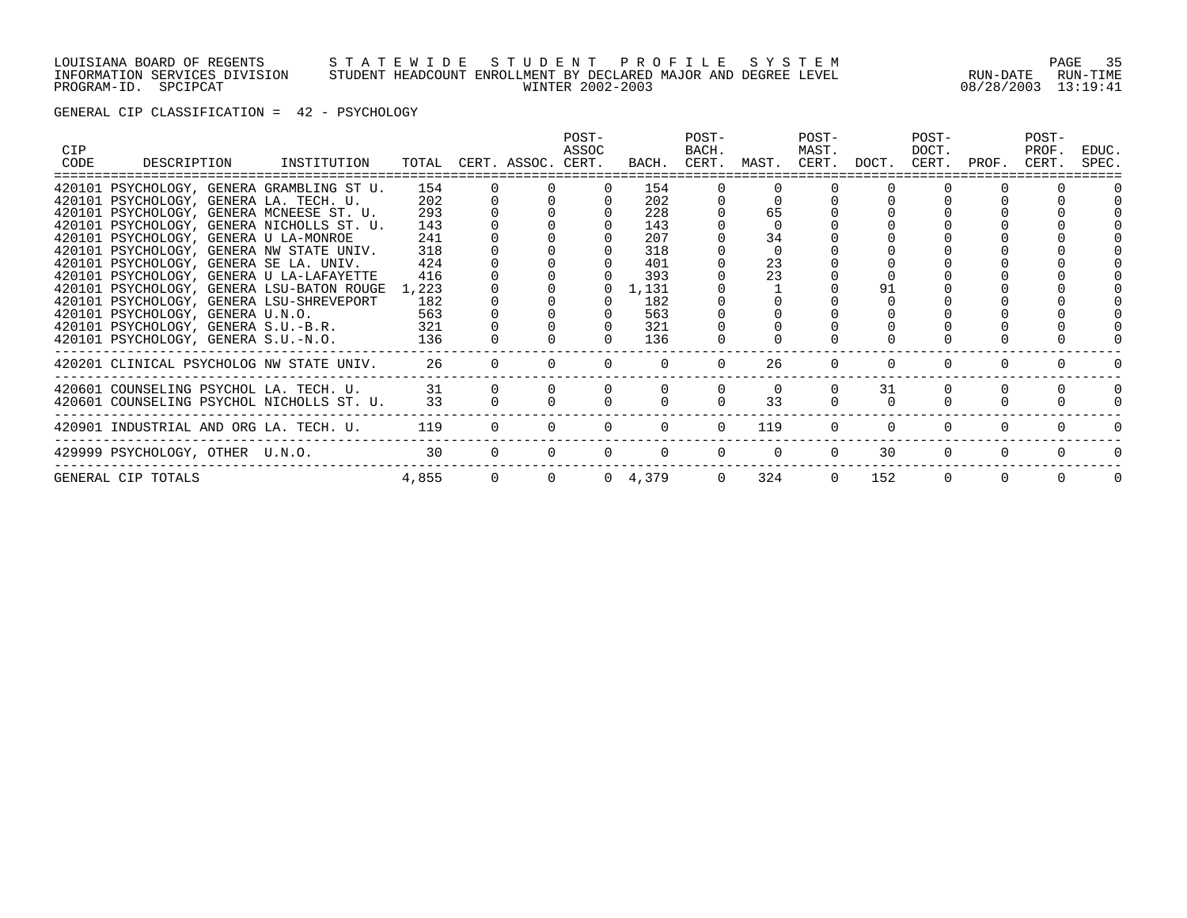LOUISIANA BOARD OF REGENTS — STATEWIDE STUDENT PROFILE SYSTEM
INFORMATION SERVICES DIVISION — STUDENT HEADCOUNT ENROLLMENT BY DECLARED MAJOR AND DEGREE LEVEL — WINTER 2002-2003
PROGRAM-ID. SPCIPCAT — RUN-DATE 08/28/2003 RUN-TIME 13:19:41

GENERAL CIP CLASSIFICATION = 42 - PSYCHOLOGY

| CIP CODE | DESCRIPTION | INSTITUTION | TOTAL | CERT. | ASSOC. | POST-ASSOC CERT. | BACH. | POST-BACH. CERT. | MAST. | POST-MAST. CERT. | DOCT. | POST-DOCT. CERT. | PROF. | POST-PROF. CERT. | EDUC. SPEC. |
|---|---|---|---|---|---|---|---|---|---|---|---|---|---|---|---|
| 420101 | PSYCHOLOGY, GENERA | GRAMBLING ST U. | 154 | 0 | 0 | 0 | 154 | 0 | 0 | 0 | 0 | 0 | 0 | 0 | 0 |
| 420101 | PSYCHOLOGY, GENERA | LA. TECH. U. | 202 | 0 | 0 | 0 | 202 | 0 | 0 | 0 | 0 | 0 | 0 | 0 | 0 |
| 420101 | PSYCHOLOGY, GENERA | MCNEESE ST. U. | 293 | 0 | 0 | 0 | 228 | 0 | 65 | 0 | 0 | 0 | 0 | 0 | 0 |
| 420101 | PSYCHOLOGY, GENERA | NICHOLLS ST. U. | 143 | 0 | 0 | 0 | 143 | 0 | 0 | 0 | 0 | 0 | 0 | 0 | 0 |
| 420101 | PSYCHOLOGY, GENERA | U LA-MONROE | 241 | 0 | 0 | 0 | 207 | 0 | 34 | 0 | 0 | 0 | 0 | 0 | 0 |
| 420101 | PSYCHOLOGY, GENERA | NW STATE UNIV. | 318 | 0 | 0 | 0 | 318 | 0 | 0 | 0 | 0 | 0 | 0 | 0 | 0 |
| 420101 | PSYCHOLOGY, GENERA | SE LA. UNIV. | 424 | 0 | 0 | 0 | 401 | 0 | 23 | 0 | 0 | 0 | 0 | 0 | 0 |
| 420101 | PSYCHOLOGY, GENERA | U LA-LAFAYETTE | 416 | 0 | 0 | 0 | 393 | 0 | 23 | 0 | 0 | 0 | 0 | 0 | 0 |
| 420101 | PSYCHOLOGY, GENERA | LSU-BATON ROUGE | 1,223 | 0 | 0 | 0 | 1,131 | 0 | 1 | 0 | 91 | 0 | 0 | 0 | 0 |
| 420101 | PSYCHOLOGY, GENERA | LSU-SHREVEPORT | 182 | 0 | 0 | 0 | 182 | 0 | 0 | 0 | 0 | 0 | 0 | 0 | 0 |
| 420101 | PSYCHOLOGY, GENERA | U.N.O. | 563 | 0 | 0 | 0 | 563 | 0 | 0 | 0 | 0 | 0 | 0 | 0 | 0 |
| 420101 | PSYCHOLOGY, GENERA | S.U.-B.R. | 321 | 0 | 0 | 0 | 321 | 0 | 0 | 0 | 0 | 0 | 0 | 0 | 0 |
| 420101 | PSYCHOLOGY, GENERA | S.U.-N.O. | 136 | 0 | 0 | 0 | 136 | 0 | 0 | 0 | 0 | 0 | 0 | 0 | 0 |
| 420201 | CLINICAL PSYCHOLOG | NW STATE UNIV. | 26 | 0 | 0 | 0 | 0 | 0 | 26 | 0 | 0 | 0 | 0 | 0 | 0 |
| 420601 | COUNSELING PSYCHOL | LA. TECH. U. | 31 | 0 | 0 | 0 | 0 | 0 | 0 | 0 | 31 | 0 | 0 | 0 | 0 |
| 420601 | COUNSELING PSYCHOL | NICHOLLS ST. U. | 33 | 0 | 0 | 0 | 0 | 0 | 33 | 0 | 0 | 0 | 0 | 0 | 0 |
| 420901 | INDUSTRIAL AND ORG | LA. TECH. U. | 119 | 0 | 0 | 0 | 0 | 0 | 119 | 0 | 0 | 0 | 0 | 0 | 0 |
| 429999 | PSYCHOLOGY, OTHER | U.N.O. | 30 | 0 | 0 | 0 | 0 | 0 | 0 | 0 | 30 | 0 | 0 | 0 | 0 |
| GENERAL CIP TOTALS | | | 4,855 | 0 | 0 | 0 | 4,379 | 0 | 324 | 0 | 152 | 0 | 0 | 0 | 0 |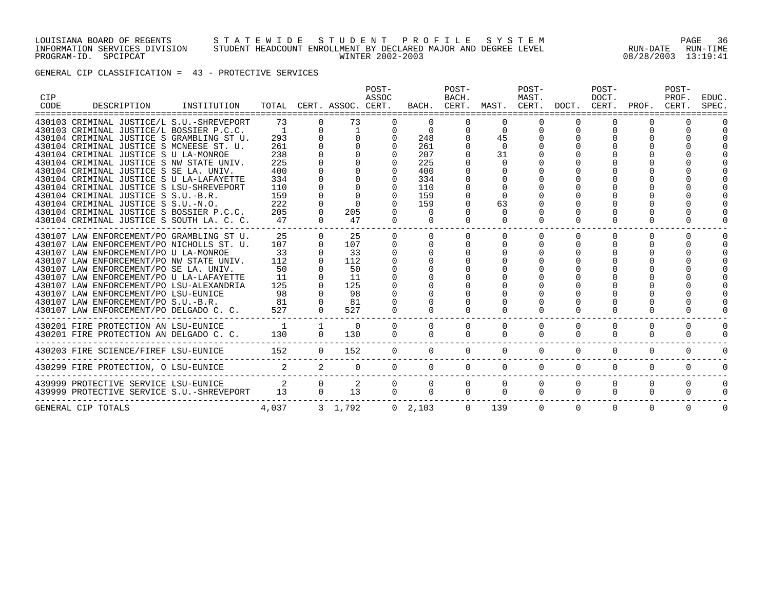LOUISIANA BOARD OF REGENTS — STATEWIDE STUDENT PROFILE SYSTEM
INFORMATION SERVICES DIVISION — STUDENT HEADCOUNT ENROLLMENT BY DECLARED MAJOR AND DEGREE LEVEL — RUN-DATE 08/28/2003 RUN-TIME 13:19:41
PROGRAM-ID. SPCIPCAT — WINTER 2002-2003

GENERAL CIP CLASSIFICATION = 43 - PROTECTIVE SERVICES

| CIP CODE | DESCRIPTION | INSTITUTION | TOTAL | CERT. | ASSOC. | POST-ASSOC CERT. | BACH. | POST-BACH. CERT. | MAST. | POST-MAST. CERT. | DOCT. | POST-DOCT. CERT. | PROF. | POST-PROF. CERT. | EDUC. SPEC. |
|---|---|---|---|---|---|---|---|---|---|---|---|---|---|---|---|
| 430103 | CRIMINAL JUSTICE/L | S.U.-SHREVEPORT | 73 | 0 | 73 | 0 | 0 | 0 | 0 | 0 | 0 | 0 | 0 | 0 | 0 |
| 430103 | CRIMINAL JUSTICE/L | BOSSIER P.C.C. | 1 | 0 | 1 | 0 | 0 | 0 | 0 | 0 | 0 | 0 | 0 | 0 | 0 |
| 430104 | CRIMINAL JUSTICE S | GRAMBLING ST U. | 293 | 0 | 0 | 0 | 248 | 0 | 45 | 0 | 0 | 0 | 0 | 0 | 0 |
| 430104 | CRIMINAL JUSTICE S | MCNEESE ST. U. | 261 | 0 | 0 | 0 | 261 | 0 | 0 | 0 | 0 | 0 | 0 | 0 | 0 |
| 430104 | CRIMINAL JUSTICE S | U LA-MONROE | 238 | 0 | 0 | 0 | 207 | 0 | 31 | 0 | 0 | 0 | 0 | 0 | 0 |
| 430104 | CRIMINAL JUSTICE S | NW STATE UNIV. | 225 | 0 | 0 | 0 | 225 | 0 | 0 | 0 | 0 | 0 | 0 | 0 | 0 |
| 430104 | CRIMINAL JUSTICE S | SE LA. UNIV. | 400 | 0 | 0 | 0 | 400 | 0 | 0 | 0 | 0 | 0 | 0 | 0 | 0 |
| 430104 | CRIMINAL JUSTICE S | U LA-LAFAYETTE | 334 | 0 | 0 | 0 | 334 | 0 | 0 | 0 | 0 | 0 | 0 | 0 | 0 |
| 430104 | CRIMINAL JUSTICE S | LSU-SHREVEPORT | 110 | 0 | 0 | 0 | 110 | 0 | 0 | 0 | 0 | 0 | 0 | 0 | 0 |
| 430104 | CRIMINAL JUSTICE S | S.U.-B.R. | 159 | 0 | 0 | 0 | 159 | 0 | 0 | 0 | 0 | 0 | 0 | 0 | 0 |
| 430104 | CRIMINAL JUSTICE S | S.U.-N.O. | 222 | 0 | 0 | 0 | 159 | 0 | 63 | 0 | 0 | 0 | 0 | 0 | 0 |
| 430104 | CRIMINAL JUSTICE S | BOSSIER P.C.C. | 205 | 0 | 205 | 0 | 0 | 0 | 0 | 0 | 0 | 0 | 0 | 0 | 0 |
| 430104 | CRIMINAL JUSTICE S | SOUTH LA. C. C. | 47 | 0 | 47 | 0 | 0 | 0 | 0 | 0 | 0 | 0 | 0 | 0 | 0 |
| 430107 | LAW ENFORCEMENT/PO | GRAMBLING ST U. | 25 | 0 | 25 | 0 | 0 | 0 | 0 | 0 | 0 | 0 | 0 | 0 | 0 |
| 430107 | LAW ENFORCEMENT/PO | NICHOLLS ST. U. | 107 | 0 | 107 | 0 | 0 | 0 | 0 | 0 | 0 | 0 | 0 | 0 | 0 |
| 430107 | LAW ENFORCEMENT/PO | U LA-MONROE | 33 | 0 | 33 | 0 | 0 | 0 | 0 | 0 | 0 | 0 | 0 | 0 | 0 |
| 430107 | LAW ENFORCEMENT/PO | NW STATE UNIV. | 112 | 0 | 112 | 0 | 0 | 0 | 0 | 0 | 0 | 0 | 0 | 0 | 0 |
| 430107 | LAW ENFORCEMENT/PO | SE LA. UNIV. | 50 | 0 | 50 | 0 | 0 | 0 | 0 | 0 | 0 | 0 | 0 | 0 | 0 |
| 430107 | LAW ENFORCEMENT/PO | U LA-LAFAYETTE | 11 | 0 | 11 | 0 | 0 | 0 | 0 | 0 | 0 | 0 | 0 | 0 | 0 |
| 430107 | LAW ENFORCEMENT/PO | LSU-ALEXANDRIA | 125 | 0 | 125 | 0 | 0 | 0 | 0 | 0 | 0 | 0 | 0 | 0 | 0 |
| 430107 | LAW ENFORCEMENT/PO | LSU-EUNICE | 98 | 0 | 98 | 0 | 0 | 0 | 0 | 0 | 0 | 0 | 0 | 0 | 0 |
| 430107 | LAW ENFORCEMENT/PO | S.U.-B.R. | 81 | 0 | 81 | 0 | 0 | 0 | 0 | 0 | 0 | 0 | 0 | 0 | 0 |
| 430107 | LAW ENFORCEMENT/PO | DELGADO C. C. | 527 | 0 | 527 | 0 | 0 | 0 | 0 | 0 | 0 | 0 | 0 | 0 | 0 |
| 430201 | FIRE PROTECTION AN | LSU-EUNICE | 1 | 1 | 0 | 0 | 0 | 0 | 0 | 0 | 0 | 0 | 0 | 0 | 0 |
| 430201 | FIRE PROTECTION AN | DELGADO C. C. | 130 | 0 | 130 | 0 | 0 | 0 | 0 | 0 | 0 | 0 | 0 | 0 | 0 |
| 430203 | FIRE SCIENCE/FIREF | LSU-EUNICE | 152 | 0 | 152 | 0 | 0 | 0 | 0 | 0 | 0 | 0 | 0 | 0 | 0 |
| 430299 | FIRE PROTECTION, O | LSU-EUNICE | 2 | 2 | 0 | 0 | 0 | 0 | 0 | 0 | 0 | 0 | 0 | 0 | 0 |
| 439999 | PROTECTIVE SERVICE | LSU-EUNICE | 2 | 0 | 2 | 0 | 0 | 0 | 0 | 0 | 0 | 0 | 0 | 0 | 0 |
| 439999 | PROTECTIVE SERVICE | S.U.-SHREVEPORT | 13 | 0 | 13 | 0 | 0 | 0 | 0 | 0 | 0 | 0 | 0 | 0 | 0 |
| GENERAL CIP TOTALS | | | 4,037 | 3 | 1,792 | 0 | 2,103 | 0 | 139 | 0 | 0 | 0 | 0 | 0 | 0 |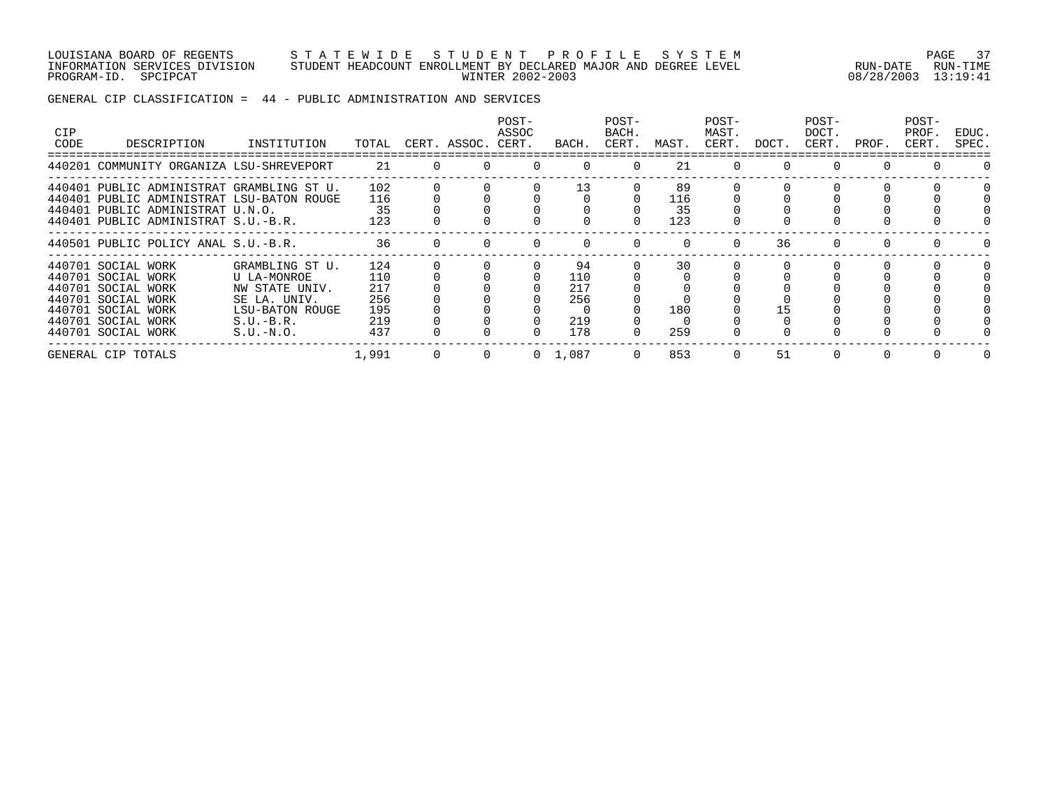LOUISIANA BOARD OF REGENTS — STATEWIDE STUDENT PROFILE SYSTEM
INFORMATION SERVICES DIVISION — STUDENT HEADCOUNT ENROLLMENT BY DECLARED MAJOR AND DEGREE LEVEL — RUN-DATE 08/28/2003 RUN-TIME 13:19:41
PROGRAM-ID. SPCIPCAT — WINTER 2002-2003

GENERAL CIP CLASSIFICATION = 44 - PUBLIC ADMINISTRATION AND SERVICES

| CIP CODE | DESCRIPTION | INSTITUTION | TOTAL | CERT. | ASSOC. | POST-ASSOC CERT. | BACH. | POST-BACH. CERT. | MAST. | POST-MAST. CERT. | DOCT. | POST-DOCT. CERT. | PROF. | POST-PROF. CERT. | EDUC. SPEC. |
|---|---|---|---|---|---|---|---|---|---|---|---|---|---|---|---|
| 440201 | COMMUNITY ORGANIZA | LSU-SHREVEPORT | 21 | 0 | 0 | 0 | 0 | 0 | 21 | 0 | 0 | 0 | 0 | 0 | 0 |
| 440401 | PUBLIC ADMINISTRAT | GRAMBLING ST U. | 102 | 0 | 0 | 0 | 13 | 0 | 89 | 0 | 0 | 0 | 0 | 0 | 0 |
| 440401 | PUBLIC ADMINISTRAT | LSU-BATON ROUGE | 116 | 0 | 0 | 0 | 0 | 0 | 116 | 0 | 0 | 0 | 0 | 0 | 0 |
| 440401 | PUBLIC ADMINISTRAT | U.N.O. | 35 | 0 | 0 | 0 | 0 | 0 | 35 | 0 | 0 | 0 | 0 | 0 | 0 |
| 440401 | PUBLIC ADMINISTRAT | S.U.-B.R. | 123 | 0 | 0 | 0 | 0 | 0 | 123 | 0 | 0 | 0 | 0 | 0 | 0 |
| 440501 | PUBLIC POLICY ANAL | S.U.-B.R. | 36 | 0 | 0 | 0 | 0 | 0 | 0 | 0 | 36 | 0 | 0 | 0 | 0 |
| 440701 | SOCIAL WORK | GRAMBLING ST U. | 124 | 0 | 0 | 0 | 94 | 0 | 30 | 0 | 0 | 0 | 0 | 0 | 0 |
| 440701 | SOCIAL WORK | U LA-MONROE | 110 | 0 | 0 | 0 | 110 | 0 | 0 | 0 | 0 | 0 | 0 | 0 | 0 |
| 440701 | SOCIAL WORK | NW STATE UNIV. | 217 | 0 | 0 | 0 | 217 | 0 | 0 | 0 | 0 | 0 | 0 | 0 | 0 |
| 440701 | SOCIAL WORK | SE LA. UNIV. | 256 | 0 | 0 | 0 | 256 | 0 | 0 | 0 | 0 | 0 | 0 | 0 | 0 |
| 440701 | SOCIAL WORK | LSU-BATON ROUGE | 195 | 0 | 0 | 0 | 0 | 0 | 180 | 0 | 15 | 0 | 0 | 0 | 0 |
| 440701 | SOCIAL WORK | S.U.-B.R. | 219 | 0 | 0 | 0 | 219 | 0 | 0 | 0 | 0 | 0 | 0 | 0 | 0 |
| 440701 | SOCIAL WORK | S.U.-N.O. | 437 | 0 | 0 | 0 | 178 | 0 | 259 | 0 | 0 | 0 | 0 | 0 | 0 |
| GENERAL CIP TOTALS | | | 1,991 | 0 | 0 | 0 | 1,087 | 0 | 853 | 0 | 51 | 0 | 0 | 0 | 0 |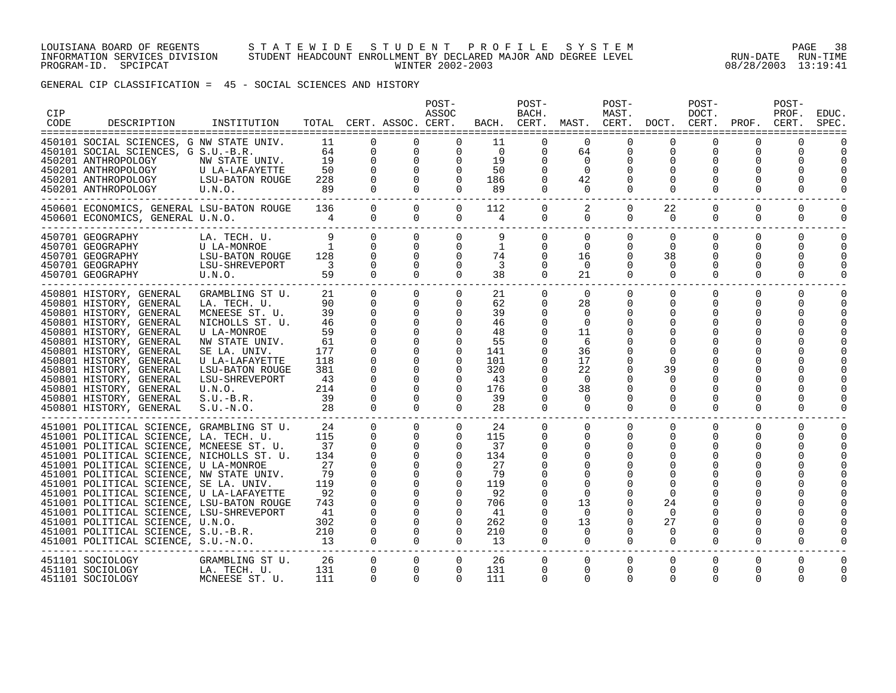GENERAL CIP CLASSIFICATION = 45 - SOCIAL SCIENCES AND HISTORY

| CIP CODE | DESCRIPTION | INSTITUTION | TOTAL | CERT. | ASSOC. | POST-ASSOC CERT. | BACH. | POST-BACH. CERT. | MAST. | POST-MAST. CERT. | DOCT. | POST-DOCT. CERT. | PROF. | POST-PROF. CERT. | EDUC. SPEC. |
|---|---|---|---|---|---|---|---|---|---|---|---|---|---|---|---|
| 450101 | SOCIAL SCIENCES, G | NW STATE UNIV. | 11 | 0 | 0 | 0 | 11 | 0 | 0 | 0 | 0 | 0 | 0 | 0 | 0 |
| 450101 | SOCIAL SCIENCES, G | S.U.-B.R. | 64 | 0 | 0 | 0 | 0 | 0 | 64 | 0 | 0 | 0 | 0 | 0 | 0 |
| 450201 | ANTHROPOLOGY | NW STATE UNIV. | 19 | 0 | 0 | 0 | 19 | 0 | 0 | 0 | 0 | 0 | 0 | 0 | 0 |
| 450201 | ANTHROPOLOGY | U LA-LAFAYETTE | 50 | 0 | 0 | 0 | 50 | 0 | 0 | 0 | 0 | 0 | 0 | 0 | 0 |
| 450201 | ANTHROPOLOGY | LSU-BATON ROUGE | 228 | 0 | 0 | 0 | 186 | 0 | 42 | 0 | 0 | 0 | 0 | 0 | 0 |
| 450201 | ANTHROPOLOGY | U.N.O. | 89 | 0 | 0 | 0 | 89 | 0 | 0 | 0 | 0 | 0 | 0 | 0 | 0 |
| 450601 | ECONOMICS, GENERAL | LSU-BATON ROUGE | 136 | 0 | 0 | 0 | 112 | 0 | 2 | 0 | 22 | 0 | 0 | 0 | 0 |
| 450601 | ECONOMICS, GENERAL | U.N.O. | 4 | 0 | 0 | 0 | 4 | 0 | 0 | 0 | 0 | 0 | 0 | 0 | 0 |
| 450701 | GEOGRAPHY | LA. TECH. U. | 9 | 0 | 0 | 0 | 9 | 0 | 0 | 0 | 0 | 0 | 0 | 0 | 0 |
| 450701 | GEOGRAPHY | U LA-MONROE | 1 | 0 | 0 | 0 | 1 | 0 | 0 | 0 | 0 | 0 | 0 | 0 | 0 |
| 450701 | GEOGRAPHY | LSU-BATON ROUGE | 128 | 0 | 0 | 0 | 74 | 0 | 16 | 0 | 38 | 0 | 0 | 0 | 0 |
| 450701 | GEOGRAPHY | LSU-SHREVEPORT | 3 | 0 | 0 | 0 | 3 | 0 | 0 | 0 | 0 | 0 | 0 | 0 | 0 |
| 450701 | GEOGRAPHY | U.N.O. | 59 | 0 | 0 | 0 | 38 | 0 | 21 | 0 | 0 | 0 | 0 | 0 | 0 |
| 450801 | HISTORY, GENERAL | GRAMBLING ST U. | 21 | 0 | 0 | 0 | 21 | 0 | 0 | 0 | 0 | 0 | 0 | 0 | 0 |
| 450801 | HISTORY, GENERAL | LA. TECH. U. | 90 | 0 | 0 | 0 | 62 | 0 | 28 | 0 | 0 | 0 | 0 | 0 | 0 |
| 450801 | HISTORY, GENERAL | MCNEESE ST. U. | 39 | 0 | 0 | 0 | 39 | 0 | 0 | 0 | 0 | 0 | 0 | 0 | 0 |
| 450801 | HISTORY, GENERAL | NICHOLLS ST. U. | 46 | 0 | 0 | 0 | 46 | 0 | 0 | 0 | 0 | 0 | 0 | 0 | 0 |
| 450801 | HISTORY, GENERAL | U LA-MONROE | 59 | 0 | 0 | 0 | 48 | 0 | 11 | 0 | 0 | 0 | 0 | 0 | 0 |
| 450801 | HISTORY, GENERAL | NW STATE UNIV. | 61 | 0 | 0 | 0 | 55 | 0 | 6 | 0 | 0 | 0 | 0 | 0 | 0 |
| 450801 | HISTORY, GENERAL | SE LA. UNIV. | 177 | 0 | 0 | 0 | 141 | 0 | 36 | 0 | 0 | 0 | 0 | 0 | 0 |
| 450801 | HISTORY, GENERAL | U LA-LAFAYETTE | 118 | 0 | 0 | 0 | 101 | 0 | 17 | 0 | 0 | 0 | 0 | 0 | 0 |
| 450801 | HISTORY, GENERAL | LSU-BATON ROUGE | 381 | 0 | 0 | 0 | 320 | 0 | 22 | 0 | 39 | 0 | 0 | 0 | 0 |
| 450801 | HISTORY, GENERAL | LSU-SHREVEPORT | 43 | 0 | 0 | 0 | 43 | 0 | 0 | 0 | 0 | 0 | 0 | 0 | 0 |
| 450801 | HISTORY, GENERAL | U.N.O. | 214 | 0 | 0 | 0 | 176 | 0 | 38 | 0 | 0 | 0 | 0 | 0 | 0 |
| 450801 | HISTORY, GENERAL | S.U.-B.R. | 39 | 0 | 0 | 0 | 39 | 0 | 0 | 0 | 0 | 0 | 0 | 0 | 0 |
| 450801 | HISTORY, GENERAL | S.U.-N.O. | 28 | 0 | 0 | 0 | 28 | 0 | 0 | 0 | 0 | 0 | 0 | 0 | 0 |
| 451001 | POLITICAL SCIENCE, | GRAMBLING ST U. | 24 | 0 | 0 | 0 | 24 | 0 | 0 | 0 | 0 | 0 | 0 | 0 | 0 |
| 451001 | POLITICAL SCIENCE, | LA. TECH. U. | 115 | 0 | 0 | 0 | 115 | 0 | 0 | 0 | 0 | 0 | 0 | 0 | 0 |
| 451001 | POLITICAL SCIENCE, | MCNEESE ST. U. | 37 | 0 | 0 | 0 | 37 | 0 | 0 | 0 | 0 | 0 | 0 | 0 | 0 |
| 451001 | POLITICAL SCIENCE, | NICHOLLS ST. U. | 134 | 0 | 0 | 0 | 134 | 0 | 0 | 0 | 0 | 0 | 0 | 0 | 0 |
| 451001 | POLITICAL SCIENCE, | U LA-MONROE | 27 | 0 | 0 | 0 | 27 | 0 | 0 | 0 | 0 | 0 | 0 | 0 | 0 |
| 451001 | POLITICAL SCIENCE, | NW STATE UNIV. | 79 | 0 | 0 | 0 | 79 | 0 | 0 | 0 | 0 | 0 | 0 | 0 | 0 |
| 451001 | POLITICAL SCIENCE, | SE LA. UNIV. | 119 | 0 | 0 | 0 | 119 | 0 | 0 | 0 | 0 | 0 | 0 | 0 | 0 |
| 451001 | POLITICAL SCIENCE, | U LA-LAFAYETTE | 92 | 0 | 0 | 0 | 92 | 0 | 0 | 0 | 0 | 0 | 0 | 0 | 0 |
| 451001 | POLITICAL SCIENCE, | LSU-BATON ROUGE | 743 | 0 | 0 | 0 | 706 | 0 | 13 | 0 | 24 | 0 | 0 | 0 | 0 |
| 451001 | POLITICAL SCIENCE, | LSU-SHREVEPORT | 41 | 0 | 0 | 0 | 41 | 0 | 0 | 0 | 0 | 0 | 0 | 0 | 0 |
| 451001 | POLITICAL SCIENCE, | U.N.O. | 302 | 0 | 0 | 0 | 262 | 0 | 13 | 0 | 27 | 0 | 0 | 0 | 0 |
| 451001 | POLITICAL SCIENCE, | S.U.-B.R. | 210 | 0 | 0 | 0 | 210 | 0 | 0 | 0 | 0 | 0 | 0 | 0 | 0 |
| 451001 | POLITICAL SCIENCE, | S.U.-N.O. | 13 | 0 | 0 | 0 | 13 | 0 | 0 | 0 | 0 | 0 | 0 | 0 | 0 |
| 451101 | SOCIOLOGY | GRAMBLING ST U. | 26 | 0 | 0 | 0 | 26 | 0 | 0 | 0 | 0 | 0 | 0 | 0 | 0 |
| 451101 | SOCIOLOGY | LA. TECH. U. | 131 | 0 | 0 | 0 | 131 | 0 | 0 | 0 | 0 | 0 | 0 | 0 | 0 |
| 451101 | SOCIOLOGY | MCNEESE ST. U. | 111 | 0 | 0 | 0 | 111 | 0 | 0 | 0 | 0 | 0 | 0 | 0 | 0 |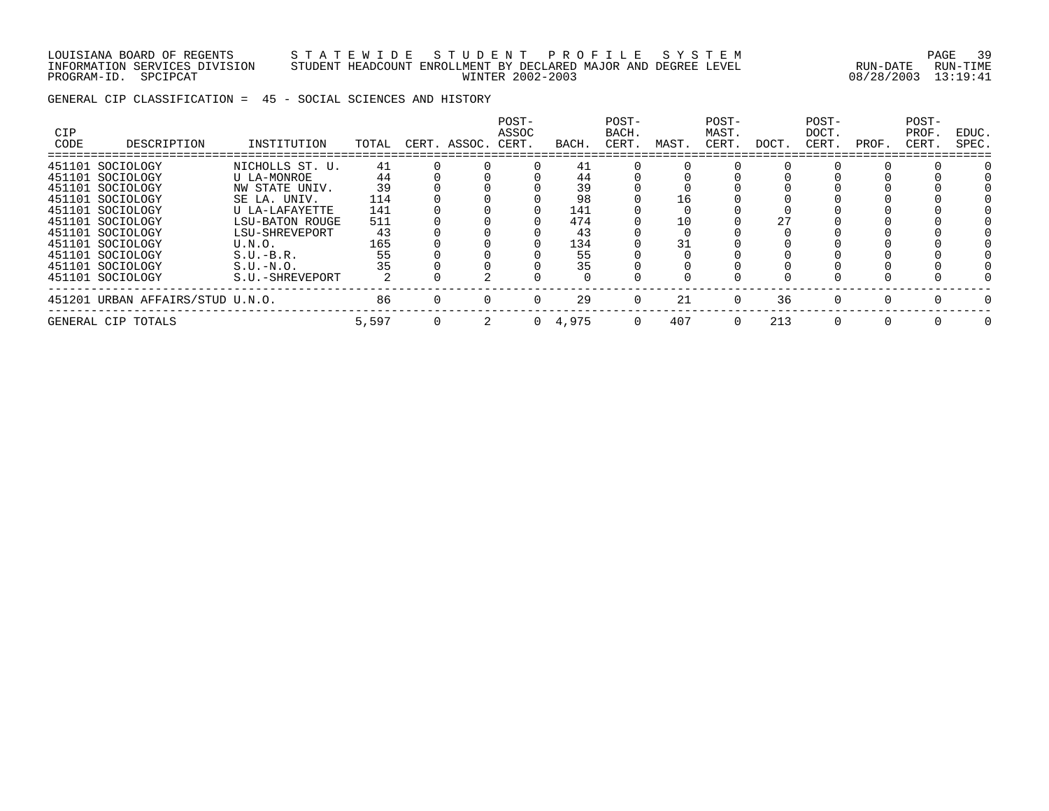LOUISIANA BOARD OF REGENTS — STATEWIDE STUDENT PROFILE SYSTEM
INFORMATION SERVICES DIVISION — STUDENT HEADCOUNT ENROLLMENT BY DECLARED MAJOR AND DEGREE LEVEL — RUN-DATE 08/28/2003 RUN-TIME 13:19:41
PROGRAM-ID. SPCIPCAT — WINTER 2002-2003

GENERAL CIP CLASSIFICATION = 45 - SOCIAL SCIENCES AND HISTORY

| CIP CODE | DESCRIPTION | INSTITUTION | TOTAL | CERT. | ASSOC. | POST-ASSOC CERT. | BACH. | POST-BACH. CERT. | MAST. | POST-MAST. CERT. | DOCT. | POST-DOCT. CERT. | PROF. | POST-PROF. CERT. | EDUC. SPEC. |
|---|---|---|---|---|---|---|---|---|---|---|---|---|---|---|---|
| 451101 | SOCIOLOGY | NICHOLLS ST. U. | 41 | 0 | 0 | 0 | 41 | 0 | 0 | 0 | 0 | 0 | 0 | 0 | 0 |
| 451101 | SOCIOLOGY | U LA-MONROE | 44 | 0 | 0 | 0 | 44 | 0 | 0 | 0 | 0 | 0 | 0 | 0 | 0 |
| 451101 | SOCIOLOGY | NW STATE UNIV. | 39 | 0 | 0 | 0 | 39 | 0 | 0 | 0 | 0 | 0 | 0 | 0 | 0 |
| 451101 | SOCIOLOGY | SE LA. UNIV. | 114 | 0 | 0 | 0 | 98 | 0 | 16 | 0 | 0 | 0 | 0 | 0 | 0 |
| 451101 | SOCIOLOGY | U LA-LAFAYETTE | 141 | 0 | 0 | 0 | 141 | 0 | 0 | 0 | 0 | 0 | 0 | 0 | 0 |
| 451101 | SOCIOLOGY | LSU-BATON ROUGE | 511 | 0 | 0 | 0 | 474 | 0 | 10 | 0 | 27 | 0 | 0 | 0 | 0 |
| 451101 | SOCIOLOGY | LSU-SHREVEPORT | 43 | 0 | 0 | 0 | 43 | 0 | 0 | 0 | 0 | 0 | 0 | 0 | 0 |
| 451101 | SOCIOLOGY | U.N.O. | 165 | 0 | 0 | 0 | 134 | 0 | 31 | 0 | 0 | 0 | 0 | 0 | 0 |
| 451101 | SOCIOLOGY | S.U.-B.R. | 55 | 0 | 0 | 0 | 55 | 0 | 0 | 0 | 0 | 0 | 0 | 0 | 0 |
| 451101 | SOCIOLOGY | S.U.-N.O. | 35 | 0 | 0 | 0 | 35 | 0 | 0 | 0 | 0 | 0 | 0 | 0 | 0 |
| 451101 | SOCIOLOGY | S.U.-SHREVEPORT | 2 | 0 | 2 | 0 | 0 | 0 | 0 | 0 | 0 | 0 | 0 | 0 | 0 |
| 451201 | URBAN AFFAIRS/STUD | U.N.O. | 86 | 0 | 0 | 0 | 29 | 0 | 21 | 0 | 36 | 0 | 0 | 0 | 0 |
| GENERAL CIP TOTALS | | | 5,597 | 0 | 2 | 0 | 4,975 | 0 | 407 | 0 | 213 | 0 | 0 | 0 | 0 |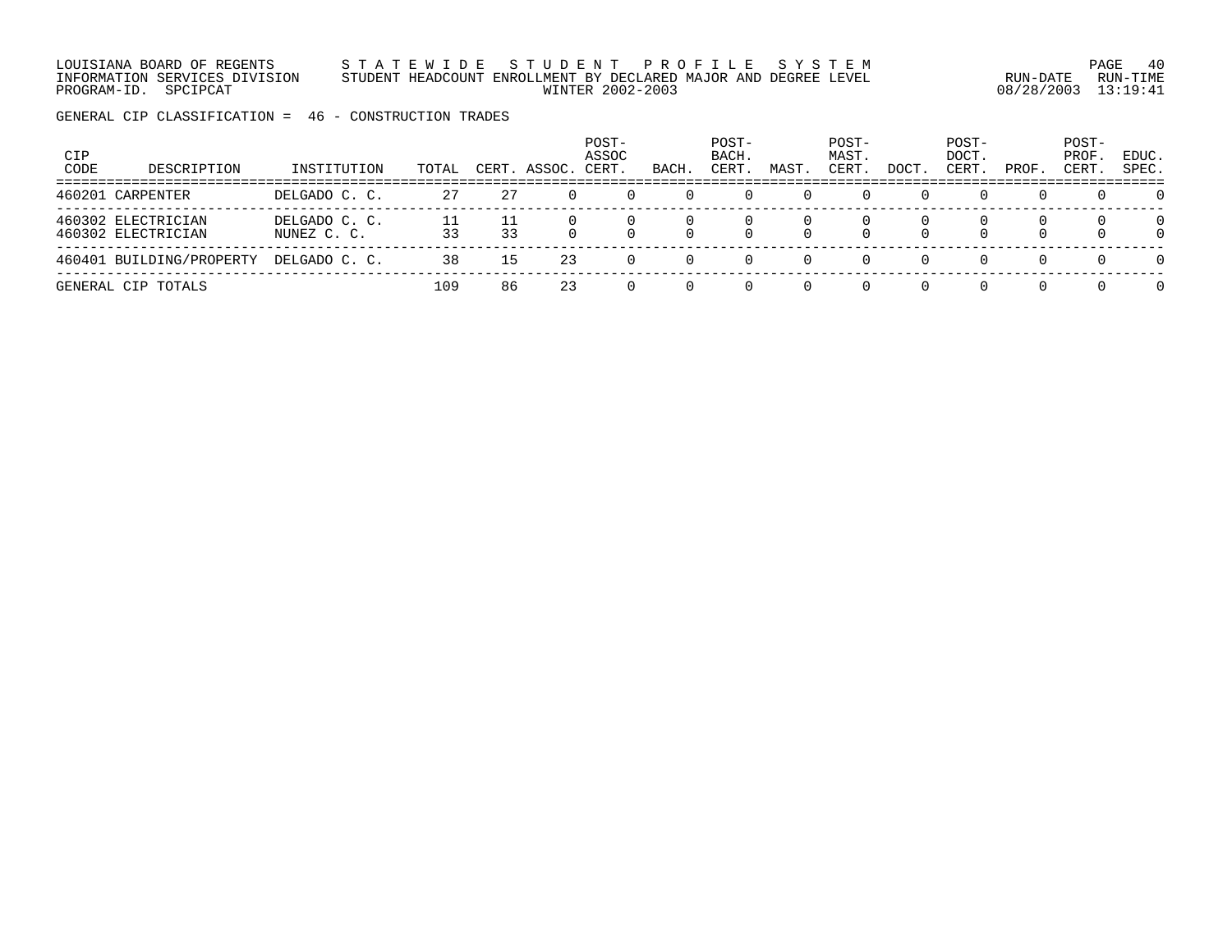LOUISIANA BOARD OF REGENTS — S T A T E W I D E   S T U D E N T   P R O F I L E   S Y S T E M
INFORMATION SERVICES DIVISION — STUDENT HEADCOUNT ENROLLMENT BY DECLARED MAJOR AND DEGREE LEVEL — RUN-DATE 08/28/2003 RUN-TIME 13:19:41
PROGRAM-ID. SPCIPCAT — WINTER 2002-2003

GENERAL CIP CLASSIFICATION = 46 - CONSTRUCTION TRADES

| CIP CODE | DESCRIPTION | INSTITUTION | TOTAL | CERT. | ASSOC. | POST-ASSOC CERT. | BACH. | POST-BACH. CERT. | MAST. | POST-MAST. CERT. | DOCT. | POST-DOCT. CERT. | PROF. | POST-PROF. CERT. | EDUC. SPEC. |
|---|---|---|---|---|---|---|---|---|---|---|---|---|---|---|---|
| 460201 | CARPENTER | DELGADO C. C. | 27 | 27 | 0 | 0 | 0 | 0 | 0 | 0 | 0 | 0 | 0 | 0 | 0 |
| 460302 | ELECTRICIAN | DELGADO C. C. | 11 | 11 | 0 | 0 | 0 | 0 | 0 | 0 | 0 | 0 | 0 | 0 | 0 |
| 460302 | ELECTRICIAN | NUNEZ C. C. | 33 | 33 | 0 | 0 | 0 | 0 | 0 | 0 | 0 | 0 | 0 | 0 | 0 |
| 460401 | BUILDING/PROPERTY | DELGADO C. C. | 38 | 15 | 23 | 0 | 0 | 0 | 0 | 0 | 0 | 0 | 0 | 0 | 0 |
| GENERAL CIP TOTALS | | | 109 | 86 | 23 | 0 | 0 | 0 | 0 | 0 | 0 | 0 | 0 | 0 | 0 |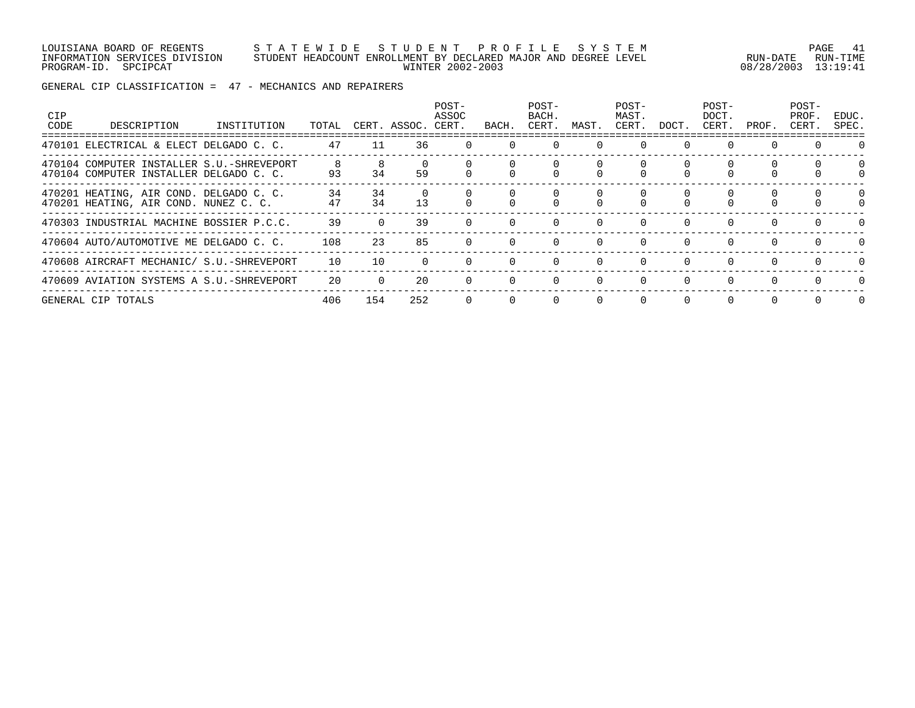LOUISIANA BOARD OF REGENTS — STATEWIDE STUDENT PROFILE SYSTEM
INFORMATION SERVICES DIVISION — STUDENT HEADCOUNT ENROLLMENT BY DECLARED MAJOR AND DEGREE LEVEL
PROGRAM-ID. SPCIPCAT — WINTER 2002-2003
RUN-DATE 08/28/2003 RUN-TIME 13:19:41

GENERAL CIP CLASSIFICATION = 47 - MECHANICS AND REPAIRERS

| CIP CODE | DESCRIPTION | INSTITUTION | TOTAL | CERT. | ASSOC. | POST-ASSOC CERT. | BACH. | POST-BACH. CERT. | MAST. | POST-MAST. CERT. | DOCT. | POST-DOCT. CERT. | PROF. | POST-PROF. CERT. | EDUC. SPEC. |
|---|---|---|---|---|---|---|---|---|---|---|---|---|---|---|---|
| 470101 | ELECTRICAL & ELECT | DELGADO C. C. | 47 | 11 | 36 | 0 | 0 | 0 | 0 | 0 | 0 | 0 | 0 | 0 | 0 |
| 470104 | COMPUTER INSTALLER | S.U.-SHREVEPORT | 8 | 8 | 0 | 0 | 0 | 0 | 0 | 0 | 0 | 0 | 0 | 0 | 0 |
| 470104 | COMPUTER INSTALLER | DELGADO C. C. | 93 | 34 | 59 | 0 | 0 | 0 | 0 | 0 | 0 | 0 | 0 | 0 | 0 |
| 470201 | HEATING, AIR COND. | DELGADO C. C. | 34 | 34 | 0 | 0 | 0 | 0 | 0 | 0 | 0 | 0 | 0 | 0 | 0 |
| 470201 | HEATING, AIR COND. | NUNEZ C. C. | 47 | 34 | 13 | 0 | 0 | 0 | 0 | 0 | 0 | 0 | 0 | 0 | 0 |
| 470303 | INDUSTRIAL MACHINE | BOSSIER P.C.C. | 39 | 0 | 39 | 0 | 0 | 0 | 0 | 0 | 0 | 0 | 0 | 0 | 0 |
| 470604 | AUTO/AUTOMOTIVE ME | DELGADO C. C. | 108 | 23 | 85 | 0 | 0 | 0 | 0 | 0 | 0 | 0 | 0 | 0 | 0 |
| 470608 | AIRCRAFT MECHANIC/ | S.U.-SHREVEPORT | 10 | 10 | 0 | 0 | 0 | 0 | 0 | 0 | 0 | 0 | 0 | 0 | 0 |
| 470609 | AVIATION SYSTEMS A | S.U.-SHREVEPORT | 20 | 0 | 20 | 0 | 0 | 0 | 0 | 0 | 0 | 0 | 0 | 0 | 0 |
| GENERAL CIP TOTALS | | | 406 | 154 | 252 | 0 | 0 | 0 | 0 | 0 | 0 | 0 | 0 | 0 | 0 |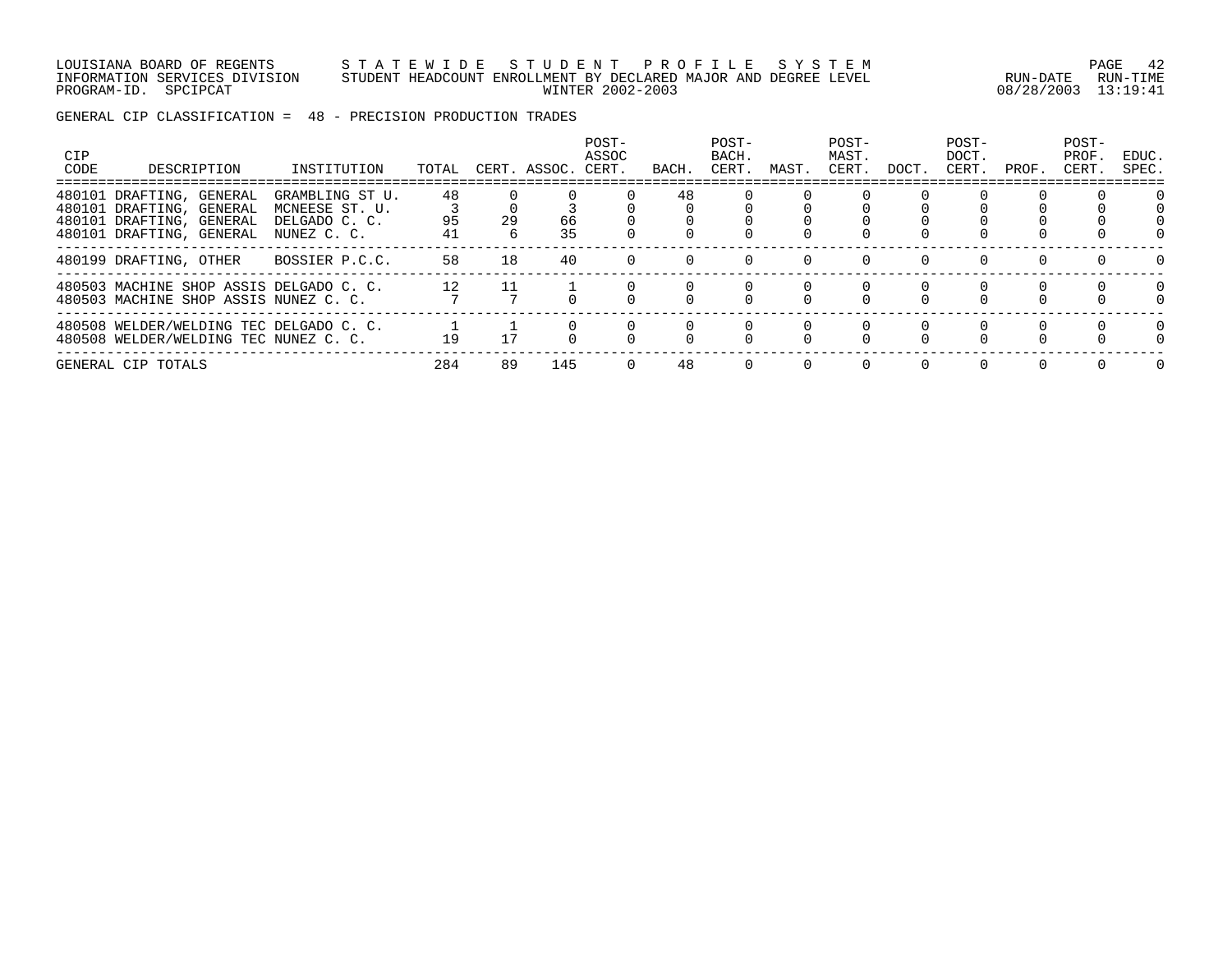LOUISIANA BOARD OF REGENTS — STATEWIDE STUDENT PROFILE SYSTEM
INFORMATION SERVICES DIVISION — STUDENT HEADCOUNT ENROLLMENT BY DECLARED MAJOR AND DEGREE LEVEL — RUN-DATE 08/28/2003 RUN-TIME 13:19:41
PROGRAM-ID. SPCIPCAT — WINTER 2002-2003

GENERAL CIP CLASSIFICATION = 48 - PRECISION PRODUCTION TRADES

| CIP CODE | DESCRIPTION | INSTITUTION | TOTAL | CERT. | ASSOC. | POST-ASSOC CERT. | BACH. | POST-BACH. CERT. | MAST. | POST-MAST. CERT. | DOCT. | POST-DOCT. CERT. | PROF. | POST-PROF. CERT. | EDUC. SPEC. |
|---|---|---|---|---|---|---|---|---|---|---|---|---|---|---|---|
| 480101 | DRAFTING, GENERAL | GRAMBLING ST U. | 48 | 0 | 0 | 0 | 48 | 0 | 0 | 0 | 0 | 0 | 0 | 0 | 0 |
| 480101 | DRAFTING, GENERAL | MCNEESE ST. U. | 3 | 0 | 3 | 0 | 0 | 0 | 0 | 0 | 0 | 0 | 0 | 0 | 0 |
| 480101 | DRAFTING, GENERAL | DELGADO C. C. | 95 | 29 | 66 | 0 | 0 | 0 | 0 | 0 | 0 | 0 | 0 | 0 | 0 |
| 480101 | DRAFTING, GENERAL | NUNEZ C. C. | 41 | 6 | 35 | 0 | 0 | 0 | 0 | 0 | 0 | 0 | 0 | 0 | 0 |
| 480199 | DRAFTING, OTHER | BOSSIER P.C.C. | 58 | 18 | 40 | 0 | 0 | 0 | 0 | 0 | 0 | 0 | 0 | 0 | 0 |
| 480503 | MACHINE SHOP ASSIS | DELGADO C. C. | 12 | 11 | 1 | 0 | 0 | 0 | 0 | 0 | 0 | 0 | 0 | 0 | 0 |
| 480503 | MACHINE SHOP ASSIS | NUNEZ C. C. | 7 | 7 | 0 | 0 | 0 | 0 | 0 | 0 | 0 | 0 | 0 | 0 | 0 |
| 480508 | WELDER/WELDING TEC | DELGADO C. C. | 1 | 1 | 0 | 0 | 0 | 0 | 0 | 0 | 0 | 0 | 0 | 0 | 0 |
| 480508 | WELDER/WELDING TEC | NUNEZ C. C. | 19 | 17 | 0 | 0 | 0 | 0 | 0 | 0 | 0 | 0 | 0 | 0 | 0 |
| GENERAL CIP TOTALS | | | 284 | 89 | 145 | 0 | 48 | 0 | 0 | 0 | 0 | 0 | 0 | 0 | 0 |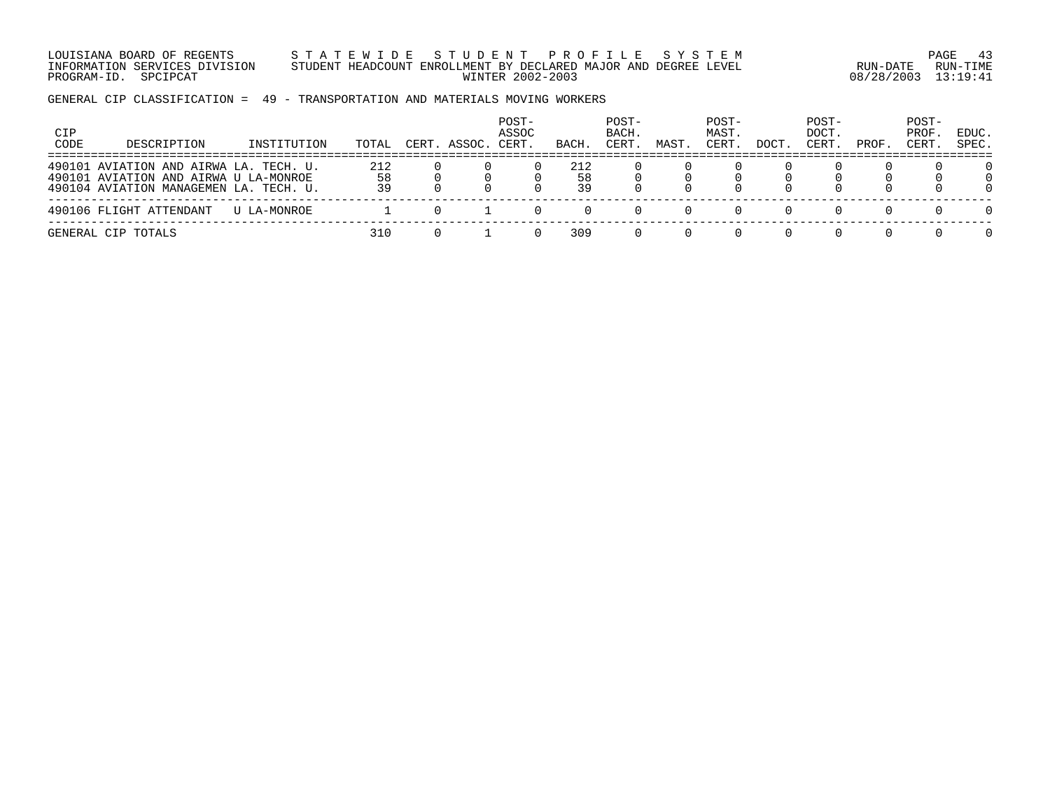LOUISIANA BOARD OF REGENTS — STATEWIDE STUDENT PROFILE SYSTEM
INFORMATION SERVICES DIVISION — STUDENT HEADCOUNT ENROLLMENT BY DECLARED MAJOR AND DEGREE LEVEL — RUN-DATE 08/28/2003 RUN-TIME 13:19:41
PROGRAM-ID. SPCIPCAT — WINTER 2002-2003

GENERAL CIP CLASSIFICATION = 49 - TRANSPORTATION AND MATERIALS MOVING WORKERS

| CIP CODE | DESCRIPTION | INSTITUTION | TOTAL | CERT. | ASSOC. | POST-ASSOC CERT. | BACH. | POST-BACH. CERT. | MAST. | POST-MAST. CERT. | DOCT. | POST-DOCT. CERT. | PROF. | POST-PROF. CERT. | EDUC. SPEC. |
|---|---|---|---|---|---|---|---|---|---|---|---|---|---|---|---|
| 490101 | AVIATION AND AIRWA | LA. TECH. U. | 212 | 0 | 0 | 0 | 212 | 0 | 0 | 0 | 0 | 0 | 0 | 0 | 0 |
| 490101 | AVIATION AND AIRWA | U LA-MONROE | 58 | 0 | 0 | 0 | 58 | 0 | 0 | 0 | 0 | 0 | 0 | 0 | 0 |
| 490104 | AVIATION MANAGEMEN | LA. TECH. U. | 39 | 0 | 0 | 0 | 39 | 0 | 0 | 0 | 0 | 0 | 0 | 0 | 0 |
| 490106 | FLIGHT ATTENDANT | U LA-MONROE | 1 | 0 | 1 | 0 | 0 | 0 | 0 | 0 | 0 | 0 | 0 | 0 | 0 |
| GENERAL CIP TOTALS | | | 310 | 0 | 1 | 0 | 309 | 0 | 0 | 0 | 0 | 0 | 0 | 0 | 0 |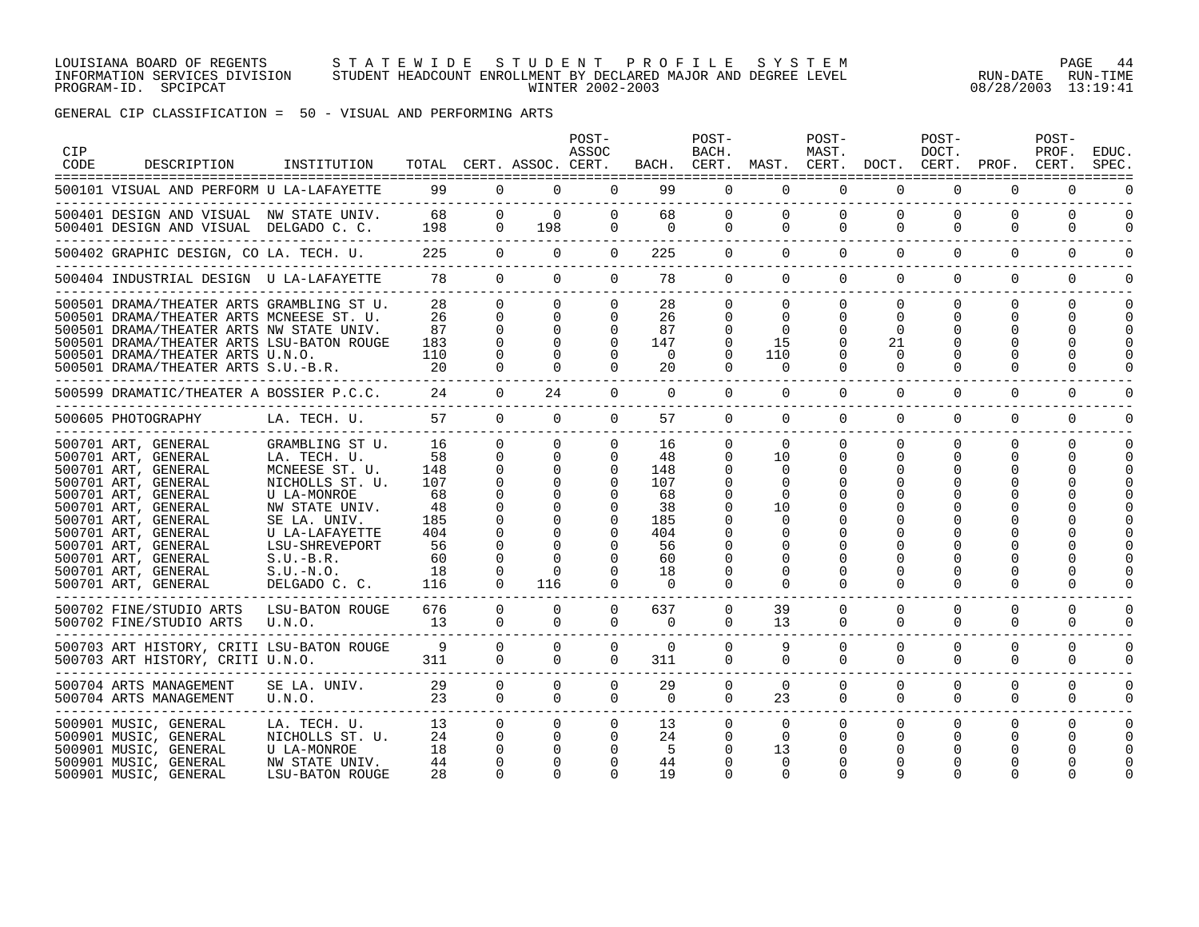LOUISIANA BOARD OF REGENTS — STATEWIDE STUDENT PROFILE SYSTEM
INFORMATION SERVICES DIVISION — STUDENT HEADCOUNT ENROLLMENT BY DECLARED MAJOR AND DEGREE LEVEL — RUN-DATE 08/28/2003 RUN-TIME 13:19:41
PROGRAM-ID. SPCIPCAT — WINTER 2002-2003

GENERAL CIP CLASSIFICATION = 50 - VISUAL AND PERFORMING ARTS

| CIP CODE | DESCRIPTION | INSTITUTION | TOTAL | CERT. | ASSOC. | POST-ASSOC CERT. | BACH. | POST-BACH. CERT. | MAST. | POST-MAST. CERT. | DOCT. | POST-DOCT. CERT. | PROF. | POST-PROF. CERT. | EDUC. SPEC. |
|---|---|---|---|---|---|---|---|---|---|---|---|---|---|---|---|
| 500101 | VISUAL AND PERFORM | U LA-LAFAYETTE | 99 | 0 | 0 | 0 | 99 | 0 | 0 | 0 | 0 | 0 | 0 | 0 | 0 |
| 500401 | DESIGN AND VISUAL | NW STATE UNIV. | 68 | 0 | 0 | 0 | 68 | 0 | 0 | 0 | 0 | 0 | 0 | 0 | 0 |
| 500401 | DESIGN AND VISUAL | DELGADO C. C. | 198 | 0 | 198 | 0 | 0 | 0 | 0 | 0 | 0 | 0 | 0 | 0 | 0 |
| 500402 | GRAPHIC DESIGN, CO | LA. TECH. U. | 225 | 0 | 0 | 0 | 225 | 0 | 0 | 0 | 0 | 0 | 0 | 0 | 0 |
| 500404 | INDUSTRIAL DESIGN | U LA-LAFAYETTE | 78 | 0 | 0 | 0 | 78 | 0 | 0 | 0 | 0 | 0 | 0 | 0 | 0 |
| 500501 | DRAMA/THEATER ARTS | GRAMBLING ST U. | 28 | 0 | 0 | 0 | 28 | 0 | 0 | 0 | 0 | 0 | 0 | 0 | 0 |
| 500501 | DRAMA/THEATER ARTS | MCNEESE ST. U. | 26 | 0 | 0 | 0 | 26 | 0 | 0 | 0 | 0 | 0 | 0 | 0 | 0 |
| 500501 | DRAMA/THEATER ARTS | NW STATE UNIV. | 87 | 0 | 0 | 0 | 87 | 0 | 0 | 0 | 0 | 0 | 0 | 0 | 0 |
| 500501 | DRAMA/THEATER ARTS | LSU-BATON ROUGE | 183 | 0 | 0 | 0 | 147 | 0 | 15 | 0 | 21 | 0 | 0 | 0 | 0 |
| 500501 | DRAMA/THEATER ARTS | U.N.O. | 110 | 0 | 0 | 0 | 0 | 0 | 110 | 0 | 0 | 0 | 0 | 0 | 0 |
| 500501 | DRAMA/THEATER ARTS | S.U.-B.R. | 20 | 0 | 0 | 0 | 20 | 0 | 0 | 0 | 0 | 0 | 0 | 0 | 0 |
| 500599 | DRAMATIC/THEATER A | BOSSIER P.C.C. | 24 | 0 | 24 | 0 | 0 | 0 | 0 | 0 | 0 | 0 | 0 | 0 | 0 |
| 500605 | PHOTOGRAPHY | LA. TECH. U. | 57 | 0 | 0 | 0 | 57 | 0 | 0 | 0 | 0 | 0 | 0 | 0 | 0 |
| 500701 | ART, GENERAL | GRAMBLING ST U. | 16 | 0 | 0 | 0 | 16 | 0 | 0 | 0 | 0 | 0 | 0 | 0 | 0 |
| 500701 | ART, GENERAL | LA. TECH. U. | 58 | 0 | 0 | 0 | 48 | 0 | 10 | 0 | 0 | 0 | 0 | 0 | 0 |
| 500701 | ART, GENERAL | MCNEESE ST. U. | 148 | 0 | 0 | 0 | 148 | 0 | 0 | 0 | 0 | 0 | 0 | 0 | 0 |
| 500701 | ART, GENERAL | NICHOLLS ST. U. | 107 | 0 | 0 | 0 | 107 | 0 | 0 | 0 | 0 | 0 | 0 | 0 | 0 |
| 500701 | ART, GENERAL | U LA-MONROE | 68 | 0 | 0 | 0 | 68 | 0 | 0 | 0 | 0 | 0 | 0 | 0 | 0 |
| 500701 | ART, GENERAL | NW STATE UNIV. | 48 | 0 | 0 | 0 | 38 | 0 | 10 | 0 | 0 | 0 | 0 | 0 | 0 |
| 500701 | ART, GENERAL | SE LA. UNIV. | 185 | 0 | 0 | 0 | 185 | 0 | 0 | 0 | 0 | 0 | 0 | 0 | 0 |
| 500701 | ART, GENERAL | U LA-LAFAYETTE | 404 | 0 | 0 | 0 | 404 | 0 | 0 | 0 | 0 | 0 | 0 | 0 | 0 |
| 500701 | ART, GENERAL | LSU-SHREVEPORT | 56 | 0 | 0 | 0 | 56 | 0 | 0 | 0 | 0 | 0 | 0 | 0 | 0 |
| 500701 | ART, GENERAL | S.U.-B.R. | 60 | 0 | 0 | 0 | 60 | 0 | 0 | 0 | 0 | 0 | 0 | 0 | 0 |
| 500701 | ART, GENERAL | S.U.-N.O. | 18 | 0 | 0 | 0 | 18 | 0 | 0 | 0 | 0 | 0 | 0 | 0 | 0 |
| 500701 | ART, GENERAL | DELGADO C. C. | 116 | 0 | 116 | 0 | 0 | 0 | 0 | 0 | 0 | 0 | 0 | 0 | 0 |
| 500702 | FINE/STUDIO ARTS | LSU-BATON ROUGE | 676 | 0 | 0 | 0 | 637 | 0 | 39 | 0 | 0 | 0 | 0 | 0 | 0 |
| 500702 | FINE/STUDIO ARTS | U.N.O. | 13 | 0 | 0 | 0 | 0 | 0 | 13 | 0 | 0 | 0 | 0 | 0 | 0 |
| 500703 | ART HISTORY, CRITI | LSU-BATON ROUGE | 9 | 0 | 0 | 0 | 0 | 0 | 9 | 0 | 0 | 0 | 0 | 0 | 0 |
| 500703 | ART HISTORY, CRITI | U.N.O. | 311 | 0 | 0 | 0 | 311 | 0 | 0 | 0 | 0 | 0 | 0 | 0 | 0 |
| 500704 | ARTS MANAGEMENT | SE LA. UNIV. | 29 | 0 | 0 | 0 | 29 | 0 | 0 | 0 | 0 | 0 | 0 | 0 | 0 |
| 500704 | ARTS MANAGEMENT | U.N.O. | 23 | 0 | 0 | 0 | 0 | 0 | 23 | 0 | 0 | 0 | 0 | 0 | 0 |
| 500901 | MUSIC, GENERAL | LA. TECH. U. | 13 | 0 | 0 | 0 | 13 | 0 | 0 | 0 | 0 | 0 | 0 | 0 | 0 |
| 500901 | MUSIC, GENERAL | NICHOLLS ST. U. | 24 | 0 | 0 | 0 | 24 | 0 | 0 | 0 | 0 | 0 | 0 | 0 | 0 |
| 500901 | MUSIC, GENERAL | U LA-MONROE | 18 | 0 | 0 | 0 | 5 | 0 | 13 | 0 | 0 | 0 | 0 | 0 | 0 |
| 500901 | MUSIC, GENERAL | NW STATE UNIV. | 44 | 0 | 0 | 0 | 44 | 0 | 0 | 0 | 0 | 0 | 0 | 0 | 0 |
| 500901 | MUSIC, GENERAL | LSU-BATON ROUGE | 28 | 0 | 0 | 0 | 19 | 0 | 0 | 0 | 9 | 0 | 0 | 0 | 0 |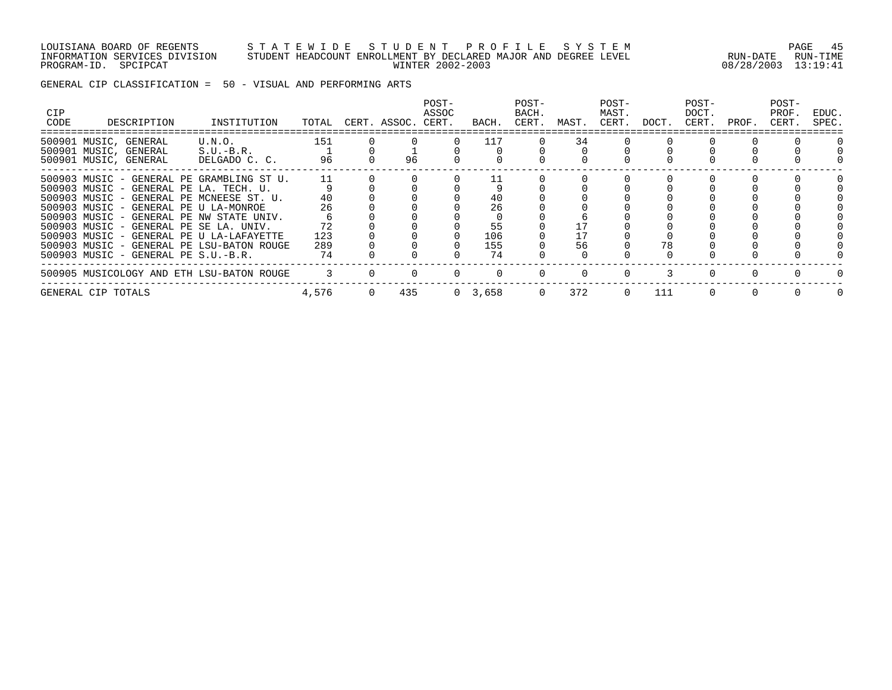LOUISIANA BOARD OF REGENTS — STATEWIDE STUDENT PROFILE SYSTEM
INFORMATION SERVICES DIVISION — STUDENT HEADCOUNT ENROLLMENT BY DECLARED MAJOR AND DEGREE LEVEL
PROGRAM-ID. SPCIPCAT — WINTER 2002-2003 — RUN-DATE 08/28/2003 RUN-TIME 13:19:41

GENERAL CIP CLASSIFICATION = 50 - VISUAL AND PERFORMING ARTS

| CIP CODE | DESCRIPTION | INSTITUTION | TOTAL | CERT. | ASSOC. | POST-ASSOC CERT. | BACH. | POST-BACH. CERT. | MAST. | POST-MAST. CERT. | DOCT. | POST-DOCT. CERT. | PROF. | POST-PROF. CERT. | EDUC. SPEC. |
|---|---|---|---|---|---|---|---|---|---|---|---|---|---|---|---|
| 500901 | MUSIC, GENERAL | U.N.O. | 151 | 0 | 0 | 0 | 117 | 0 | 34 | 0 | 0 | 0 | 0 | 0 | 0 |
| 500901 | MUSIC, GENERAL | S.U.-B.R. | 1 | 0 | 1 | 0 | 0 | 0 | 0 | 0 | 0 | 0 | 0 | 0 | 0 |
| 500901 | MUSIC, GENERAL | DELGADO C. C. | 96 | 0 | 96 | 0 | 0 | 0 | 0 | 0 | 0 | 0 | 0 | 0 | 0 |
| 500903 | MUSIC - GENERAL PE | GRAMBLING ST U. | 11 | 0 | 0 | 0 | 11 | 0 | 0 | 0 | 0 | 0 | 0 | 0 | 0 |
| 500903 | MUSIC - GENERAL PE | LA. TECH. U. | 9 | 0 | 0 | 0 | 9 | 0 | 0 | 0 | 0 | 0 | 0 | 0 | 0 |
| 500903 | MUSIC - GENERAL PE | MCNEESE ST. U. | 40 | 0 | 0 | 0 | 40 | 0 | 0 | 0 | 0 | 0 | 0 | 0 | 0 |
| 500903 | MUSIC - GENERAL PE | U LA-MONROE | 26 | 0 | 0 | 0 | 26 | 0 | 0 | 0 | 0 | 0 | 0 | 0 | 0 |
| 500903 | MUSIC - GENERAL PE | NW STATE UNIV. | 6 | 0 | 0 | 0 | 0 | 0 | 6 | 0 | 0 | 0 | 0 | 0 | 0 |
| 500903 | MUSIC - GENERAL PE | SE LA. UNIV. | 72 | 0 | 0 | 0 | 55 | 0 | 17 | 0 | 0 | 0 | 0 | 0 | 0 |
| 500903 | MUSIC - GENERAL PE | U LA-LAFAYETTE | 123 | 0 | 0 | 0 | 106 | 0 | 17 | 0 | 0 | 0 | 0 | 0 | 0 |
| 500903 | MUSIC - GENERAL PE | LSU-BATON ROUGE | 289 | 0 | 0 | 0 | 155 | 0 | 56 | 0 | 78 | 0 | 0 | 0 | 0 |
| 500903 | MUSIC - GENERAL PE | S.U.-B.R. | 74 | 0 | 0 | 0 | 74 | 0 | 0 | 0 | 0 | 0 | 0 | 0 | 0 |
| 500905 | MUSICOLOGY AND ETH | LSU-BATON ROUGE | 3 | 0 | 0 | 0 | 0 | 0 | 0 | 0 | 3 | 0 | 0 | 0 | 0 |
| GENERAL CIP TOTALS | | | 4,576 | 0 | 435 | 0 | 3,658 | 0 | 372 | 0 | 111 | 0 | 0 | 0 | 0 |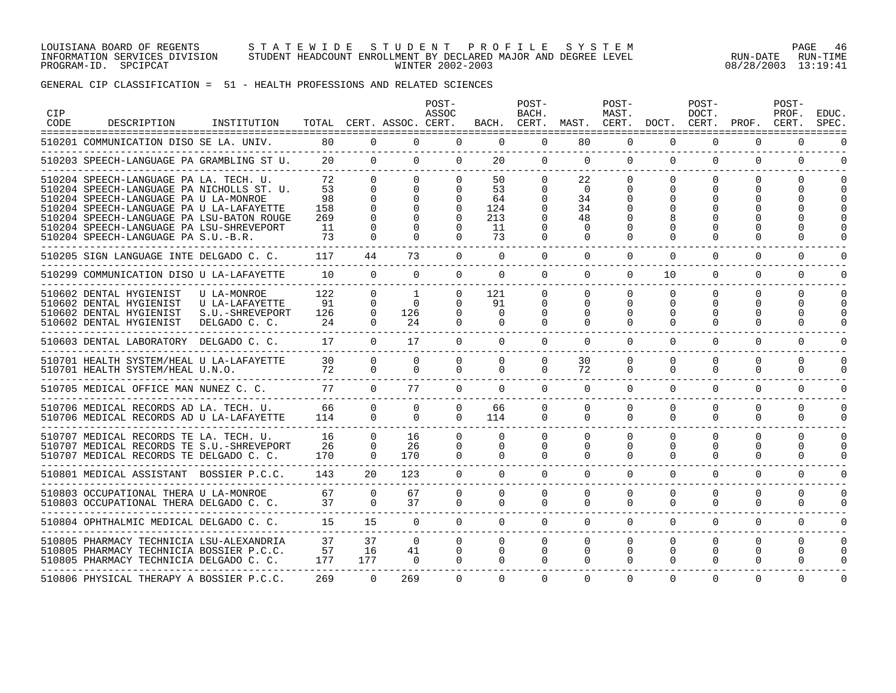LOUISIANA BOARD OF REGENTS — STATEWIDE STUDENT PROFILE SYSTEM
INFORMATION SERVICES DIVISION — STUDENT HEADCOUNT ENROLLMENT BY DECLARED MAJOR AND DEGREE LEVEL — RUN-DATE 08/28/2003 RUN-TIME 13:19:41
PROGRAM-ID. SPCIPCAT — WINTER 2002-2003

GENERAL CIP CLASSIFICATION = 51 - HEALTH PROFESSIONS AND RELATED SCIENCES

| CIP CODE | DESCRIPTION | INSTITUTION | TOTAL | CERT. | ASSOC. | POST-ASSOC CERT. | BACH. | POST-BACH. CERT. | MAST. | POST-MAST. CERT. | DOCT. | POST-DOCT. CERT. | PROF. | POST-PROF. CERT. | EDUC. SPEC. |
|---|---|---|---|---|---|---|---|---|---|---|---|---|---|---|---|
| 510201 | COMMUNICATION DISO | SE LA. UNIV. | 80 | 0 | 0 | 0 | 0 | 0 | 80 | 0 | 0 | 0 | 0 | 0 | 0 |
| 510203 | SPEECH-LANGUAGE PA | GRAMBLING ST U. | 20 | 0 | 0 | 0 | 20 | 0 | 0 | 0 | 0 | 0 | 0 | 0 | 0 |
| 510204 | SPEECH-LANGUAGE PA | LA. TECH. U. | 72 | 0 | 0 | 0 | 50 | 0 | 22 | 0 | 0 | 0 | 0 | 0 | 0 |
| 510204 | SPEECH-LANGUAGE PA | NICHOLLS ST. U. | 53 | 0 | 0 | 0 | 53 | 0 | 0 | 0 | 0 | 0 | 0 | 0 | 0 |
| 510204 | SPEECH-LANGUAGE PA | U LA-MONROE | 98 | 0 | 0 | 0 | 64 | 0 | 34 | 0 | 0 | 0 | 0 | 0 | 0 |
| 510204 | SPEECH-LANGUAGE PA | U LA-LAFAYETTE | 158 | 0 | 0 | 0 | 124 | 0 | 34 | 0 | 0 | 0 | 0 | 0 | 0 |
| 510204 | SPEECH-LANGUAGE PA | LSU-BATON ROUGE | 269 | 0 | 0 | 0 | 213 | 0 | 48 | 0 | 8 | 0 | 0 | 0 | 0 |
| 510204 | SPEECH-LANGUAGE PA | LSU-SHREVEPORT | 11 | 0 | 0 | 0 | 11 | 0 | 0 | 0 | 0 | 0 | 0 | 0 | 0 |
| 510204 | SPEECH-LANGUAGE PA | S.U.-B.R. | 73 | 0 | 0 | 0 | 73 | 0 | 0 | 0 | 0 | 0 | 0 | 0 | 0 |
| 510205 | SIGN LANGUAGE INTE | DELGADO C. C. | 117 | 44 | 73 | 0 | 0 | 0 | 0 | 0 | 0 | 0 | 0 | 0 | 0 |
| 510299 | COMMUNICATION DISO | U LA-LAFAYETTE | 10 | 0 | 0 | 0 | 0 | 0 | 0 | 0 | 10 | 0 | 0 | 0 | 0 |
| 510602 | DENTAL HYGIENIST | U LA-MONROE | 122 | 0 | 1 | 0 | 121 | 0 | 0 | 0 | 0 | 0 | 0 | 0 | 0 |
| 510602 | DENTAL HYGIENIST | U LA-LAFAYETTE | 91 | 0 | 0 | 0 | 91 | 0 | 0 | 0 | 0 | 0 | 0 | 0 | 0 |
| 510602 | DENTAL HYGIENIST | S.U.-SHREVEPORT | 126 | 0 | 126 | 0 | 0 | 0 | 0 | 0 | 0 | 0 | 0 | 0 | 0 |
| 510602 | DENTAL HYGIENIST | DELGADO C. C. | 24 | 0 | 24 | 0 | 0 | 0 | 0 | 0 | 0 | 0 | 0 | 0 | 0 |
| 510603 | DENTAL LABORATORY | DELGADO C. C. | 17 | 0 | 17 | 0 | 0 | 0 | 0 | 0 | 0 | 0 | 0 | 0 | 0 |
| 510701 | HEALTH SYSTEM/HEAL | U LA-LAFAYETTE | 30 | 0 | 0 | 0 | 0 | 0 | 30 | 0 | 0 | 0 | 0 | 0 | 0 |
| 510701 | HEALTH SYSTEM/HEAL | U.N.O. | 72 | 0 | 0 | 0 | 0 | 0 | 72 | 0 | 0 | 0 | 0 | 0 | 0 |
| 510705 | MEDICAL OFFICE MAN | NUNEZ C. C. | 77 | 0 | 77 | 0 | 0 | 0 | 0 | 0 | 0 | 0 | 0 | 0 | 0 |
| 510706 | MEDICAL RECORDS AD | LA. TECH. U. | 66 | 0 | 0 | 0 | 66 | 0 | 0 | 0 | 0 | 0 | 0 | 0 | 0 |
| 510706 | MEDICAL RECORDS AD | U LA-LAFAYETTE | 114 | 0 | 0 | 0 | 114 | 0 | 0 | 0 | 0 | 0 | 0 | 0 | 0 |
| 510707 | MEDICAL RECORDS TE | LA. TECH. U. | 16 | 0 | 16 | 0 | 0 | 0 | 0 | 0 | 0 | 0 | 0 | 0 | 0 |
| 510707 | MEDICAL RECORDS TE | S.U.-SHREVEPORT | 26 | 0 | 26 | 0 | 0 | 0 | 0 | 0 | 0 | 0 | 0 | 0 | 0 |
| 510707 | MEDICAL RECORDS TE | DELGADO C. C. | 170 | 0 | 170 | 0 | 0 | 0 | 0 | 0 | 0 | 0 | 0 | 0 | 0 |
| 510801 | MEDICAL ASSISTANT | BOSSIER P.C.C. | 143 | 20 | 123 | 0 | 0 | 0 | 0 | 0 | 0 | 0 | 0 | 0 | 0 |
| 510803 | OCCUPATIONAL THERA | U LA-MONROE | 67 | 0 | 67 | 0 | 0 | 0 | 0 | 0 | 0 | 0 | 0 | 0 | 0 |
| 510803 | OCCUPATIONAL THERA | DELGADO C. C. | 37 | 0 | 37 | 0 | 0 | 0 | 0 | 0 | 0 | 0 | 0 | 0 | 0 |
| 510804 | OPHTHALMIC MEDICAL | DELGADO C. C. | 15 | 15 | 0 | 0 | 0 | 0 | 0 | 0 | 0 | 0 | 0 | 0 | 0 |
| 510805 | PHARMACY TECHNICIA | LSU-ALEXANDRIA | 37 | 37 | 0 | 0 | 0 | 0 | 0 | 0 | 0 | 0 | 0 | 0 | 0 |
| 510805 | PHARMACY TECHNICIA | BOSSIER P.C.C. | 57 | 16 | 41 | 0 | 0 | 0 | 0 | 0 | 0 | 0 | 0 | 0 | 0 |
| 510805 | PHARMACY TECHNICIA | DELGADO C. C. | 177 | 177 | 0 | 0 | 0 | 0 | 0 | 0 | 0 | 0 | 0 | 0 | 0 |
| 510806 | PHYSICAL THERAPY A | BOSSIER P.C.C. | 269 | 0 | 269 | 0 | 0 | 0 | 0 | 0 | 0 | 0 | 0 | 0 | 0 |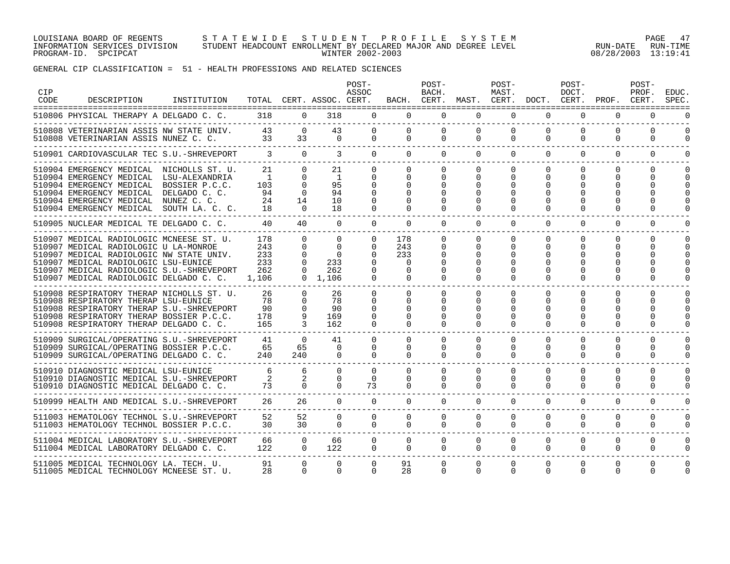LOUISIANA BOARD OF REGENTS — STATEWIDE STUDENT PROFILE SYSTEM
INFORMATION SERVICES DIVISION — STUDENT HEADCOUNT ENROLLMENT BY DECLARED MAJOR AND DEGREE LEVEL — WINTER 2002-2003
PROGRAM-ID. SPCIPCAT — RUN-DATE 08/28/2003 RUN-TIME 13:19:41

GENERAL CIP CLASSIFICATION = 51 - HEALTH PROFESSIONS AND RELATED SCIENCES

| CIP CODE | DESCRIPTION | INSTITUTION | TOTAL | CERT. | ASSOC. | POST-ASSOC CERT. | BACH. | POST-BACH. CERT. | MAST. | POST-MAST. CERT. | DOCT. | POST-DOCT. CERT. | PROF. | POST-PROF. CERT. | EDUC. SPEC. |
|---|---|---|---|---|---|---|---|---|---|---|---|---|---|---|---|
| 510806 | PHYSICAL THERAPY A | DELGADO C. C. | 318 | 0 | 318 | 0 | 0 | 0 | 0 | 0 | 0 | 0 | 0 | 0 | 0 |
| 510808 | VETERINARIAN ASSIS | NW STATE UNIV. | 43 | 0 | 43 | 0 | 0 | 0 | 0 | 0 | 0 | 0 | 0 | 0 | 0 |
| 510808 | VETERINARIAN ASSIS | NUNEZ C. C. | 33 | 33 | 0 | 0 | 0 | 0 | 0 | 0 | 0 | 0 | 0 | 0 | 0 |
| 510901 | CARDIOVASCULAR TEC | S.U.-SHREVEPORT | 3 | 0 | 3 | 0 | 0 | 0 | 0 | 0 | 0 | 0 | 0 | 0 | 0 |
| 510904 | EMERGENCY MEDICAL | NICHOLLS ST. U. | 21 | 0 | 21 | 0 | 0 | 0 | 0 | 0 | 0 | 0 | 0 | 0 | 0 |
| 510904 | EMERGENCY MEDICAL | LSU-ALEXANDRIA | 1 | 0 | 1 | 0 | 0 | 0 | 0 | 0 | 0 | 0 | 0 | 0 | 0 |
| 510904 | EMERGENCY MEDICAL | BOSSIER P.C.C. | 103 | 0 | 95 | 0 | 0 | 0 | 0 | 0 | 0 | 0 | 0 | 0 | 0 |
| 510904 | EMERGENCY MEDICAL | DELGADO C. C. | 94 | 0 | 94 | 0 | 0 | 0 | 0 | 0 | 0 | 0 | 0 | 0 | 0 |
| 510904 | EMERGENCY MEDICAL | NUNEZ C. C. | 24 | 14 | 10 | 0 | 0 | 0 | 0 | 0 | 0 | 0 | 0 | 0 | 0 |
| 510904 | EMERGENCY MEDICAL | SOUTH LA. C. C. | 18 | 0 | 18 | 0 | 0 | 0 | 0 | 0 | 0 | 0 | 0 | 0 | 0 |
| 510905 | NUCLEAR MEDICAL TE | DELGADO C. C. | 40 | 40 | 0 | 0 | 0 | 0 | 0 | 0 | 0 | 0 | 0 | 0 | 0 |
| 510907 | MEDICAL RADIOLOGIC | MCNEESE ST. U. | 178 | 0 | 0 | 0 | 178 | 0 | 0 | 0 | 0 | 0 | 0 | 0 | 0 |
| 510907 | MEDICAL RADIOLOGIC | U LA-MONROE | 243 | 0 | 0 | 0 | 243 | 0 | 0 | 0 | 0 | 0 | 0 | 0 | 0 |
| 510907 | MEDICAL RADIOLOGIC | NW STATE UNIV. | 233 | 0 | 0 | 0 | 233 | 0 | 0 | 0 | 0 | 0 | 0 | 0 | 0 |
| 510907 | MEDICAL RADIOLOGIC | LSU-EUNICE | 233 | 0 | 233 | 0 | 0 | 0 | 0 | 0 | 0 | 0 | 0 | 0 | 0 |
| 510907 | MEDICAL RADIOLOGIC | S.U.-SHREVEPORT | 262 | 0 | 262 | 0 | 0 | 0 | 0 | 0 | 0 | 0 | 0 | 0 | 0 |
| 510907 | MEDICAL RADIOLOGIC | DELGADO C. C. | 1,106 | 0 | 1,106 | 0 | 0 | 0 | 0 | 0 | 0 | 0 | 0 | 0 | 0 |
| 510908 | RESPIRATORY THERAP | NICHOLLS ST. U. | 26 | 0 | 26 | 0 | 0 | 0 | 0 | 0 | 0 | 0 | 0 | 0 | 0 |
| 510908 | RESPIRATORY THERAP | LSU-EUNICE | 78 | 0 | 78 | 0 | 0 | 0 | 0 | 0 | 0 | 0 | 0 | 0 | 0 |
| 510908 | RESPIRATORY THERAP | S.U.-SHREVEPORT | 90 | 0 | 90 | 0 | 0 | 0 | 0 | 0 | 0 | 0 | 0 | 0 | 0 |
| 510908 | RESPIRATORY THERAP | BOSSIER P.C.C. | 178 | 9 | 169 | 0 | 0 | 0 | 0 | 0 | 0 | 0 | 0 | 0 | 0 |
| 510908 | RESPIRATORY THERAP | DELGADO C. C. | 165 | 3 | 162 | 0 | 0 | 0 | 0 | 0 | 0 | 0 | 0 | 0 | 0 |
| 510909 | SURGICAL/OPERATING | S.U.-SHREVEPORT | 41 | 0 | 41 | 0 | 0 | 0 | 0 | 0 | 0 | 0 | 0 | 0 | 0 |
| 510909 | SURGICAL/OPERATING | BOSSIER P.C.C. | 65 | 65 | 0 | 0 | 0 | 0 | 0 | 0 | 0 | 0 | 0 | 0 | 0 |
| 510909 | SURGICAL/OPERATING | DELGADO C. C. | 240 | 240 | 0 | 0 | 0 | 0 | 0 | 0 | 0 | 0 | 0 | 0 | 0 |
| 510910 | DIAGNOSTIC MEDICAL | LSU-EUNICE | 6 | 6 | 0 | 0 | 0 | 0 | 0 | 0 | 0 | 0 | 0 | 0 | 0 |
| 510910 | DIAGNOSTIC MEDICAL | S.U.-SHREVEPORT | 2 | 2 | 0 | 0 | 0 | 0 | 0 | 0 | 0 | 0 | 0 | 0 | 0 |
| 510910 | DIAGNOSTIC MEDICAL | DELGADO C. C. | 73 | 0 | 0 | 73 | 0 | 0 | 0 | 0 | 0 | 0 | 0 | 0 | 0 |
| 510999 | HEALTH AND MEDICAL | S.U.-SHREVEPORT | 26 | 26 | 0 | 0 | 0 | 0 | 0 | 0 | 0 | 0 | 0 | 0 | 0 |
| 511003 | HEMATOLOGY TECHNOL | S.U.-SHREVEPORT | 52 | 52 | 0 | 0 | 0 | 0 | 0 | 0 | 0 | 0 | 0 | 0 | 0 |
| 511003 | HEMATOLOGY TECHNOL | BOSSIER P.C.C. | 30 | 30 | 0 | 0 | 0 | 0 | 0 | 0 | 0 | 0 | 0 | 0 | 0 |
| 511004 | MEDICAL LABORATORY | S.U.-SHREVEPORT | 66 | 0 | 66 | 0 | 0 | 0 | 0 | 0 | 0 | 0 | 0 | 0 | 0 |
| 511004 | MEDICAL LABORATORY | DELGADO C. C. | 122 | 0 | 122 | 0 | 0 | 0 | 0 | 0 | 0 | 0 | 0 | 0 | 0 |
| 511005 | MEDICAL TECHNOLOGY | LA. TECH. U. | 91 | 0 | 0 | 0 | 91 | 0 | 0 | 0 | 0 | 0 | 0 | 0 | 0 |
| 511005 | MEDICAL TECHNOLOGY | MCNEESE ST. U. | 28 | 0 | 0 | 0 | 28 | 0 | 0 | 0 | 0 | 0 | 0 | 0 | 0 |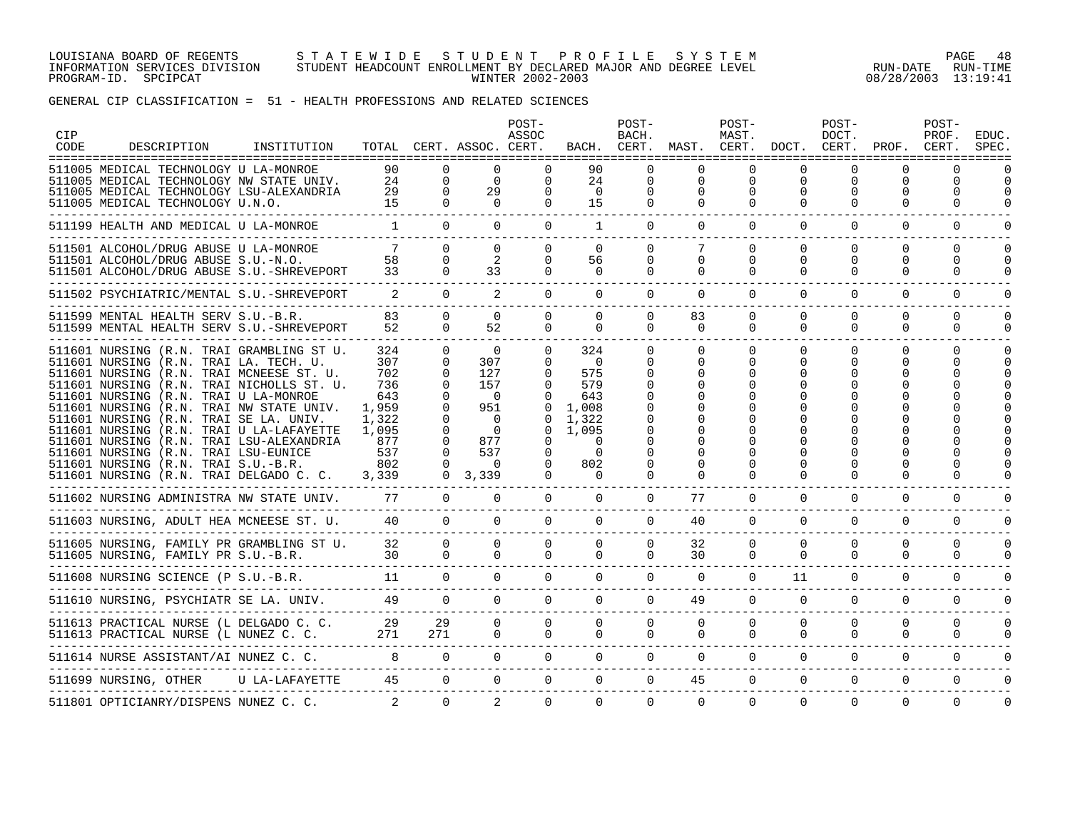LOUISIANA BOARD OF REGENTS — STATEWIDE STUDENT PROFILE SYSTEM
INFORMATION SERVICES DIVISION — STUDENT HEADCOUNT ENROLLMENT BY DECLARED MAJOR AND DEGREE LEVEL — RUN-DATE 08/28/2003 RUN-TIME 13:19:41
PROGRAM-ID. SPCIPCAT — WINTER 2002-2003

GENERAL CIP CLASSIFICATION = 51 - HEALTH PROFESSIONS AND RELATED SCIENCES

| CIP CODE | DESCRIPTION | INSTITUTION | TOTAL | CERT. | ASSOC. | POST-ASSOC CERT. | BACH. | POST-BACH. CERT. | MAST. | POST-MAST. CERT. | DOCT. | POST-DOCT. CERT. | PROF. | POST-PROF. CERT. | EDUC. SPEC. |
|---|---|---|---|---|---|---|---|---|---|---|---|---|---|---|---|
| 511005 | MEDICAL TECHNOLOGY | U LA-MONROE | 90 | 0 | 0 | 0 | 90 | 0 | 0 | 0 | 0 | 0 | 0 | 0 | 0 |
| 511005 | MEDICAL TECHNOLOGY | NW STATE UNIV. | 24 | 0 | 0 | 0 | 24 | 0 | 0 | 0 | 0 | 0 | 0 | 0 | 0 |
| 511005 | MEDICAL TECHNOLOGY | LSU-ALEXANDRIA | 29 | 0 | 29 | 0 | 0 | 0 | 0 | 0 | 0 | 0 | 0 | 0 | 0 |
| 511005 | MEDICAL TECHNOLOGY | U.N.O. | 15 | 0 | 0 | 0 | 15 | 0 | 0 | 0 | 0 | 0 | 0 | 0 | 0 |
| 511199 | HEALTH AND MEDICAL | U LA-MONROE | 1 | 0 | 0 | 0 | 1 | 0 | 0 | 0 | 0 | 0 | 0 | 0 | 0 |
| 511501 | ALCOHOL/DRUG ABUSE | U LA-MONROE | 7 | 0 | 0 | 0 | 0 | 0 | 7 | 0 | 0 | 0 | 0 | 0 | 0 |
| 511501 | ALCOHOL/DRUG ABUSE | S.U.-N.O. | 58 | 0 | 2 | 0 | 56 | 0 | 0 | 0 | 0 | 0 | 0 | 0 | 0 |
| 511501 | ALCOHOL/DRUG ABUSE | S.U.-SHREVEPORT | 33 | 0 | 33 | 0 | 0 | 0 | 0 | 0 | 0 | 0 | 0 | 0 | 0 |
| 511502 | PSYCHIATRIC/MENTAL | S.U.-SHREVEPORT | 2 | 0 | 2 | 0 | 0 | 0 | 0 | 0 | 0 | 0 | 0 | 0 | 0 |
| 511599 | MENTAL HEALTH SERV | S.U.-B.R. | 83 | 0 | 0 | 0 | 0 | 0 | 83 | 0 | 0 | 0 | 0 | 0 | 0 |
| 511599 | MENTAL HEALTH SERV | S.U.-SHREVEPORT | 52 | 0 | 52 | 0 | 0 | 0 | 0 | 0 | 0 | 0 | 0 | 0 | 0 |
| 511601 | NURSING (R.N. TRAI | GRAMBLING ST U. | 324 | 0 | 0 | 0 | 324 | 0 | 0 | 0 | 0 | 0 | 0 | 0 | 0 |
| 511601 | NURSING (R.N. TRAI | LA. TECH. U. | 307 | 0 | 307 | 0 | 0 | 0 | 0 | 0 | 0 | 0 | 0 | 0 | 0 |
| 511601 | NURSING (R.N. TRAI | MCNEESE ST. U. | 702 | 0 | 127 | 0 | 575 | 0 | 0 | 0 | 0 | 0 | 0 | 0 | 0 |
| 511601 | NURSING (R.N. TRAI | NICHOLLS ST. U. | 736 | 0 | 157 | 0 | 579 | 0 | 0 | 0 | 0 | 0 | 0 | 0 | 0 |
| 511601 | NURSING (R.N. TRAI | U LA-MONROE | 643 | 0 | 0 | 0 | 643 | 0 | 0 | 0 | 0 | 0 | 0 | 0 | 0 |
| 511601 | NURSING (R.N. TRAI | NW STATE UNIV. | 1,959 | 0 | 951 | 0 | 1,008 | 0 | 0 | 0 | 0 | 0 | 0 | 0 | 0 |
| 511601 | NURSING (R.N. TRAI | SE LA. UNIV. | 1,322 | 0 | 0 | 0 | 1,322 | 0 | 0 | 0 | 0 | 0 | 0 | 0 | 0 |
| 511601 | NURSING (R.N. TRAI | U LA-LAFAYETTE | 1,095 | 0 | 0 | 0 | 1,095 | 0 | 0 | 0 | 0 | 0 | 0 | 0 | 0 |
| 511601 | NURSING (R.N. TRAI | LSU-ALEXANDRIA | 877 | 0 | 877 | 0 | 0 | 0 | 0 | 0 | 0 | 0 | 0 | 0 | 0 |
| 511601 | NURSING (R.N. TRAI | LSU-EUNICE | 537 | 0 | 537 | 0 | 0 | 0 | 0 | 0 | 0 | 0 | 0 | 0 | 0 |
| 511601 | NURSING (R.N. TRAI | S.U.-B.R. | 802 | 0 | 0 | 0 | 802 | 0 | 0 | 0 | 0 | 0 | 0 | 0 | 0 |
| 511601 | NURSING (R.N. TRAI | DELGADO C. C. | 3,339 | 0 | 3,339 | 0 | 0 | 0 | 0 | 0 | 0 | 0 | 0 | 0 | 0 |
| 511602 | NURSING ADMINISTRA | NW STATE UNIV. | 77 | 0 | 0 | 0 | 0 | 0 | 77 | 0 | 0 | 0 | 0 | 0 | 0 |
| 511603 | NURSING, ADULT HEA | MCNEESE ST. U. | 40 | 0 | 0 | 0 | 0 | 0 | 40 | 0 | 0 | 0 | 0 | 0 | 0 |
| 511605 | NURSING, FAMILY PR | GRAMBLING ST U. | 32 | 0 | 0 | 0 | 0 | 0 | 32 | 0 | 0 | 0 | 0 | 0 | 0 |
| 511605 | NURSING, FAMILY PR | S.U.-B.R. | 30 | 0 | 0 | 0 | 0 | 0 | 30 | 0 | 0 | 0 | 0 | 0 | 0 |
| 511608 | NURSING SCIENCE (P | S.U.-B.R. | 11 | 0 | 0 | 0 | 0 | 0 | 0 | 0 | 11 | 0 | 0 | 0 | 0 |
| 511610 | NURSING, PSYCHIATR | SE LA. UNIV. | 49 | 0 | 0 | 0 | 0 | 0 | 49 | 0 | 0 | 0 | 0 | 0 | 0 |
| 511613 | PRACTICAL NURSE (L | DELGADO C. C. | 29 | 29 | 0 | 0 | 0 | 0 | 0 | 0 | 0 | 0 | 0 | 0 | 0 |
| 511613 | PRACTICAL NURSE (L | NUNEZ C. C. | 271 | 271 | 0 | 0 | 0 | 0 | 0 | 0 | 0 | 0 | 0 | 0 | 0 |
| 511614 | NURSE ASSISTANT/AI | NUNEZ C. C. | 8 | 0 | 0 | 0 | 0 | 0 | 0 | 0 | 0 | 0 | 0 | 0 | 0 |
| 511699 | NURSING, OTHER | U LA-LAFAYETTE | 45 | 0 | 0 | 0 | 0 | 0 | 45 | 0 | 0 | 0 | 0 | 0 | 0 |
| 511801 | OPTICIANRY/DISPENS | NUNEZ C. C. | 2 | 0 | 2 | 0 | 0 | 0 | 0 | 0 | 0 | 0 | 0 | 0 | 0 |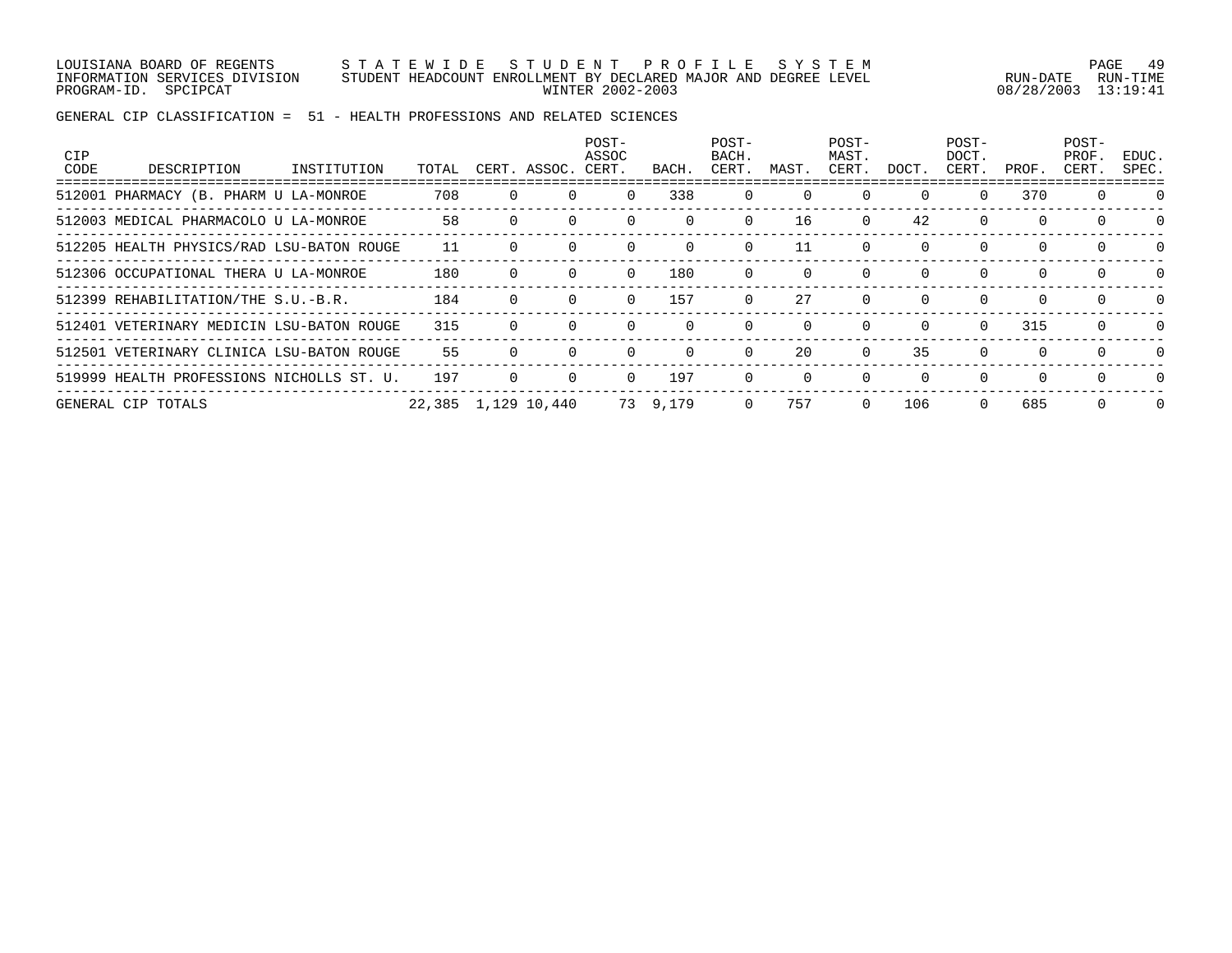LOUISIANA BOARD OF REGENTS — STATEWIDE STUDENT PROFILE SYSTEM
INFORMATION SERVICES DIVISION — STUDENT HEADCOUNT ENROLLMENT BY DECLARED MAJOR AND DEGREE LEVEL
PROGRAM-ID. SPCIPCAT — WINTER 2002-2003

RUN-DATE 08/28/2003 RUN-TIME 13:19:41

GENERAL CIP CLASSIFICATION = 51 - HEALTH PROFESSIONS AND RELATED SCIENCES

| CIP CODE | DESCRIPTION | INSTITUTION | TOTAL | CERT. | ASSOC. | POST-ASSOC CERT. | BACH. | POST-BACH. CERT. | MAST. | POST-MAST. CERT. | DOCT. | POST-DOCT. CERT. | PROF. | POST-PROF. CERT. | EDUC. SPEC. |
|---|---|---|---|---|---|---|---|---|---|---|---|---|---|---|---|
| 512001 | PHARMACY (B. PHARM | U LA-MONROE | 708 | 0 | 0 | 0 | 338 | 0 | 0 | 0 | 0 | 0 | 370 | 0 | 0 |
| 512003 | MEDICAL PHARMACOLO | U LA-MONROE | 58 | 0 | 0 | 0 | 0 | 0 | 16 | 0 | 42 | 0 | 0 | 0 | 0 |
| 512205 | HEALTH PHYSICS/RAD | LSU-BATON ROUGE | 11 | 0 | 0 | 0 | 0 | 0 | 11 | 0 | 0 | 0 | 0 | 0 | 0 |
| 512306 | OCCUPATIONAL THERA | U LA-MONROE | 180 | 0 | 0 | 0 | 180 | 0 | 0 | 0 | 0 | 0 | 0 | 0 | 0 |
| 512399 | REHABILITATION/THE | S.U.-B.R. | 184 | 0 | 0 | 0 | 157 | 0 | 27 | 0 | 0 | 0 | 0 | 0 | 0 |
| 512401 | VETERINARY MEDICIN | LSU-BATON ROUGE | 315 | 0 | 0 | 0 | 0 | 0 | 0 | 0 | 0 | 0 | 315 | 0 | 0 |
| 512501 | VETERINARY CLINICA | LSU-BATON ROUGE | 55 | 0 | 0 | 0 | 0 | 0 | 20 | 0 | 35 | 0 | 0 | 0 | 0 |
| 519999 | HEALTH PROFESSIONS | NICHOLLS ST. U. | 197 | 0 | 0 | 0 | 197 | 0 | 0 | 0 | 0 | 0 | 0 | 0 | 0 |
| GENERAL CIP TOTALS | | | 22,385 | 1,129 | 10,440 | 73 | 9,179 | 0 | 757 | 0 | 106 | 0 | 685 | 0 | 0 |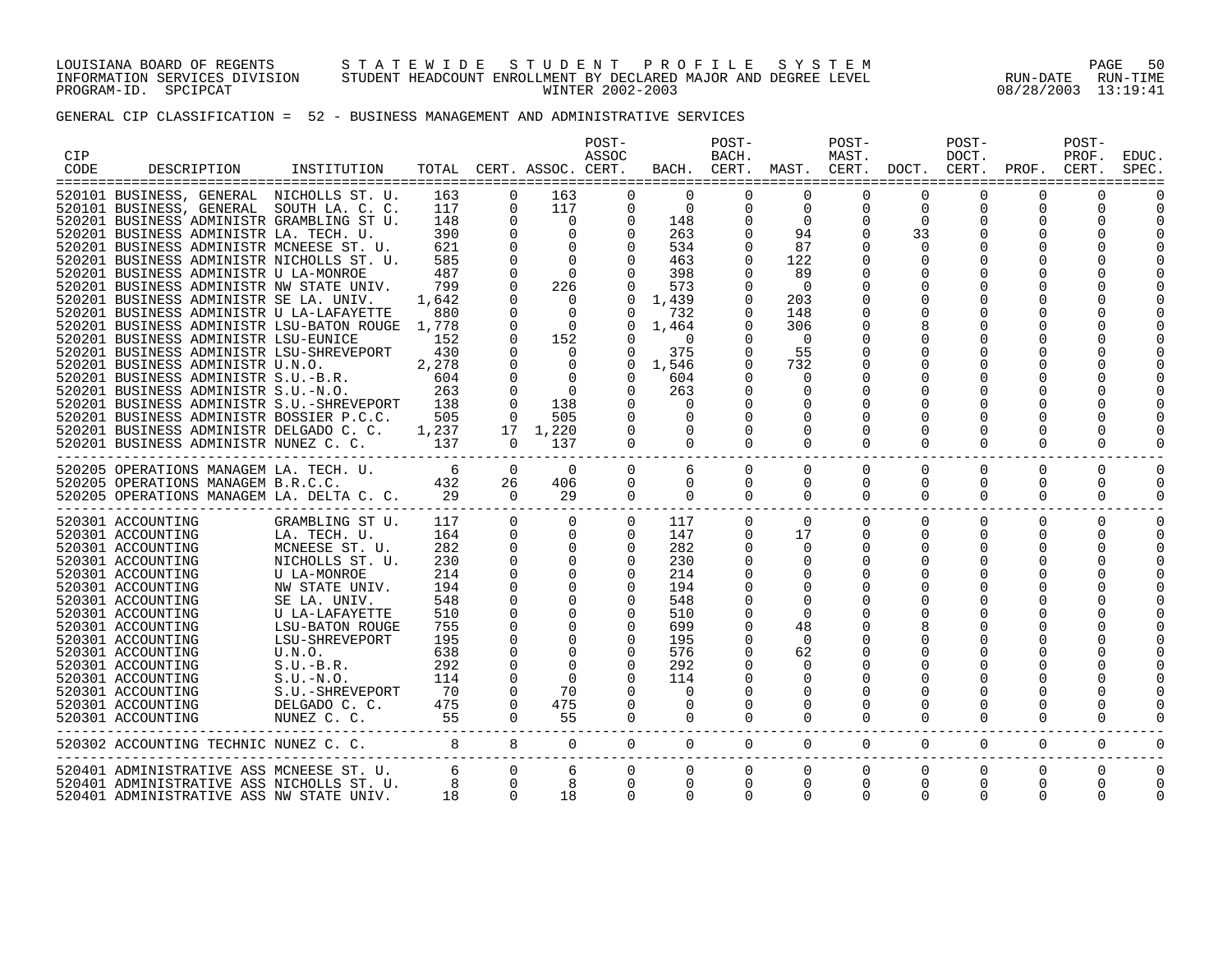LOUISIANA BOARD OF REGENTS — STATEWIDE STUDENT PROFILE SYSTEM
INFORMATION SERVICES DIVISION — STUDENT HEADCOUNT ENROLLMENT BY DECLARED MAJOR AND DEGREE LEVEL
PROGRAM-ID. SPCIPCAT — WINTER 2002-2003 — RUN-DATE 08/28/2003 RUN-TIME 13:19:41

GENERAL CIP CLASSIFICATION = 52 - BUSINESS MANAGEMENT AND ADMINISTRATIVE SERVICES

| CIP CODE | DESCRIPTION | INSTITUTION | TOTAL | CERT. | ASSOC. | POST-ASSOC CERT. | BACH. | POST-BACH. CERT. | MAST. | POST-MAST. CERT. | DOCT. | POST-DOCT. CERT. | PROF. | POST-PROF. CERT. | EDUC. SPEC. |
|---|---|---|---|---|---|---|---|---|---|---|---|---|---|---|---|
| 520101 | BUSINESS, GENERAL | NICHOLLS ST. U. | 163 | 0 | 163 | 0 | 0 | 0 | 0 | 0 | 0 | 0 | 0 | 0 | 0 |
| 520101 | BUSINESS, GENERAL | SOUTH LA. C. C. | 117 | 0 | 117 | 0 | 0 | 0 | 0 | 0 | 0 | 0 | 0 | 0 | 0 |
| 520201 | BUSINESS ADMINISTR | GRAMBLING ST U. | 148 | 0 | 0 | 0 | 148 | 0 | 0 | 0 | 0 | 0 | 0 | 0 | 0 |
| 520201 | BUSINESS ADMINISTR | LA. TECH. U. | 390 | 0 | 0 | 0 | 263 | 0 | 94 | 0 | 33 | 0 | 0 | 0 | 0 |
| 520201 | BUSINESS ADMINISTR | MCNEESE ST. U. | 621 | 0 | 0 | 0 | 534 | 0 | 87 | 0 | 0 | 0 | 0 | 0 | 0 |
| 520201 | BUSINESS ADMINISTR | NICHOLLS ST. U. | 585 | 0 | 0 | 0 | 463 | 0 | 122 | 0 | 0 | 0 | 0 | 0 | 0 |
| 520201 | BUSINESS ADMINISTR | U LA-MONROE | 487 | 0 | 0 | 0 | 398 | 0 | 89 | 0 | 0 | 0 | 0 | 0 | 0 |
| 520201 | BUSINESS ADMINISTR | NW STATE UNIV. | 799 | 0 | 226 | 0 | 573 | 0 | 0 | 0 | 0 | 0 | 0 | 0 | 0 |
| 520201 | BUSINESS ADMINISTR | SE LA. UNIV. | 1,642 | 0 | 0 | 0 | 1,439 | 0 | 203 | 0 | 0 | 0 | 0 | 0 | 0 |
| 520201 | BUSINESS ADMINISTR | U LA-LAFAYETTE | 880 | 0 | 0 | 0 | 732 | 0 | 148 | 0 | 0 | 0 | 0 | 0 | 0 |
| 520201 | BUSINESS ADMINISTR | LSU-BATON ROUGE | 1,778 | 0 | 0 | 0 | 1,464 | 0 | 306 | 0 | 8 | 0 | 0 | 0 | 0 |
| 520201 | BUSINESS ADMINISTR | LSU-EUNICE | 152 | 0 | 152 | 0 | 0 | 0 | 0 | 0 | 0 | 0 | 0 | 0 | 0 |
| 520201 | BUSINESS ADMINISTR | LSU-SHREVEPORT | 430 | 0 | 0 | 0 | 375 | 0 | 55 | 0 | 0 | 0 | 0 | 0 | 0 |
| 520201 | BUSINESS ADMINISTR | U.N.O. | 2,278 | 0 | 0 | 0 | 1,546 | 0 | 732 | 0 | 0 | 0 | 0 | 0 | 0 |
| 520201 | BUSINESS ADMINISTR | S.U.-B.R. | 604 | 0 | 0 | 0 | 604 | 0 | 0 | 0 | 0 | 0 | 0 | 0 | 0 |
| 520201 | BUSINESS ADMINISTR | S.U.-N.O. | 263 | 0 | 0 | 0 | 263 | 0 | 0 | 0 | 0 | 0 | 0 | 0 | 0 |
| 520201 | BUSINESS ADMINISTR | S.U.-SHREVEPORT | 138 | 0 | 138 | 0 | 0 | 0 | 0 | 0 | 0 | 0 | 0 | 0 | 0 |
| 520201 | BUSINESS ADMINISTR | BOSSIER P.C.C. | 505 | 0 | 505 | 0 | 0 | 0 | 0 | 0 | 0 | 0 | 0 | 0 | 0 |
| 520201 | BUSINESS ADMINISTR | DELGADO C. C. | 1,237 | 17 | 1,220 | 0 | 0 | 0 | 0 | 0 | 0 | 0 | 0 | 0 | 0 |
| 520201 | BUSINESS ADMINISTR | NUNEZ C. C. | 137 | 0 | 137 | 0 | 0 | 0 | 0 | 0 | 0 | 0 | 0 | 0 | 0 |
| 520205 | OPERATIONS MANAGEM | LA. TECH. U. | 6 | 0 | 0 | 0 | 6 | 0 | 0 | 0 | 0 | 0 | 0 | 0 | 0 |
| 520205 | OPERATIONS MANAGEM | B.R.C.C. | 432 | 26 | 406 | 0 | 0 | 0 | 0 | 0 | 0 | 0 | 0 | 0 | 0 |
| 520205 | OPERATIONS MANAGEM | LA. DELTA C. C. | 29 | 0 | 29 | 0 | 0 | 0 | 0 | 0 | 0 | 0 | 0 | 0 | 0 |
| 520301 | ACCOUNTING | GRAMBLING ST U. | 117 | 0 | 0 | 0 | 117 | 0 | 0 | 0 | 0 | 0 | 0 | 0 | 0 |
| 520301 | ACCOUNTING | LA. TECH. U. | 164 | 0 | 0 | 0 | 147 | 0 | 17 | 0 | 0 | 0 | 0 | 0 | 0 |
| 520301 | ACCOUNTING | MCNEESE ST. U. | 282 | 0 | 0 | 0 | 282 | 0 | 0 | 0 | 0 | 0 | 0 | 0 | 0 |
| 520301 | ACCOUNTING | NICHOLLS ST. U. | 230 | 0 | 0 | 0 | 230 | 0 | 0 | 0 | 0 | 0 | 0 | 0 | 0 |
| 520301 | ACCOUNTING | U LA-MONROE | 214 | 0 | 0 | 0 | 214 | 0 | 0 | 0 | 0 | 0 | 0 | 0 | 0 |
| 520301 | ACCOUNTING | NW STATE UNIV. | 194 | 0 | 0 | 0 | 194 | 0 | 0 | 0 | 0 | 0 | 0 | 0 | 0 |
| 520301 | ACCOUNTING | SE LA. UNIV. | 548 | 0 | 0 | 0 | 548 | 0 | 0 | 0 | 0 | 0 | 0 | 0 | 0 |
| 520301 | ACCOUNTING | U LA-LAFAYETTE | 510 | 0 | 0 | 0 | 510 | 0 | 0 | 0 | 0 | 0 | 0 | 0 | 0 |
| 520301 | ACCOUNTING | LSU-BATON ROUGE | 755 | 0 | 0 | 0 | 699 | 0 | 48 | 0 | 8 | 0 | 0 | 0 | 0 |
| 520301 | ACCOUNTING | LSU-SHREVEPORT | 195 | 0 | 0 | 0 | 195 | 0 | 0 | 0 | 0 | 0 | 0 | 0 | 0 |
| 520301 | ACCOUNTING | U.N.O. | 638 | 0 | 0 | 0 | 576 | 0 | 62 | 0 | 0 | 0 | 0 | 0 | 0 |
| 520301 | ACCOUNTING | S.U.-B.R. | 292 | 0 | 0 | 0 | 292 | 0 | 0 | 0 | 0 | 0 | 0 | 0 | 0 |
| 520301 | ACCOUNTING | S.U.-N.O. | 114 | 0 | 0 | 0 | 114 | 0 | 0 | 0 | 0 | 0 | 0 | 0 | 0 |
| 520301 | ACCOUNTING | S.U.-SHREVEPORT | 70 | 0 | 70 | 0 | 0 | 0 | 0 | 0 | 0 | 0 | 0 | 0 | 0 |
| 520301 | ACCOUNTING | DELGADO C. C. | 475 | 0 | 475 | 0 | 0 | 0 | 0 | 0 | 0 | 0 | 0 | 0 | 0 |
| 520301 | ACCOUNTING | NUNEZ C. C. | 55 | 0 | 55 | 0 | 0 | 0 | 0 | 0 | 0 | 0 | 0 | 0 | 0 |
| 520302 | ACCOUNTING TECHNIC | NUNEZ C. C. | 8 | 8 | 0 | 0 | 0 | 0 | 0 | 0 | 0 | 0 | 0 | 0 | 0 |
| 520401 | ADMINISTRATIVE ASS | MCNEESE ST. U. | 6 | 0 | 6 | 0 | 0 | 0 | 0 | 0 | 0 | 0 | 0 | 0 | 0 |
| 520401 | ADMINISTRATIVE ASS | NICHOLLS ST. U. | 8 | 0 | 8 | 0 | 0 | 0 | 0 | 0 | 0 | 0 | 0 | 0 | 0 |
| 520401 | ADMINISTRATIVE ASS | NW STATE UNIV. | 18 | 0 | 18 | 0 | 0 | 0 | 0 | 0 | 0 | 0 | 0 | 0 | 0 |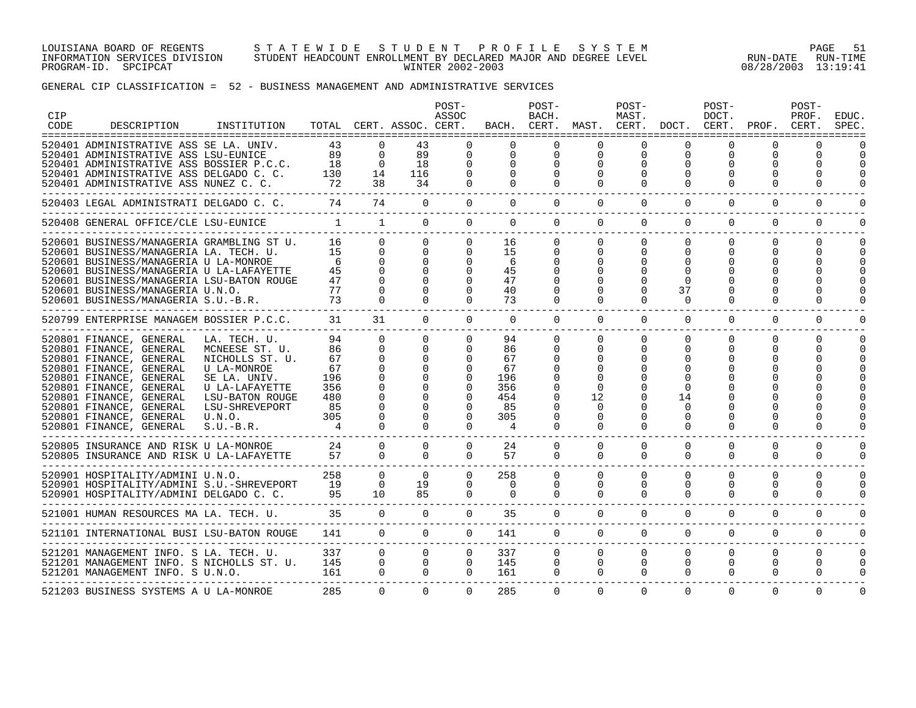LOUISIANA BOARD OF REGENTS — STATEWIDE STUDENT PROFILE SYSTEM
INFORMATION SERVICES DIVISION — STUDENT HEADCOUNT ENROLLMENT BY DECLARED MAJOR AND DEGREE LEVEL — RUN-DATE 08/28/2003 RUN-TIME 13:19:41
PROGRAM-ID. SPCIPCAT — WINTER 2002-2003

GENERAL CIP CLASSIFICATION = 52 - BUSINESS MANAGEMENT AND ADMINISTRATIVE SERVICES

| CIP CODE | DESCRIPTION | INSTITUTION | TOTAL | CERT. | ASSOC. | POST-ASSOC CERT. | BACH. | POST-BACH. CERT. | MAST. | POST-MAST. CERT. | DOCT. | POST-DOCT. CERT. | PROF. | POST-PROF. CERT. | EDUC. SPEC. |
|---|---|---|---|---|---|---|---|---|---|---|---|---|---|---|---|
| 520401 | ADMINISTRATIVE ASS | SE LA. UNIV. | 43 | 0 | 43 | 0 | 0 | 0 | 0 | 0 | 0 | 0 | 0 | 0 | 0 |
| 520401 | ADMINISTRATIVE ASS | LSU-EUNICE | 89 | 0 | 89 | 0 | 0 | 0 | 0 | 0 | 0 | 0 | 0 | 0 | 0 |
| 520401 | ADMINISTRATIVE ASS | BOSSIER P.C.C. | 18 | 0 | 18 | 0 | 0 | 0 | 0 | 0 | 0 | 0 | 0 | 0 | 0 |
| 520401 | ADMINISTRATIVE ASS | DELGADO C. C. | 130 | 14 | 116 | 0 | 0 | 0 | 0 | 0 | 0 | 0 | 0 | 0 | 0 |
| 520401 | ADMINISTRATIVE ASS | NUNEZ C. C. | 72 | 38 | 34 | 0 | 0 | 0 | 0 | 0 | 0 | 0 | 0 | 0 | 0 |
| 520403 | LEGAL ADMINISTRATI | DELGADO C. C. | 74 | 74 | 0 | 0 | 0 | 0 | 0 | 0 | 0 | 0 | 0 | 0 | 0 |
| 520408 | GENERAL OFFICE/CLE | LSU-EUNICE | 1 | 1 | 0 | 0 | 0 | 0 | 0 | 0 | 0 | 0 | 0 | 0 | 0 |
| 520601 | BUSINESS/MANAGERIA | GRAMBLING ST U. | 16 | 0 | 0 | 0 | 16 | 0 | 0 | 0 | 0 | 0 | 0 | 0 | 0 |
| 520601 | BUSINESS/MANAGERIA | LA. TECH. U. | 15 | 0 | 0 | 0 | 15 | 0 | 0 | 0 | 0 | 0 | 0 | 0 | 0 |
| 520601 | BUSINESS/MANAGERIA | U LA-MONROE | 6 | 0 | 0 | 0 | 6 | 0 | 0 | 0 | 0 | 0 | 0 | 0 | 0 |
| 520601 | BUSINESS/MANAGERIA | U LA-LAFAYETTE | 45 | 0 | 0 | 0 | 45 | 0 | 0 | 0 | 0 | 0 | 0 | 0 | 0 |
| 520601 | BUSINESS/MANAGERIA | LSU-BATON ROUGE | 47 | 0 | 0 | 0 | 47 | 0 | 0 | 0 | 0 | 0 | 0 | 0 | 0 |
| 520601 | BUSINESS/MANAGERIA | U.N.O. | 77 | 0 | 0 | 0 | 40 | 0 | 0 | 0 | 37 | 0 | 0 | 0 | 0 |
| 520601 | BUSINESS/MANAGERIA | S.U.-B.R. | 73 | 0 | 0 | 0 | 73 | 0 | 0 | 0 | 0 | 0 | 0 | 0 | 0 |
| 520799 | ENTERPRISE MANAGEM | BOSSIER P.C.C. | 31 | 31 | 0 | 0 | 0 | 0 | 0 | 0 | 0 | 0 | 0 | 0 | 0 |
| 520801 | FINANCE, GENERAL | LA. TECH. U. | 94 | 0 | 0 | 0 | 94 | 0 | 0 | 0 | 0 | 0 | 0 | 0 | 0 |
| 520801 | FINANCE, GENERAL | MCNEESE ST. U. | 86 | 0 | 0 | 0 | 86 | 0 | 0 | 0 | 0 | 0 | 0 | 0 | 0 |
| 520801 | FINANCE, GENERAL | NICHOLLS ST. U. | 67 | 0 | 0 | 0 | 67 | 0 | 0 | 0 | 0 | 0 | 0 | 0 | 0 |
| 520801 | FINANCE, GENERAL | U LA-MONROE | 67 | 0 | 0 | 0 | 67 | 0 | 0 | 0 | 0 | 0 | 0 | 0 | 0 |
| 520801 | FINANCE, GENERAL | SE LA. UNIV. | 196 | 0 | 0 | 0 | 196 | 0 | 0 | 0 | 0 | 0 | 0 | 0 | 0 |
| 520801 | FINANCE, GENERAL | U LA-LAFAYETTE | 356 | 0 | 0 | 0 | 356 | 0 | 0 | 0 | 0 | 0 | 0 | 0 | 0 |
| 520801 | FINANCE, GENERAL | LSU-BATON ROUGE | 480 | 0 | 0 | 0 | 454 | 0 | 12 | 0 | 14 | 0 | 0 | 0 | 0 |
| 520801 | FINANCE, GENERAL | LSU-SHREVEPORT | 85 | 0 | 0 | 0 | 85 | 0 | 0 | 0 | 0 | 0 | 0 | 0 | 0 |
| 520801 | FINANCE, GENERAL | U.N.O. | 305 | 0 | 0 | 0 | 305 | 0 | 0 | 0 | 0 | 0 | 0 | 0 | 0 |
| 520801 | FINANCE, GENERAL | S.U.-B.R. | 4 | 0 | 0 | 0 | 4 | 0 | 0 | 0 | 0 | 0 | 0 | 0 | 0 |
| 520805 | INSURANCE AND RISK | U LA-MONROE | 24 | 0 | 0 | 0 | 24 | 0 | 0 | 0 | 0 | 0 | 0 | 0 | 0 |
| 520805 | INSURANCE AND RISK | U LA-LAFAYETTE | 57 | 0 | 0 | 0 | 57 | 0 | 0 | 0 | 0 | 0 | 0 | 0 | 0 |
| 520901 | HOSPITALITY/ADMINI | U.N.O. | 258 | 0 | 0 | 0 | 258 | 0 | 0 | 0 | 0 | 0 | 0 | 0 | 0 |
| 520901 | HOSPITALITY/ADMINI | S.U.-SHREVEPORT | 19 | 0 | 19 | 0 | 0 | 0 | 0 | 0 | 0 | 0 | 0 | 0 | 0 |
| 520901 | HOSPITALITY/ADMINI | DELGADO C. C. | 95 | 10 | 85 | 0 | 0 | 0 | 0 | 0 | 0 | 0 | 0 | 0 | 0 |
| 521001 | HUMAN RESOURCES MA | LA. TECH. U. | 35 | 0 | 0 | 0 | 35 | 0 | 0 | 0 | 0 | 0 | 0 | 0 | 0 |
| 521101 | INTERNATIONAL BUSI | LSU-BATON ROUGE | 141 | 0 | 0 | 0 | 141 | 0 | 0 | 0 | 0 | 0 | 0 | 0 | 0 |
| 521201 | MANAGEMENT INFO. S | LA. TECH. U. | 337 | 0 | 0 | 0 | 337 | 0 | 0 | 0 | 0 | 0 | 0 | 0 | 0 |
| 521201 | MANAGEMENT INFO. S | NICHOLLS ST. U. | 145 | 0 | 0 | 0 | 145 | 0 | 0 | 0 | 0 | 0 | 0 | 0 | 0 |
| 521201 | MANAGEMENT INFO. S | U.N.O. | 161 | 0 | 0 | 0 | 161 | 0 | 0 | 0 | 0 | 0 | 0 | 0 | 0 |
| 521203 | BUSINESS SYSTEMS A | U LA-MONROE | 285 | 0 | 0 | 0 | 285 | 0 | 0 | 0 | 0 | 0 | 0 | 0 | 0 |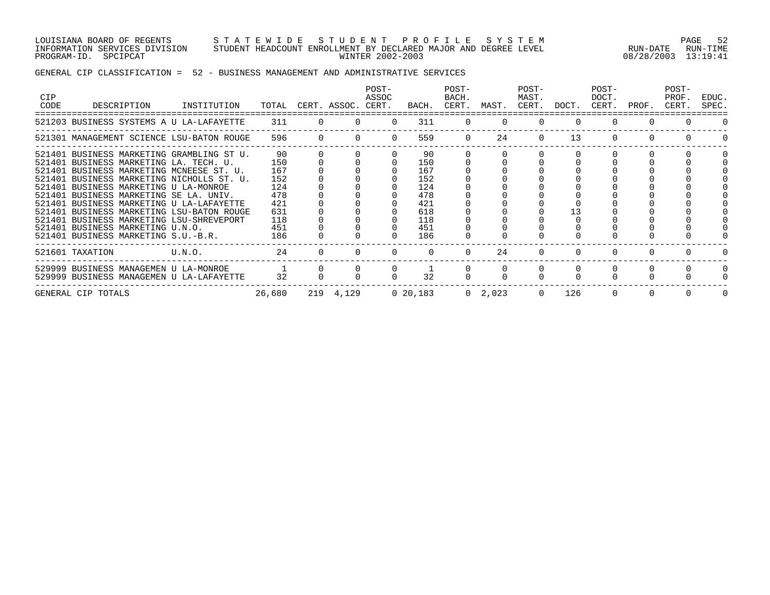LOUISIANA BOARD OF REGENTS S T A T E W I D E S T U D E N T P R O F I L E S Y S T E M
INFORMATION SERVICES DIVISION STUDENT HEADCOUNT ENROLLMENT BY DECLARED MAJOR AND DEGREE LEVEL
PROGRAM-ID. SPCIPCAT WINTER 2002-2003

RUN-DATE RUN-TIME
08/28/2003 13:19:41

GENERAL CIP CLASSIFICATION = 52 - BUSINESS MANAGEMENT AND ADMINISTRATIVE SERVICES

| CIP CODE | DESCRIPTION | INSTITUTION | TOTAL | CERT. | ASSOC. | POST-ASSOC CERT. | BACH. | POST-BACH. CERT. | MAST. | POST-MAST. CERT. | DOCT. | POST-DOCT. CERT. | PROF. | POST-PROF. CERT. | EDUC. SPEC. |
|---|---|---|---|---|---|---|---|---|---|---|---|---|---|---|---|
| 521203 | BUSINESS SYSTEMS A | U LA-LAFAYETTE | 311 | 0 | 0 | 0 | 311 | 0 | 0 | 0 | 0 | 0 | 0 | 0 | 0 |
| 521301 | MANAGEMENT SCIENCE | LSU-BATON ROUGE | 596 | 0 | 0 | 0 | 559 | 0 | 24 | 0 | 13 | 0 | 0 | 0 | 0 |
| 521401 | BUSINESS MARKETING | GRAMBLING ST U. | 90 | 0 | 0 | 0 | 90 | 0 | 0 | 0 | 0 | 0 | 0 | 0 | 0 |
| 521401 | BUSINESS MARKETING | LA. TECH. U. | 150 | 0 | 0 | 0 | 150 | 0 | 0 | 0 | 0 | 0 | 0 | 0 | 0 |
| 521401 | BUSINESS MARKETING | MCNEESE ST. U. | 167 | 0 | 0 | 0 | 167 | 0 | 0 | 0 | 0 | 0 | 0 | 0 | 0 |
| 521401 | BUSINESS MARKETING | NICHOLLS ST. U. | 152 | 0 | 0 | 0 | 152 | 0 | 0 | 0 | 0 | 0 | 0 | 0 | 0 |
| 521401 | BUSINESS MARKETING | U LA-MONROE | 124 | 0 | 0 | 0 | 124 | 0 | 0 | 0 | 0 | 0 | 0 | 0 | 0 |
| 521401 | BUSINESS MARKETING | SE LA. UNIV. | 478 | 0 | 0 | 0 | 478 | 0 | 0 | 0 | 0 | 0 | 0 | 0 | 0 |
| 521401 | BUSINESS MARKETING | U LA-LAFAYETTE | 421 | 0 | 0 | 0 | 421 | 0 | 0 | 0 | 0 | 0 | 0 | 0 | 0 |
| 521401 | BUSINESS MARKETING | LSU-BATON ROUGE | 631 | 0 | 0 | 0 | 618 | 0 | 0 | 0 | 13 | 0 | 0 | 0 | 0 |
| 521401 | BUSINESS MARKETING | LSU-SHREVEPORT | 118 | 0 | 0 | 0 | 118 | 0 | 0 | 0 | 0 | 0 | 0 | 0 | 0 |
| 521401 | BUSINESS MARKETING | U.N.O. | 451 | 0 | 0 | 0 | 451 | 0 | 0 | 0 | 0 | 0 | 0 | 0 | 0 |
| 521401 | BUSINESS MARKETING | S.U.-B.R. | 186 | 0 | 0 | 0 | 186 | 0 | 0 | 0 | 0 | 0 | 0 | 0 | 0 |
| 521601 | TAXATION | U.N.O. | 24 | 0 | 0 | 0 | 0 | 0 | 24 | 0 | 0 | 0 | 0 | 0 | 0 |
| 529999 | BUSINESS MANAGEMEN | U LA-MONROE | 1 | 0 | 0 | 0 | 1 | 0 | 0 | 0 | 0 | 0 | 0 | 0 | 0 |
| 529999 | BUSINESS MANAGEMEN | U LA-LAFAYETTE | 32 | 0 | 0 | 0 | 32 | 0 | 0 | 0 | 0 | 0 | 0 | 0 | 0 |
| GENERAL CIP TOTALS | | | 26,680 | 219 | 4,129 | 0 | 20,183 | 0 | 2,023 | 0 | 126 | 0 | 0 | 0 | 0 |